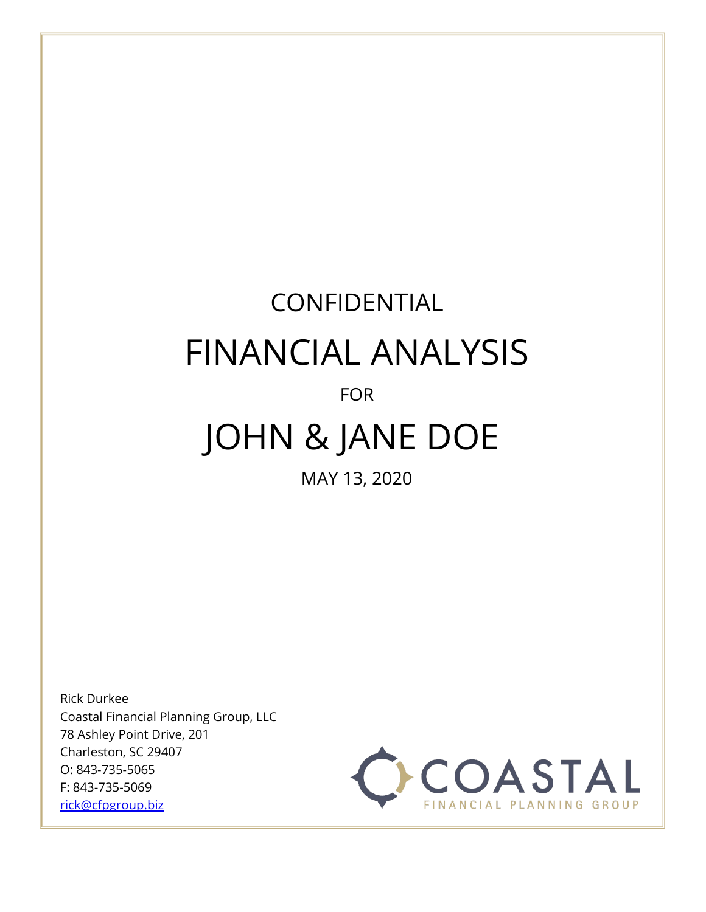CONFIDENTIAL

# FINANCIAL ANALYSIS

FOR

# JOHN & JANE DOE

MAY 13, 2020

Rick Durkee
Coastal Financial Planning Group, LLC
78 Ashley Point Drive, 201
Charleston, SC 29407
O: 843-735-5065
F: 843-735-5069
rick@cfpgroup.biz

COASTAL
FINANCIAL PLANNING GROUP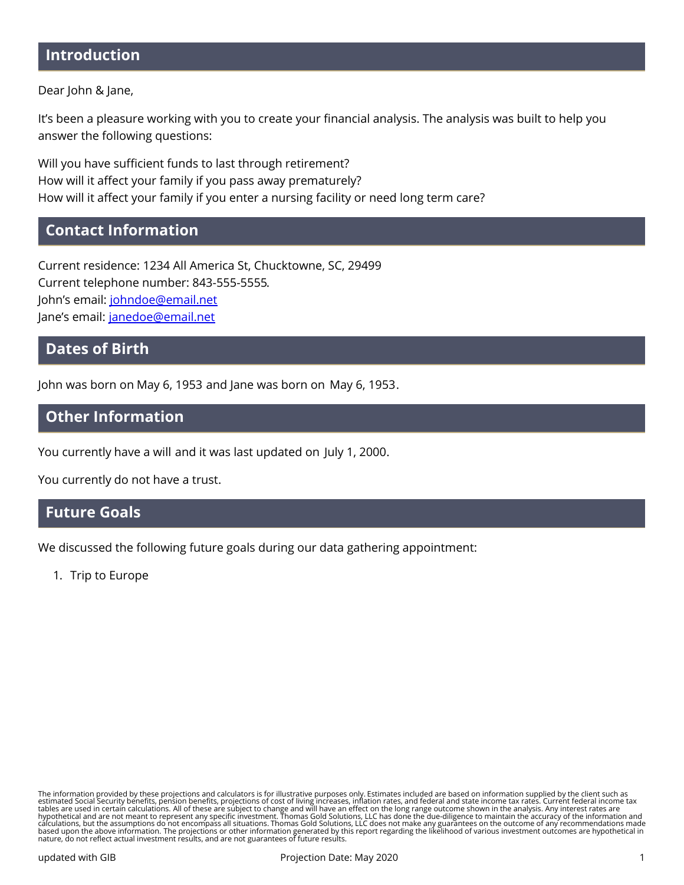## Introduction

Dear John & Jane,

It's been a pleasure working with you to create your financial analysis. The analysis was built to help you answer the following questions:

Will you have sufficient funds to last through retirement?
How will it affect your family if you pass away prematurely?
How will it affect your family if you enter a nursing facility or need long term care?

## Contact Information

Current residence: 1234 All America St, Chucktowne, SC, 29499
Current telephone number: 843-555-5555.
John's email: johndoe@email.net
Jane's email: janedoe@email.net

## Dates of Birth

John was born on May 6, 1953 and Jane was born on May 6, 1953.

## Other Information

You currently have a will and it was last updated on July 1, 2000.

You currently do not have a trust.

## Future Goals

We discussed the following future goals during our data gathering appointment:

1. Trip to Europe

The information provided by these projections and calculators is for illustrative purposes only. Estimates included are based on information supplied by the client such as estimated Social Security benefits, pension benefits, projections of cost of living increases, inflation rates, and federal and state income tax rates. Current federal income tax tables are used in certain calculations. All of these are subject to change and will have an effect on the long range outcome shown in the analysis. Any interest rates are hypothetical and are not meant to represent any specific investment. Thomas Gold Solutions, LLC has done the due-diligence to maintain the accuracy of the information and calculations, but the assumptions do not encompass all situations. Thomas Gold Solutions, LLC does not make any guarantees on the outcome of any recommendations made based upon the above information. The projections or other information generated by this report regarding the likelihood of various investment outcomes are hypothetical in nature, do not reflect actual investment results, and are not guarantees of future results.

updated with GIB — Projection Date: May 2020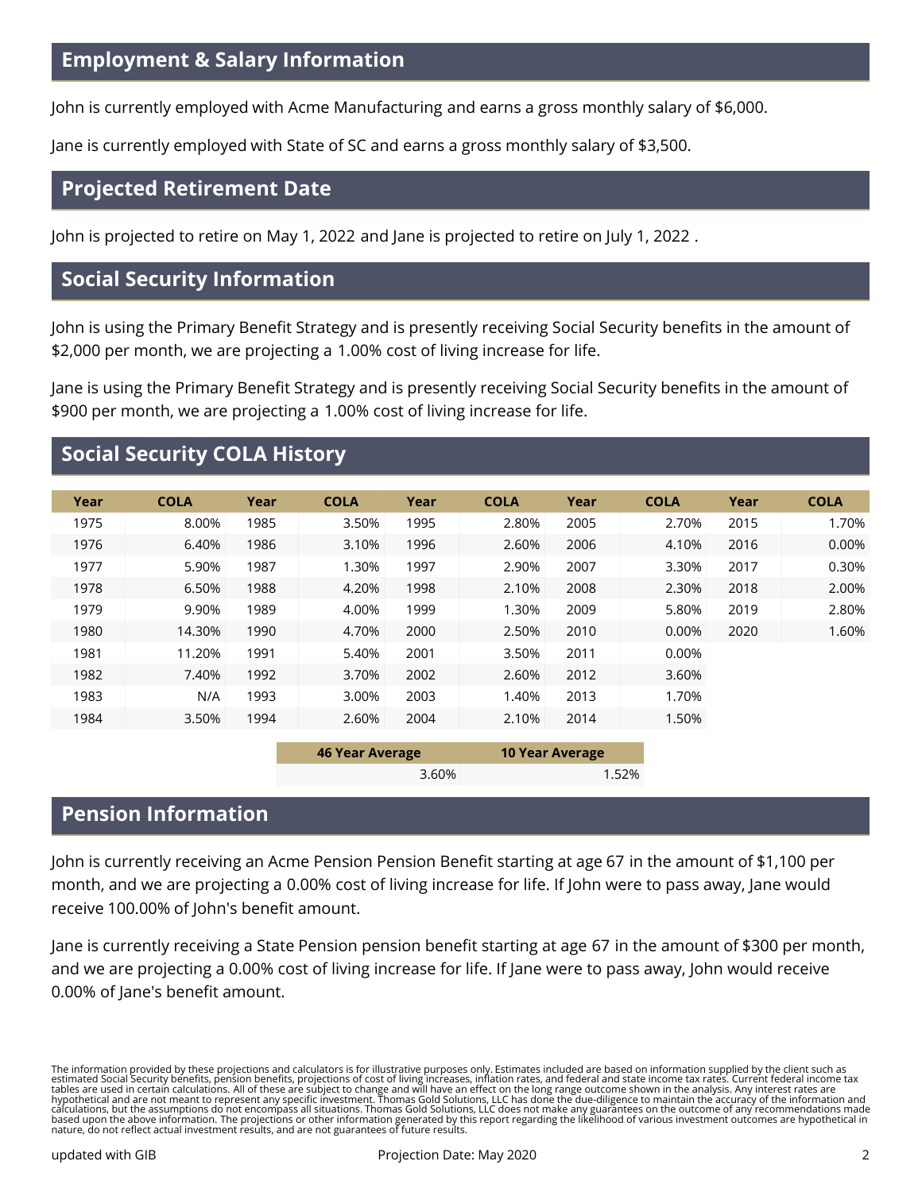## Employment & Salary Information

John is currently employed with Acme Manufacturing and earns a gross monthly salary of $6,000.

Jane is currently employed with State of SC and earns a gross monthly salary of $3,500.

## Projected Retirement Date

John is projected to retire on May 1, 2022 and Jane is projected to retire on July 1, 2022 .

## Social Security Information

John is using the Primary Benefit Strategy and is presently receiving Social Security benefits in the amount of $2,000 per month, we are projecting a 1.00% cost of living increase for life.

Jane is using the Primary Benefit Strategy and is presently receiving Social Security benefits in the amount of $900 per month, we are projecting a 1.00% cost of living increase for life.

## Social Security COLA History

| Year | COLA | Year | COLA | Year | COLA | Year | COLA | Year | COLA |
|---|---|---|---|---|---|---|---|---|---|
| 1975 | 8.00% | 1985 | 3.50% | 1995 | 2.80% | 2005 | 2.70% | 2015 | 1.70% |
| 1976 | 6.40% | 1986 | 3.10% | 1996 | 2.60% | 2006 | 4.10% | 2016 | 0.00% |
| 1977 | 5.90% | 1987 | 1.30% | 1997 | 2.90% | 2007 | 3.30% | 2017 | 0.30% |
| 1978 | 6.50% | 1988 | 4.20% | 1998 | 2.10% | 2008 | 2.30% | 2018 | 2.00% |
| 1979 | 9.90% | 1989 | 4.00% | 1999 | 1.30% | 2009 | 5.80% | 2019 | 2.80% |
| 1980 | 14.30% | 1990 | 4.70% | 2000 | 2.50% | 2010 | 0.00% | 2020 | 1.60% |
| 1981 | 11.20% | 1991 | 5.40% | 2001 | 3.50% | 2011 | 0.00% | | |
| 1982 | 7.40% | 1992 | 3.70% | 2002 | 2.60% | 2012 | 3.60% | | |
| 1983 | N/A | 1993 | 3.00% | 2003 | 1.40% | 2013 | 1.70% | | |
| 1984 | 3.50% | 1994 | 2.60% | 2004 | 2.10% | 2014 | 1.50% | | |

| 46 Year Average | 10 Year Average |
|---|---|
| 3.60% | 1.52% |

## Pension Information

John is currently receiving an Acme Pension Pension Benefit starting at age 67 in the amount of $1,100 per month, and we are projecting a 0.00% cost of living increase for life. If John were to pass away, Jane would receive 100.00% of John's benefit amount.

Jane is currently receiving a State Pension pension benefit starting at age 67 in the amount of $300 per month, and we are projecting a 0.00% cost of living increase for life. If Jane were to pass away, John would receive 0.00% of Jane's benefit amount.

The information provided by these projections and calculators is for illustrative purposes only. Estimates included are based on information supplied by the client such as estimated Social Security benefits, pension benefits, projections of cost of living increases, inflation rates, and federal and state income tax rates. Current federal income tax tables are used in certain calculations. All of these are subject to change and will have an effect on the long range outcome shown in the analysis. Any interest rates are hypothetical and are not meant to represent any specific investment. Thomas Gold Solutions, LLC has done the due-diligence to maintain the accuracy of the information and calculations, but the assumptions do not encompass all situations. Thomas Gold Solutions, LLC does not make any guarantees on the outcome of any recommendations made based upon the above information. The projections or other information generated by this report regarding the likelihood of various investment outcomes are hypothetical in nature, do not reflect actual investment results, and are not guarantees of future results.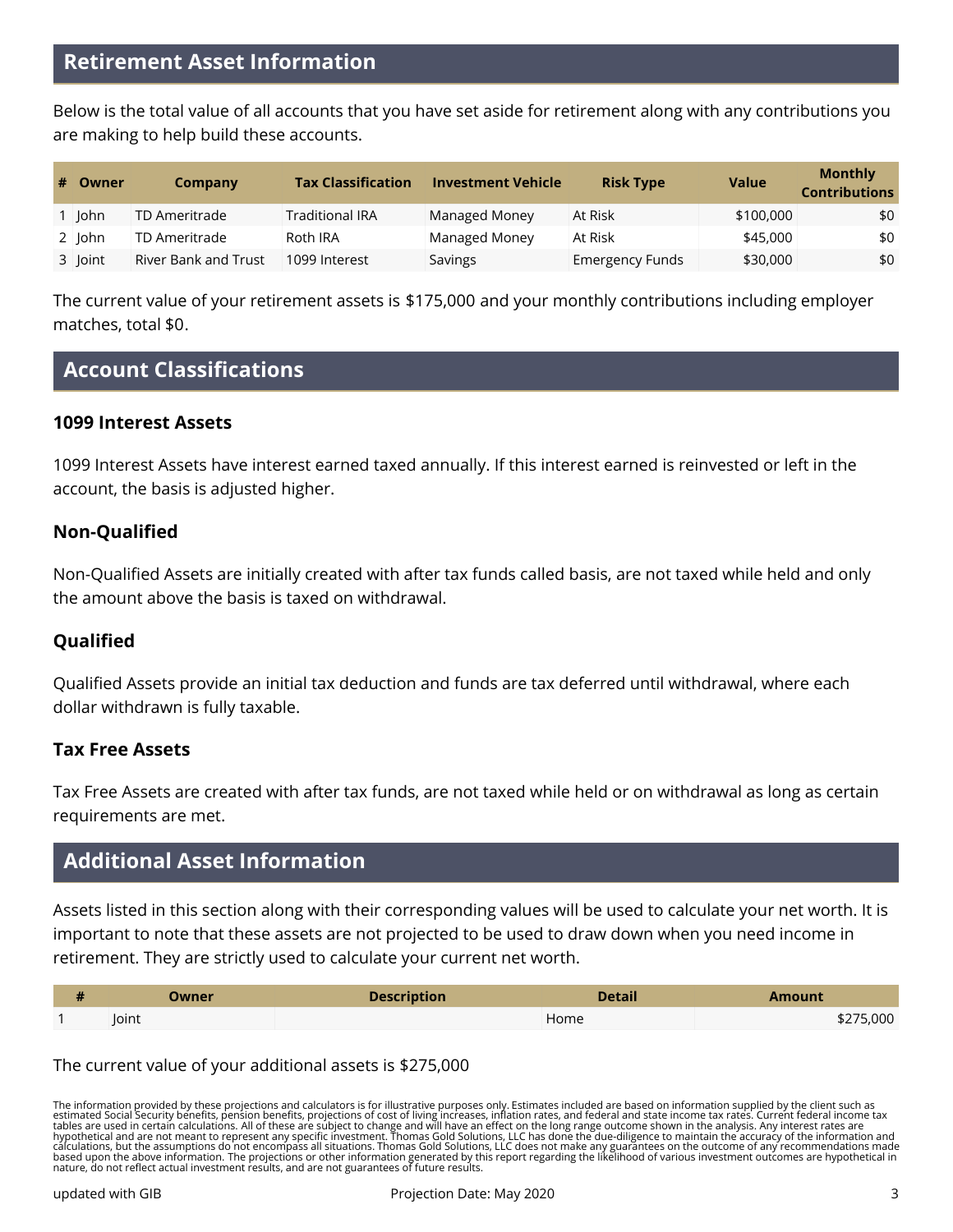## Retirement Asset Information

Below is the total value of all accounts that you have set aside for retirement along with any contributions you are making to help build these accounts.

| # | Owner | Company | Tax Classification | Investment Vehicle | Risk Type | Value | Monthly Contributions |
|---|---|---|---|---|---|---|---|
| 1 | John | TD Ameritrade | Traditional IRA | Managed Money | At Risk | $100,000 | $0 |
| 2 | John | TD Ameritrade | Roth IRA | Managed Money | At Risk | $45,000 | $0 |
| 3 | Joint | River Bank and Trust | 1099 Interest | Savings | Emergency Funds | $30,000 | $0 |

The current value of your retirement assets is $175,000 and your monthly contributions including employer matches, total $0.

## Account Classifications

### 1099 Interest Assets

1099 Interest Assets have interest earned taxed annually. If this interest earned is reinvested or left in the account, the basis is adjusted higher.

### Non-Qualified

Non-Qualified Assets are initially created with after tax funds called basis, are not taxed while held and only the amount above the basis is taxed on withdrawal.

### Qualified

Qualified Assets provide an initial tax deduction and funds are tax deferred until withdrawal, where each dollar withdrawn is fully taxable.

### Tax Free Assets

Tax Free Assets are created with after tax funds, are not taxed while held or on withdrawal as long as certain requirements are met.

## Additional Asset Information

Assets listed in this section along with their corresponding values will be used to calculate your net worth. It is important to note that these assets are not projected to be used to draw down when you need income in retirement. They are strictly used to calculate your current net worth.

| # | Owner | Description | Detail | Amount |
|---|---|---|---|---|
| 1 | Joint | | Home | $275,000 |

The current value of your additional assets is $275,000

The information provided by these projections and calculators is for illustrative purposes only. Estimates included are based on information supplied by the client such as estimated Social Security benefits, pension benefits, projections of cost of living increases, inflation rates, and federal and state income tax rates. Current federal income tax tables are used in certain calculations. All of these are subject to change and will have an effect on the long range outcome shown in the analysis. Any interest rates are hypothetical and are not meant to represent any specific investment. Thomas Gold Solutions, LLC has done the due-diligence to maintain the accuracy of the information and calculations, but the assumptions do not encompass all situations. Thomas Gold Solutions, LLC does not make any guarantees on the outcome of any recommendations made based upon the above information. The projections or other information generated by this report regarding the likelihood of various investment outcomes are hypothetical in nature, do not reflect actual investment results, and are not guarantees of future results.

updated with GIB — Projection Date: May 2020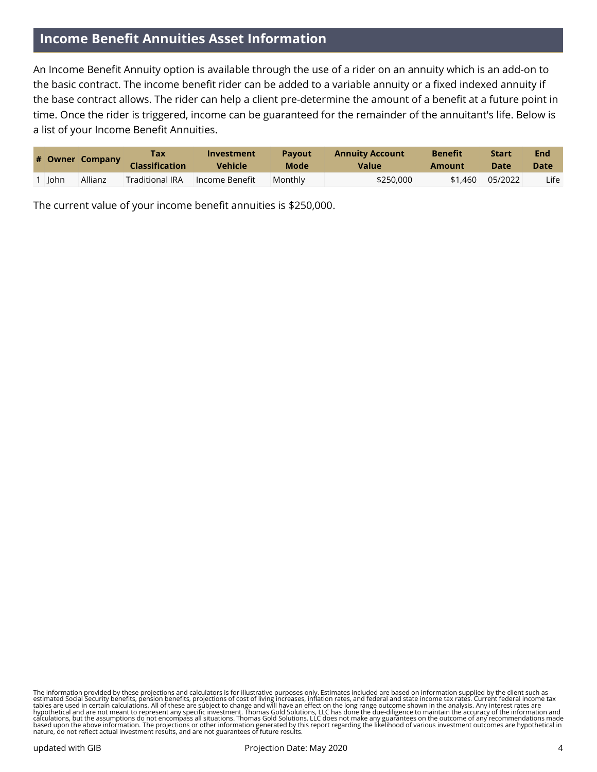## Income Benefit Annuities Asset Information

An Income Benefit Annuity option is available through the use of a rider on an annuity which is an add-on to the basic contract. The income benefit rider can be added to a variable annuity or a fixed indexed annuity if the base contract allows. The rider can help a client pre-determine the amount of a benefit at a future point in time. Once the rider is triggered, income can be guaranteed for the remainder of the annuitant's life. Below is a list of your Income Benefit Annuities.

| # | Owner | Company | Tax Classification | Investment Vehicle | Payout Mode | Annuity Account Value | Benefit Amount | Start Date | End Date |
|---|---|---|---|---|---|---|---|---|---|
| 1 | John | Allianz | Traditional IRA | Income Benefit | Monthly | $250,000 | $1,460 | 05/2022 | Life |

The current value of your income benefit annuities is $250,000.

The information provided by these projections and calculators is for illustrative purposes only. Estimates included are based on information supplied by the client such as estimated Social Security benefits, pension benefits, projections of cost of living increases, inflation rates, and federal and state income tax rates. Current federal income tax tables are used in certain calculations. All of these are subject to change and will have an effect on the long range outcome shown in the analysis. Any interest rates are hypothetical and are not meant to represent any specific investment. Thomas Gold Solutions, LLC has done the due-diligence to maintain the accuracy of the information and calculations, but the assumptions do not encompass all situations. Thomas Gold Solutions, LLC does not make any guarantees on the outcome of any recommendations made based upon the above information. The projections or other information generated by this report regarding the likelihood of various investment outcomes are hypothetical in nature, do not reflect actual investment results, and are not guarantees of future results.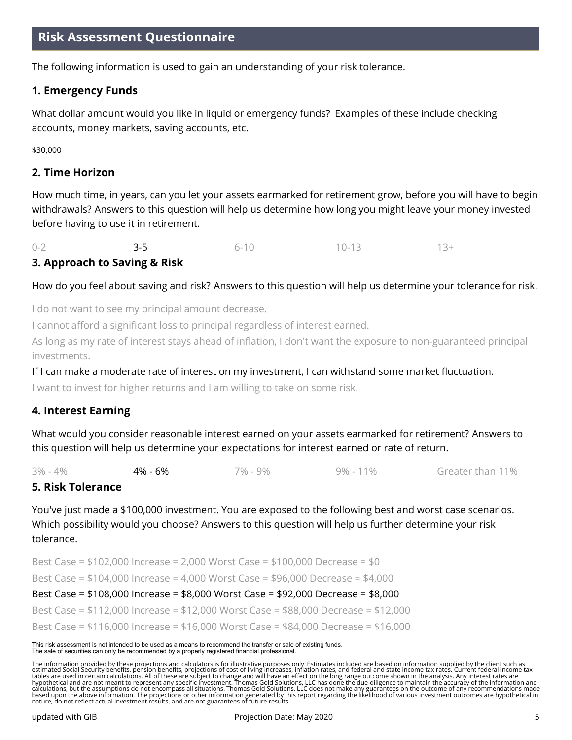## Risk Assessment Questionnaire

The following information is used to gain an understanding of your risk tolerance.

### 1. Emergency Funds

What dollar amount would you like in liquid or emergency funds? Examples of these include checking accounts, money markets, saving accounts, etc.

$30,000

### 2. Time Horizon

How much time, in years, can you let your assets earmarked for retirement grow, before you will have to begin withdrawals? Answers to this question will help us determine how long you might leave your money invested before having to use it in retirement.

0-2 | **3-5** | 6-10 | 10-13 | 13+

### 3. Approach to Saving & Risk

How do you feel about saving and risk? Answers to this question will help us determine your tolerance for risk.

- I do not want to see my principal amount decrease.
- I cannot afford a significant loss to principal regardless of interest earned.
- As long as my rate of interest stays ahead of inflation, I don't want the exposure to non-guaranteed principal investments.
- **If I can make a moderate rate of interest on my investment, I can withstand some market fluctuation.**
- I want to invest for higher returns and I am willing to take on some risk.

### 4. Interest Earning

What would you consider reasonable interest earned on your assets earmarked for retirement? Answers to this question will help us determine your expectations for interest earned or rate of return.

3% - 4% | **4% - 6%** | 7% - 9% | 9% - 11% | Greater than 11%

### 5. Risk Tolerance

You've just made a $100,000 investment. You are exposed to the following best and worst case scenarios. Which possibility would you choose? Answers to this question will help us further determine your risk tolerance.

- Best Case = $102,000 Increase = 2,000 Worst Case = $100,000 Decrease = $0
- Best Case = $104,000 Increase = 4,000 Worst Case = $96,000 Decrease = $4,000
- **Best Case = $108,000 Increase = $8,000 Worst Case = $92,000 Decrease = $8,000**
- Best Case = $112,000 Increase = $12,000 Worst Case = $88,000 Decrease = $12,000
- Best Case = $116,000 Increase = $16,000 Worst Case = $84,000 Decrease = $16,000

This risk assessment is not intended to be used as a means to recommend the transfer or sale of existing funds.
The sale of securities can only be recommended by a properly registered financial professional.

The information provided by these projections and calculators is for illustrative purposes only. Estimates included are based on information supplied by the client such as estimated Social Security benefits, pension benefits, projections of cost of living increases, inflation rates, and federal and state income tax rates. Current federal income tax tables are used in certain calculations. All of these are subject to change and will have an effect on the long range outcome shown in the analysis. Any interest rates are hypothetical and are not meant to represent any specific investment. Thomas Gold Solutions, LLC has done the due-diligence to maintain the accuracy of the information and calculations, but the assumptions do not encompass all situations. Thomas Gold Solutions, LLC does not make any guarantees on the outcome of any recommendations made based upon the above information. The projections or other information generated by this report regarding the likelihood of various investment outcomes are hypothetical in nature, do not reflect actual investment results, and are not guarantees of future results.

updated with GIB | Projection Date: May 2020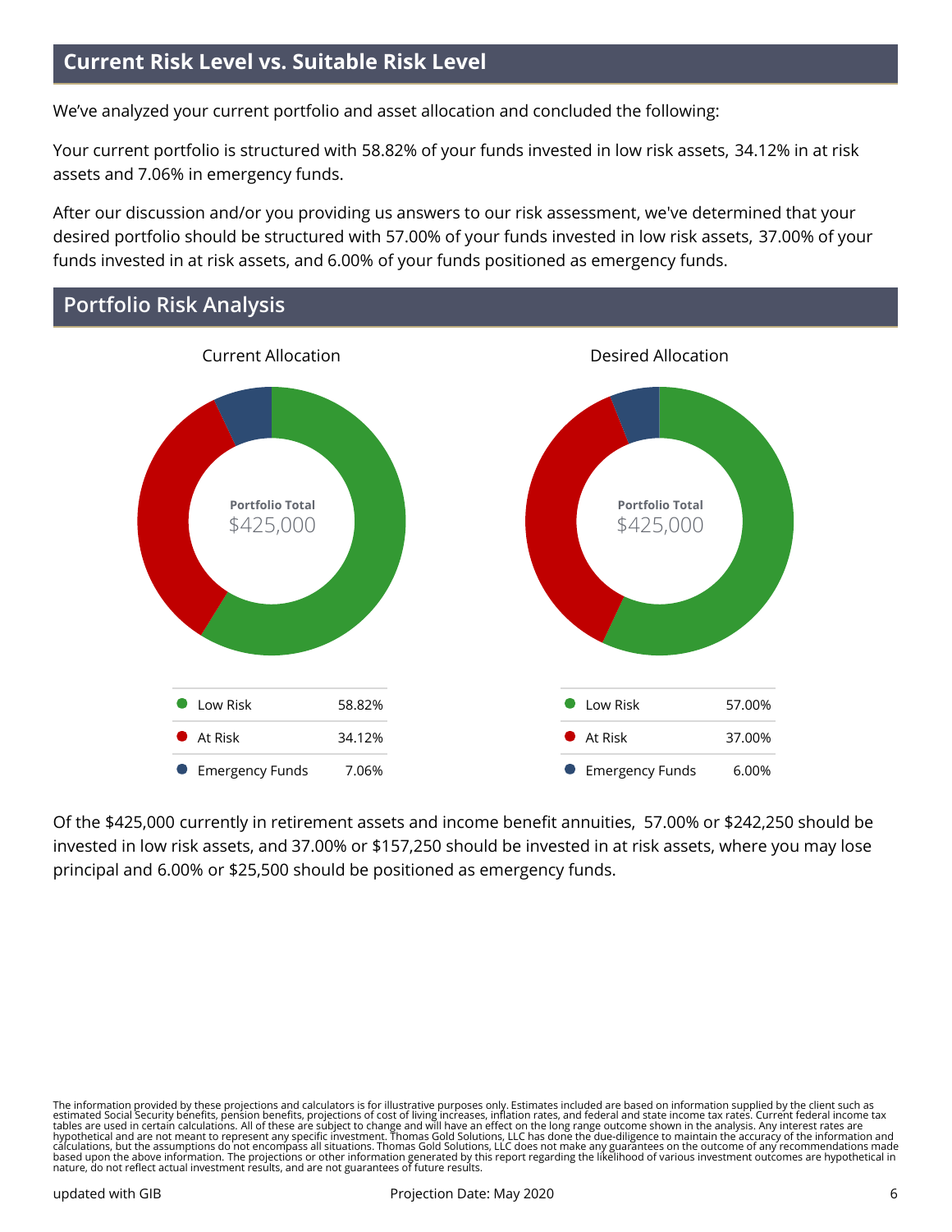## Current Risk Level vs. Suitable Risk Level

We've analyzed your current portfolio and asset allocation and concluded the following:

Your current portfolio is structured with 58.82% of your funds invested in low risk assets, 34.12% in at risk assets and 7.06% in emergency funds.

After our discussion and/or you providing us answers to our risk assessment, we've determined that your desired portfolio should be structured with 57.00% of your funds invested in low risk assets, 37.00% of your funds invested in at risk assets, and 6.00% of your funds positioned as emergency funds.

## Portfolio Risk Analysis

**Current Allocation**

Portfolio Total: $425,000

| | |
|---|---|
| Low Risk | 58.82% |
| At Risk | 34.12% |
| Emergency Funds | 7.06% |

**Desired Allocation**

Portfolio Total: $425,000

| | |
|---|---|
| Low Risk | 57.00% |
| At Risk | 37.00% |
| Emergency Funds | 6.00% |

Of the $425,000 currently in retirement assets and income benefit annuities, 57.00% or $242,250 should be invested in low risk assets, and 37.00% or $157,250 should be invested in at risk assets, where you may lose principal and 6.00% or $25,500 should be positioned as emergency funds.

The information provided by these projections and calculators is for illustrative purposes only. Estimates included are based on information supplied by the client such as estimated Social Security benefits, pension benefits, projections of cost of living increases, inflation rates, and federal and state income tax rates. Current federal income tax tables are used in certain calculations. All of these are subject to change and will have an effect on the long range outcome shown in the analysis. Any interest rates are hypothetical and are not meant to represent any specific investment. Thomas Gold Solutions, LLC has done the due-diligence to maintain the accuracy of the information and calculations, but the assumptions do not encompass all situations. Thomas Gold Solutions, LLC does not make any guarantees on the outcome of any recommendations made based upon the above information. The projections or other information generated by this report regarding the likelihood of various investment outcomes are hypothetical in nature, do not reflect actual investment results, and are not guarantees of future results.

updated with GIB — Projection Date: May 2020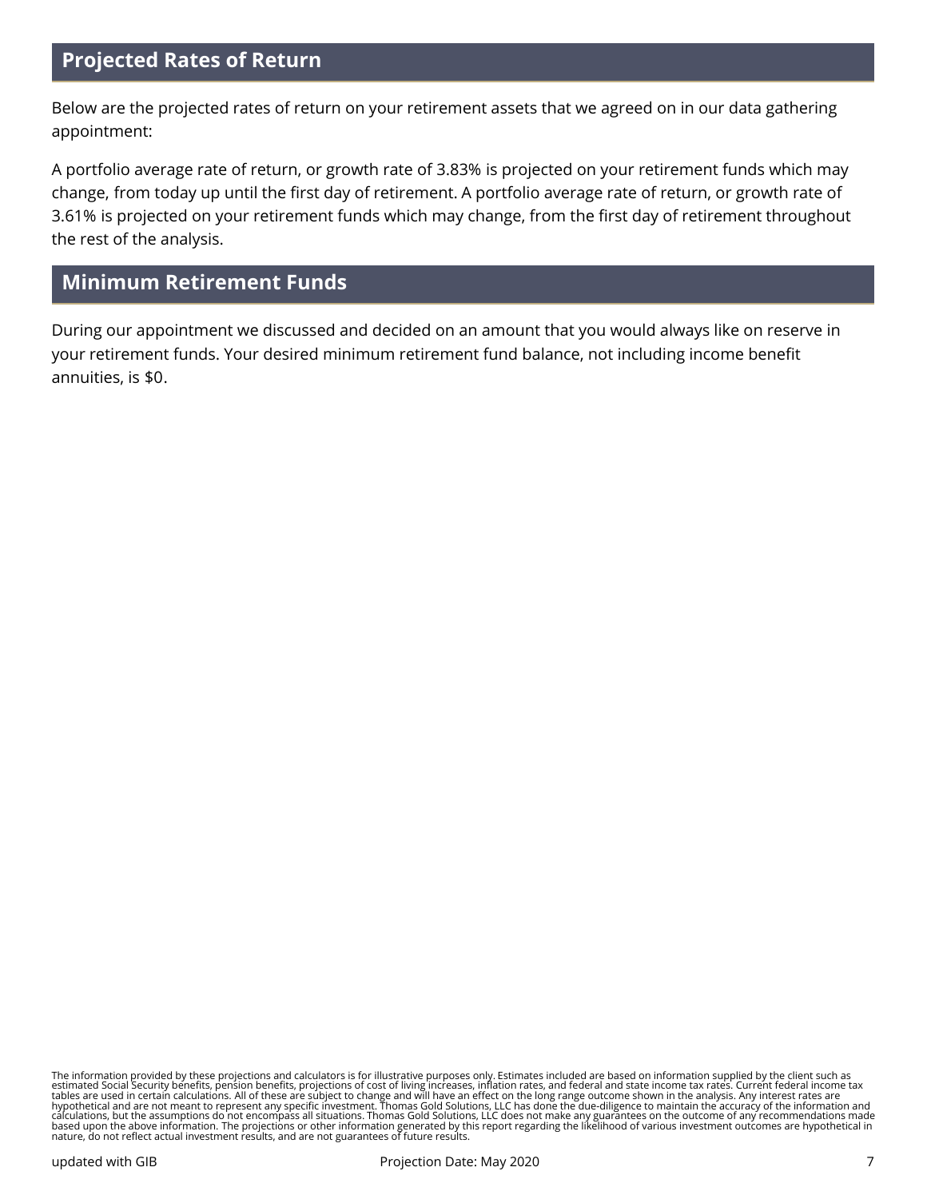## Projected Rates of Return

Below are the projected rates of return on your retirement assets that we agreed on in our data gathering appointment:

A portfolio average rate of return, or growth rate of 3.83% is projected on your retirement funds which may change, from today up until the first day of retirement. A portfolio average rate of return, or growth rate of 3.61% is projected on your retirement funds which may change, from the first day of retirement throughout the rest of the analysis.

## Minimum Retirement Funds

During our appointment we discussed and decided on an amount that you would always like on reserve in your retirement funds. Your desired minimum retirement fund balance, not including income benefit annuities, is $0.

The information provided by these projections and calculators is for illustrative purposes only. Estimates included are based on information supplied by the client such as estimated Social Security benefits, pension benefits, projections of cost of living increases, inflation rates, and federal and state income tax rates. Current federal income tax tables are used in certain calculations. All of these are subject to change and will have an effect on the long range outcome shown in the analysis. Any interest rates are hypothetical and are not meant to represent any specific investment. Thomas Gold Solutions, LLC has done the due-diligence to maintain the accuracy of the information and calculations, but the assumptions do not encompass all situations. Thomas Gold Solutions, LLC does not make any guarantees on the outcome of any recommendations made based upon the above information. The projections or other information generated by this report regarding the likelihood of various investment outcomes are hypothetical in nature, do not reflect actual investment results, and are not guarantees of future results.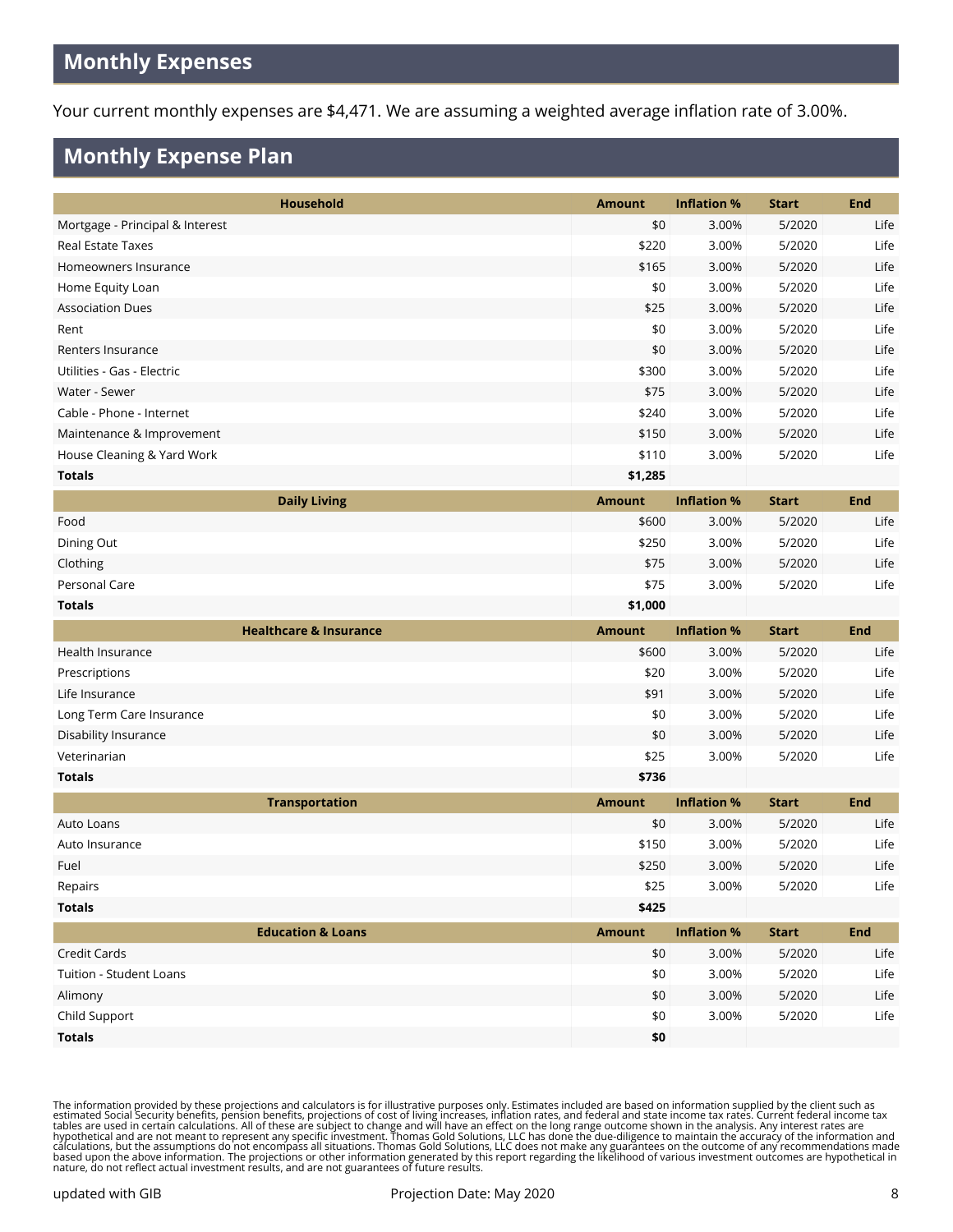## Monthly Expenses

Your current monthly expenses are $4,471. We are assuming a weighted average inflation rate of 3.00%.

## Monthly Expense Plan

| Household | Amount | Inflation % | Start | End |
|---|---|---|---|---|
| Mortgage - Principal & Interest | $0 | 3.00% | 5/2020 | Life |
| Real Estate Taxes | $220 | 3.00% | 5/2020 | Life |
| Homeowners Insurance | $165 | 3.00% | 5/2020 | Life |
| Home Equity Loan | $0 | 3.00% | 5/2020 | Life |
| Association Dues | $25 | 3.00% | 5/2020 | Life |
| Rent | $0 | 3.00% | 5/2020 | Life |
| Renters Insurance | $0 | 3.00% | 5/2020 | Life |
| Utilities - Gas - Electric | $300 | 3.00% | 5/2020 | Life |
| Water - Sewer | $75 | 3.00% | 5/2020 | Life |
| Cable - Phone - Internet | $240 | 3.00% | 5/2020 | Life |
| Maintenance & Improvement | $150 | 3.00% | 5/2020 | Life |
| House Cleaning & Yard Work | $110 | 3.00% | 5/2020 | Life |
| **Totals** | **$1,285** | | | |

| Daily Living | Amount | Inflation % | Start | End |
|---|---|---|---|---|
| Food | $600 | 3.00% | 5/2020 | Life |
| Dining Out | $250 | 3.00% | 5/2020 | Life |
| Clothing | $75 | 3.00% | 5/2020 | Life |
| Personal Care | $75 | 3.00% | 5/2020 | Life |
| **Totals** | **$1,000** | | | |

| Healthcare & Insurance | Amount | Inflation % | Start | End |
|---|---|---|---|---|
| Health Insurance | $600 | 3.00% | 5/2020 | Life |
| Prescriptions | $20 | 3.00% | 5/2020 | Life |
| Life Insurance | $91 | 3.00% | 5/2020 | Life |
| Long Term Care Insurance | $0 | 3.00% | 5/2020 | Life |
| Disability Insurance | $0 | 3.00% | 5/2020 | Life |
| Veterinarian | $25 | 3.00% | 5/2020 | Life |
| **Totals** | **$736** | | | |

| Transportation | Amount | Inflation % | Start | End |
|---|---|---|---|---|
| Auto Loans | $0 | 3.00% | 5/2020 | Life |
| Auto Insurance | $150 | 3.00% | 5/2020 | Life |
| Fuel | $250 | 3.00% | 5/2020 | Life |
| Repairs | $25 | 3.00% | 5/2020 | Life |
| **Totals** | **$425** | | | |

| Education & Loans | Amount | Inflation % | Start | End |
|---|---|---|---|---|
| Credit Cards | $0 | 3.00% | 5/2020 | Life |
| Tuition - Student Loans | $0 | 3.00% | 5/2020 | Life |
| Alimony | $0 | 3.00% | 5/2020 | Life |
| Child Support | $0 | 3.00% | 5/2020 | Life |
| **Totals** | **$0** | | | |

The information provided by these projections and calculators is for illustrative purposes only. Estimates included are based on information supplied by the client such as estimated Social Security benefits, pension benefits, projections of cost of living increases, inflation rates, and federal and state income tax rates. Current federal income tax tables are used in certain calculations. All of these are subject to change and will have an effect on the long range outcome shown in the analysis. Any interest rates are hypothetical and are not meant to represent any specific investment. Thomas Gold Solutions, LLC has done the due-diligence to maintain the accuracy of the information and calculations, but the assumptions do not encompass all situations. Thomas Gold Solutions, LLC does not make any guarantees on the outcome of any recommendations made based upon the above information. The projections or other information generated by this report regarding the likelihood of various investment outcomes are hypothetical in nature, do not reflect actual investment results, and are not guarantees of future results.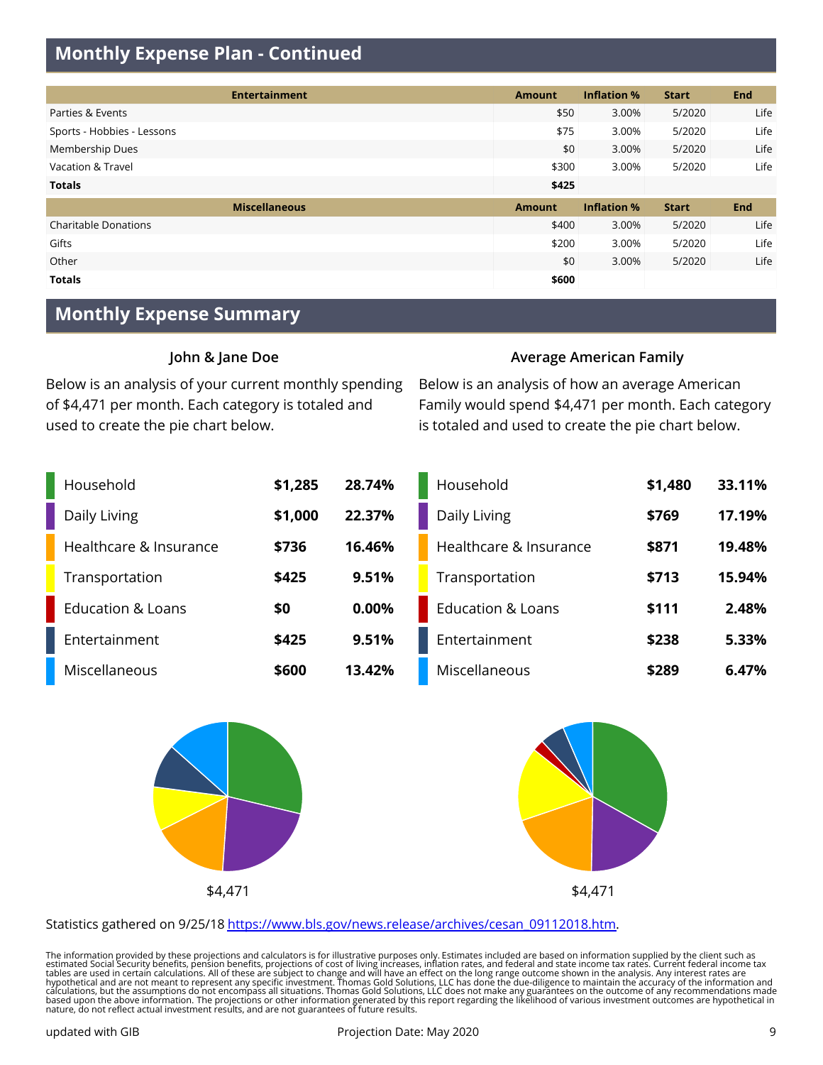## Monthly Expense Plan - Continued

| Entertainment | Amount | Inflation % | Start | End |
|---|---|---|---|---|
| Parties & Events | $50 | 3.00% | 5/2020 | Life |
| Sports - Hobbies - Lessons | $75 | 3.00% | 5/2020 | Life |
| Membership Dues | $0 | 3.00% | 5/2020 | Life |
| Vacation & Travel | $300 | 3.00% | 5/2020 | Life |
| **Totals** | **$425** | | | |

| Miscellaneous | Amount | Inflation % | Start | End |
|---|---|---|---|---|
| Charitable Donations | $400 | 3.00% | 5/2020 | Life |
| Gifts | $200 | 3.00% | 5/2020 | Life |
| Other | $0 | 3.00% | 5/2020 | Life |
| **Totals** | **$600** | | | |

## Monthly Expense Summary

### John & Jane Doe

Below is an analysis of your current monthly spending of $4,471 per month. Each category is totaled and used to create the pie chart below.

| Category | Amount | Percent |
|---|---|---|
| Household | **$1,285** | **28.74%** |
| Daily Living | **$1,000** | **22.37%** |
| Healthcare & Insurance | **$736** | **16.46%** |
| Transportation | **$425** | **9.51%** |
| Education & Loans | **$0** | **0.00%** |
| Entertainment | **$425** | **9.51%** |
| Miscellaneous | **$600** | **13.42%** |

$4,471

### Average American Family

Below is an analysis of how an average American Family would spend $4,471 per month. Each category is totaled and used to create the pie chart below.

| Category | Amount | Percent |
|---|---|---|
| Household | **$1,480** | **33.11%** |
| Daily Living | **$769** | **17.19%** |
| Healthcare & Insurance | **$871** | **19.48%** |
| Transportation | **$713** | **15.94%** |
| Education & Loans | **$111** | **2.48%** |
| Entertainment | **$238** | **5.33%** |
| Miscellaneous | **$289** | **6.47%** |

$4,471

Statistics gathered on 9/25/18 https://www.bls.gov/news.release/archives/cesan_09112018.htm.

The information provided by these projections and calculators is for illustrative purposes only. Estimates included are based on information supplied by the client such as estimated Social Security benefits, pension benefits, projections of cost of living increases, inflation rates, and federal and state income tax rates. Current federal income tax tables are used in certain calculations. All of these are subject to change and will have an effect on the long range outcome shown in the analysis. Any interest rates are hypothetical and are not meant to represent any specific investment. Thomas Gold Solutions, LLC has done the due-diligence to maintain the accuracy of the information and calculations, but the assumptions do not encompass all situations. Thomas Gold Solutions, LLC does not make any guarantees on the outcome of any recommendations made based upon the above information. The projections or other information generated by this report regarding the likelihood of various investment outcomes are hypothetical in nature, do not reflect actual investment results, and are not guarantees of future results.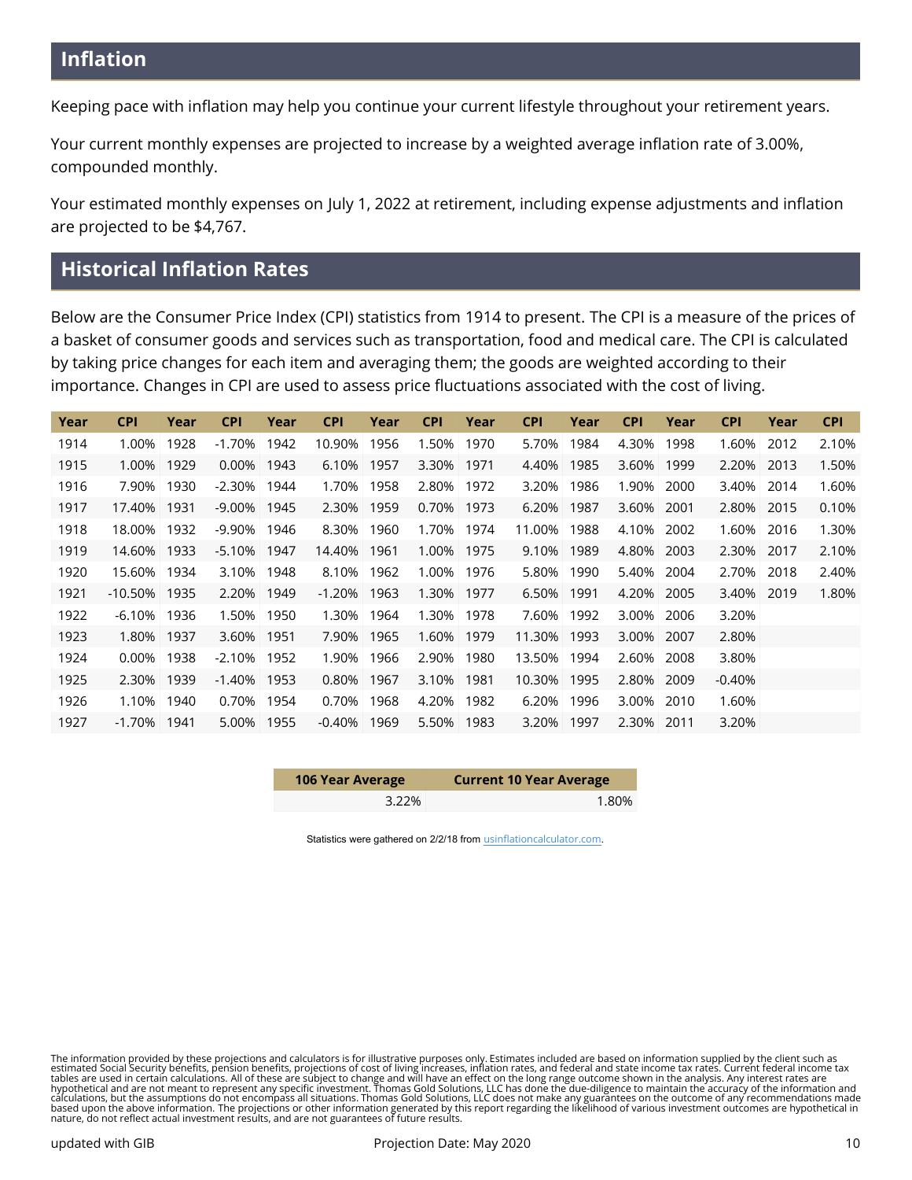## Inflation

Keeping pace with inflation may help you continue your current lifestyle throughout your retirement years.

Your current monthly expenses are projected to increase by a weighted average inflation rate of 3.00%, compounded monthly.

Your estimated monthly expenses on July 1, 2022 at retirement, including expense adjustments and inflation are projected to be $4,767.

## Historical Inflation Rates

Below are the Consumer Price Index (CPI) statistics from 1914 to present. The CPI is a measure of the prices of a basket of consumer goods and services such as transportation, food and medical care. The CPI is calculated by taking price changes for each item and averaging them; the goods are weighted according to their importance. Changes in CPI are used to assess price fluctuations associated with the cost of living.

| Year | CPI | Year | CPI | Year | CPI | Year | CPI | Year | CPI | Year | CPI | Year | CPI | Year | CPI |
|---|---|---|---|---|---|---|---|---|---|---|---|---|---|---|---|
| 1914 | 1.00% | 1928 | -1.70% | 1942 | 10.90% | 1956 | 1.50% | 1970 | 5.70% | 1984 | 4.30% | 1998 | 1.60% | 2012 | 2.10% |
| 1915 | 1.00% | 1929 | 0.00% | 1943 | 6.10% | 1957 | 3.30% | 1971 | 4.40% | 1985 | 3.60% | 1999 | 2.20% | 2013 | 1.50% |
| 1916 | 7.90% | 1930 | -2.30% | 1944 | 1.70% | 1958 | 2.80% | 1972 | 3.20% | 1986 | 1.90% | 2000 | 3.40% | 2014 | 1.60% |
| 1917 | 17.40% | 1931 | -9.00% | 1945 | 2.30% | 1959 | 0.70% | 1973 | 6.20% | 1987 | 3.60% | 2001 | 2.80% | 2015 | 0.10% |
| 1918 | 18.00% | 1932 | -9.90% | 1946 | 8.30% | 1960 | 1.70% | 1974 | 11.00% | 1988 | 4.10% | 2002 | 1.60% | 2016 | 1.30% |
| 1919 | 14.60% | 1933 | -5.10% | 1947 | 14.40% | 1961 | 1.00% | 1975 | 9.10% | 1989 | 4.80% | 2003 | 2.30% | 2017 | 2.10% |
| 1920 | 15.60% | 1934 | 3.10% | 1948 | 8.10% | 1962 | 1.00% | 1976 | 5.80% | 1990 | 5.40% | 2004 | 2.70% | 2018 | 2.40% |
| 1921 | -10.50% | 1935 | 2.20% | 1949 | -1.20% | 1963 | 1.30% | 1977 | 6.50% | 1991 | 4.20% | 2005 | 3.40% | 2019 | 1.80% |
| 1922 | -6.10% | 1936 | 1.50% | 1950 | 1.30% | 1964 | 1.30% | 1978 | 7.60% | 1992 | 3.00% | 2006 | 3.20% | | |
| 1923 | 1.80% | 1937 | 3.60% | 1951 | 7.90% | 1965 | 1.60% | 1979 | 11.30% | 1993 | 3.00% | 2007 | 2.80% | | |
| 1924 | 0.00% | 1938 | -2.10% | 1952 | 1.90% | 1966 | 2.90% | 1980 | 13.50% | 1994 | 2.60% | 2008 | 3.80% | | |
| 1925 | 2.30% | 1939 | -1.40% | 1953 | 0.80% | 1967 | 3.10% | 1981 | 10.30% | 1995 | 2.80% | 2009 | -0.40% | | |
| 1926 | 1.10% | 1940 | 0.70% | 1954 | 0.70% | 1968 | 4.20% | 1982 | 6.20% | 1996 | 3.00% | 2010 | 1.60% | | |
| 1927 | -1.70% | 1941 | 5.00% | 1955 | -0.40% | 1969 | 5.50% | 1983 | 3.20% | 1997 | 2.30% | 2011 | 3.20% | | |

| 106 Year Average | Current 10 Year Average |
|---|---|
| 3.22% | 1.80% |

Statistics were gathered on 2/2/18 from usinflationcalculator.com.

The information provided by these projections and calculators is for illustrative purposes only. Estimates included are based on information supplied by the client such as estimated Social Security benefits, pension benefits, projections of cost of living increases, inflation rates, and federal and state income tax rates. Current federal income tax tables are used in certain calculations. All of these are subject to change and will have an effect on the long range outcome shown in the analysis. Any interest rates are hypothetical and are not meant to represent any specific investment. Thomas Gold Solutions, LLC has done the due-diligence to maintain the accuracy of the information and calculations, but the assumptions do not encompass all situations. Thomas Gold Solutions, LLC does not make any guarantees on the outcome of any recommendations made based upon the above information. The projections or other information generated by this report regarding the likelihood of various investment outcomes are hypothetical in nature, do not reflect actual investment results, and are not guarantees of future results.

updated with GIB

Projection Date: May 2020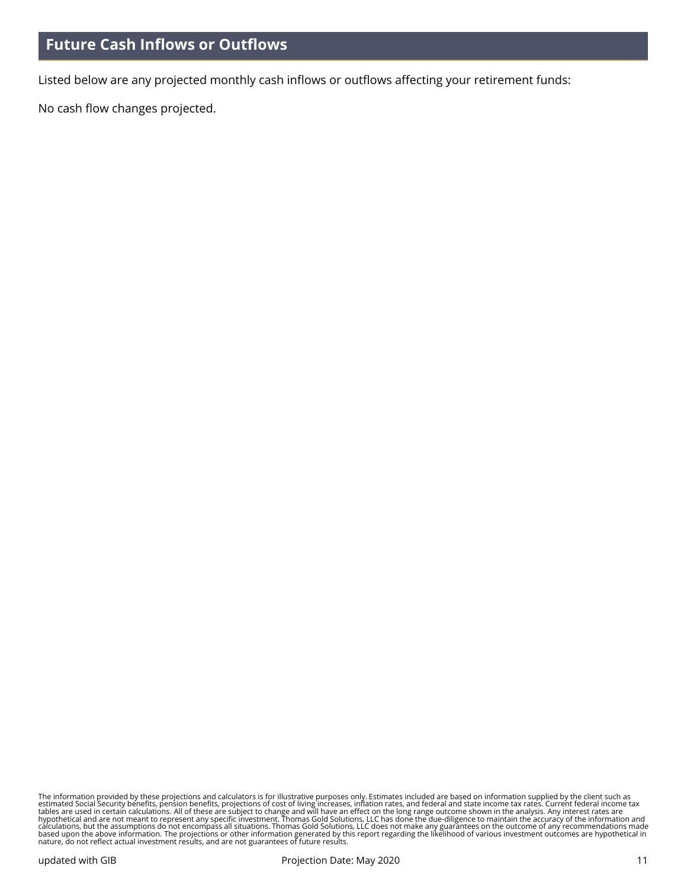## Future Cash Inflows or Outflows

Listed below are any projected monthly cash inflows or outflows affecting your retirement funds:

No cash flow changes projected.

The information provided by these projections and calculators is for illustrative purposes only. Estimates included are based on information supplied by the client such as estimated Social Security benefits, pension benefits, projections of cost of living increases, inflation rates, and federal and state income tax rates. Current federal income tax tables are used in certain calculations. All of these are subject to change and will have an effect on the long range outcome shown in the analysis. Any interest rates are hypothetical and are not meant to represent any specific investment. Thomas Gold Solutions, LLC has done the due-diligence to maintain the accuracy of the information and calculations, but the assumptions do not encompass all situations. Thomas Gold Solutions, LLC does not make any guarantees on the outcome of any recommendations made based upon the above information. The projections or other information generated by this report regarding the likelihood of various investment outcomes are hypothetical in nature, do not reflect actual investment results, and are not guarantees of future results.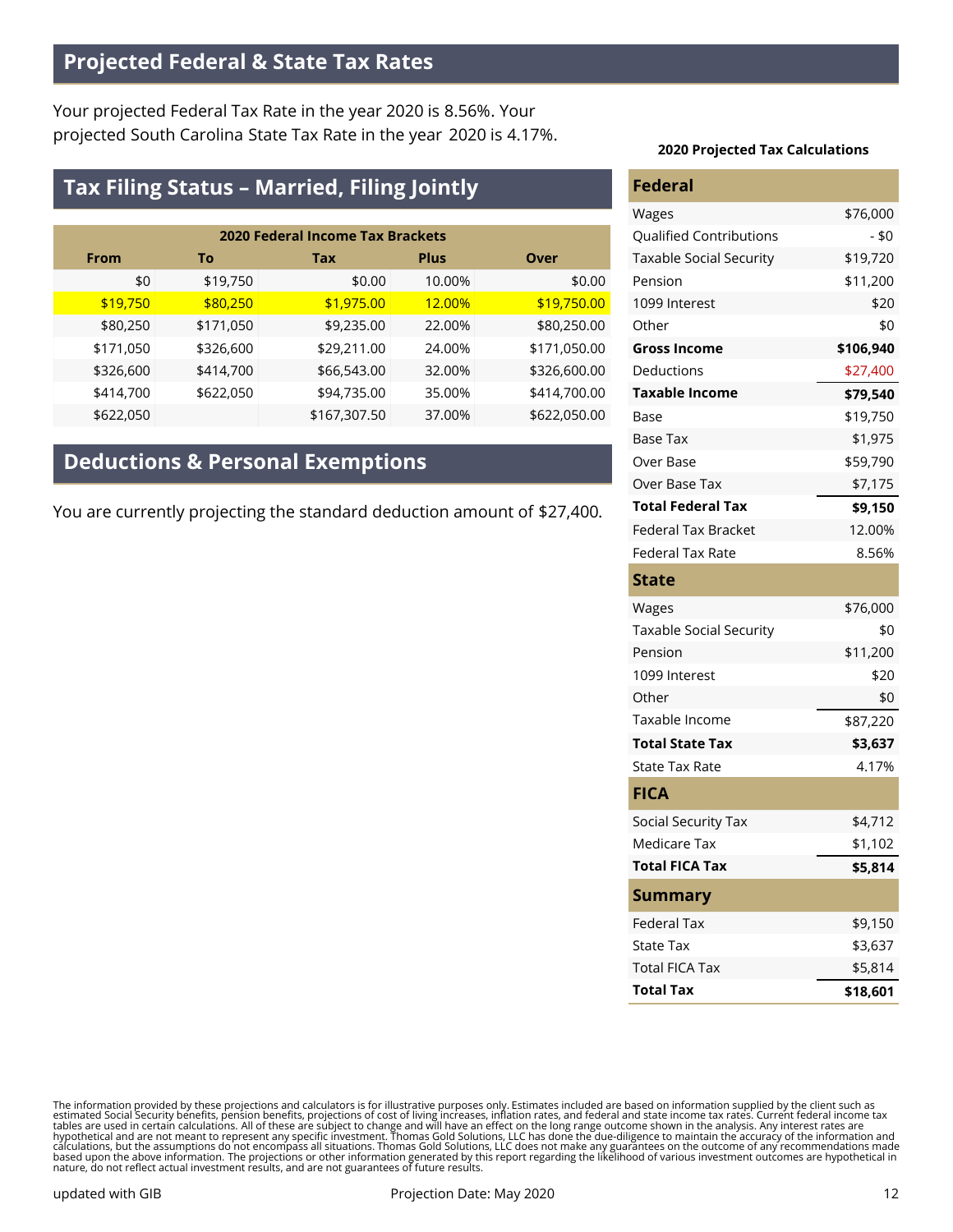## Projected Federal & State Tax Rates

Your projected Federal Tax Rate in the year 2020 is 8.56%. Your projected South Carolina State Tax Rate in the year 2020 is 4.17%.

## Tax Filing Status – Married, Filing Jointly

| 2020 Federal Income Tax Brackets | | | | |
|---|---|---|---|---|
| **From** | **To** | **Tax** | **Plus** | **Over** |
| $0 | $19,750 | $0.00 | 10.00% | $0.00 |
| $19,750 | $80,250 | $1,975.00 | 12.00% | $19,750.00 |
| $80,250 | $171,050 | $9,235.00 | 22.00% | $80,250.00 |
| $171,050 | $326,600 | $29,211.00 | 24.00% | $171,050.00 |
| $326,600 | $414,700 | $66,543.00 | 32.00% | $326,600.00 |
| $414,700 | $622,050 | $94,735.00 | 35.00% | $414,700.00 |
| $622,050 | | $167,307.50 | 37.00% | $622,050.00 |

## Deductions & Personal Exemptions

You are currently projecting the standard deduction amount of $27,400.

**2020 Projected Tax Calculations**

| **Federal** | |
|---|---|
| Wages | $76,000 |
| Qualified Contributions | - $0 |
| Taxable Social Security | $19,720 |
| Pension | $11,200 |
| 1099 Interest | $20 |
| Other | $0 |
| **Gross Income** | **$106,940** |
| Deductions | $27,400 |
| **Taxable Income** | **$79,540** |
| Base | $19,750 |
| Base Tax | $1,975 |
| Over Base | $59,790 |
| Over Base Tax | $7,175 |
| **Total Federal Tax** | **$9,150** |
| Federal Tax Bracket | 12.00% |
| Federal Tax Rate | 8.56% |
| **State** | |
| Wages | $76,000 |
| Taxable Social Security | $0 |
| Pension | $11,200 |
| 1099 Interest | $20 |
| Other | $0 |
| Taxable Income | $87,220 |
| **Total State Tax** | **$3,637** |
| State Tax Rate | 4.17% |
| **FICA** | |
| Social Security Tax | $4,712 |
| Medicare Tax | $1,102 |
| **Total FICA Tax** | **$5,814** |
| **Summary** | |
| Federal Tax | $9,150 |
| State Tax | $3,637 |
| Total FICA Tax | $5,814 |
| **Total Tax** | **$18,601** |

The information provided by these projections and calculators is for illustrative purposes only. Estimates included are based on information supplied by the client such as estimated Social Security benefits, pension benefits, projections of cost of living increases, inflation rates, and federal and state income tax rates. Current federal income tax tables are used in certain calculations. All of these are subject to change and will have an effect on the long range outcome shown in the analysis. Any interest rates are hypothetical and are not meant to represent any specific investment. Thomas Gold Solutions, LLC has done the due-diligence to maintain the accuracy of the information and calculations, but the assumptions do not encompass all situations. Thomas Gold Solutions, LLC does not make any guarantees on the outcome of any recommendations made based upon the above information. The projections or other information generated by this report regarding the likelihood of various investment outcomes are hypothetical in nature, do not reflect actual investment results, and are not guarantees of future results.

updated with GIB

Projection Date: May 2020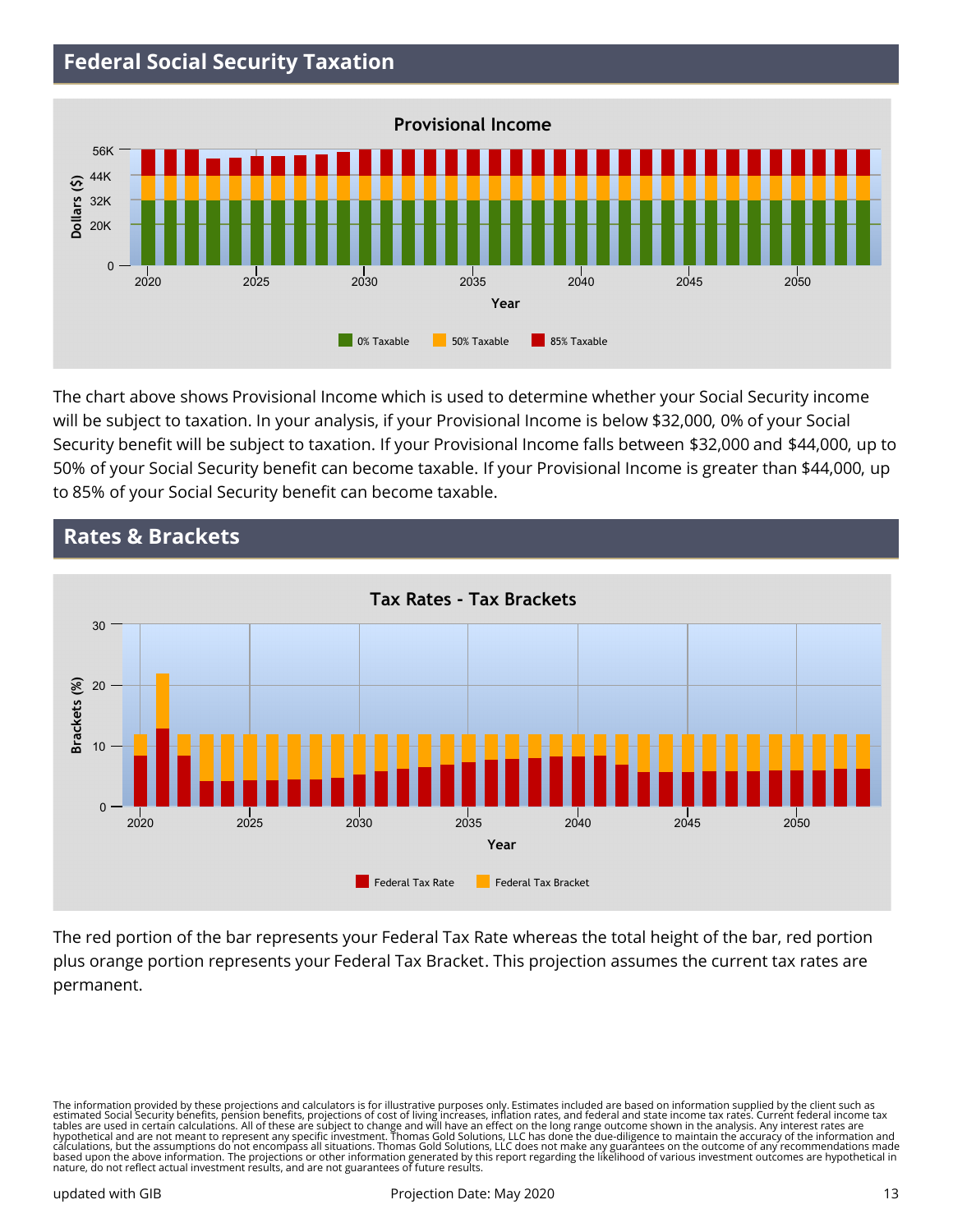## Federal Social Security Taxation

The chart above shows Provisional Income which is used to determine whether your Social Security income will be subject to taxation. In your analysis, if your Provisional Income is below $32,000, 0% of your Social Security benefit will be subject to taxation. If your Provisional Income falls between $32,000 and $44,000, up to 50% of your Social Security benefit can become taxable. If your Provisional Income is greater than $44,000, up to 85% of your Social Security benefit can become taxable.

## Rates & Brackets

The red portion of the bar represents your Federal Tax Rate whereas the total height of the bar, red portion plus orange portion represents your Federal Tax Bracket. This projection assumes the current tax rates are permanent.

The information provided by these projections and calculators is for illustrative purposes only. Estimates included are based on information supplied by the client such as estimated Social Security benefits, pension benefits, projections of cost of living increases, inflation rates, and federal and state income tax rates. Current federal income tax tables are used in certain calculations. All of these are subject to change and will have an effect on the long range outcome shown in the analysis. Any interest rates are hypothetical and are not meant to represent any specific investment. Thomas Gold Solutions, LLC has done the due-diligence to maintain the accuracy of the information and calculations, but the assumptions do not encompass all situations. Thomas Gold Solutions, LLC does not make any guarantees on the outcome of any recommendations made based upon the above information. The projections or other information generated by this report regarding the likelihood of various investment outcomes are hypothetical in nature, do not reflect actual investment results, and are not guarantees of future results.

updated with GIB — Projection Date: May 2020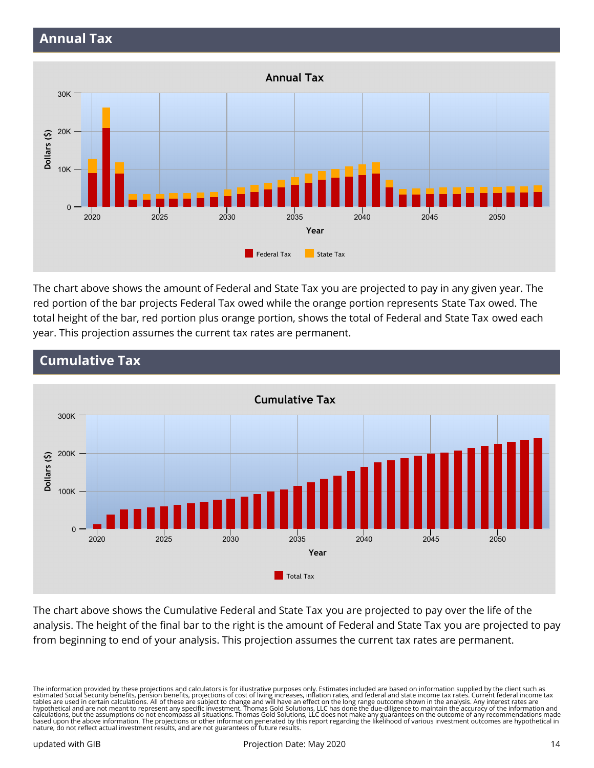## Annual Tax

The chart above shows the amount of Federal and State Tax you are projected to pay in any given year. The red portion of the bar projects Federal Tax owed while the orange portion represents State Tax owed. The total height of the bar, red portion plus orange portion, shows the total of Federal and State Tax owed each year. This projection assumes the current tax rates are permanent.

## Cumulative Tax

The chart above shows the Cumulative Federal and State Tax you are projected to pay over the life of the analysis. The height of the final bar to the right is the amount of Federal and State Tax you are projected to pay from beginning to end of your analysis. This projection assumes the current tax rates are permanent.

The information provided by these projections and calculators is for illustrative purposes only. Estimates included are based on information supplied by the client such as estimated Social Security benefits, pension benefits, projections of cost of living increases, inflation rates, and federal and state income tax rates. Current federal income tax tables are used in certain calculations. All of these are subject to change and will have an effect on the long range outcome shown in the analysis. Any interest rates are hypothetical and are not meant to represent any specific investment. Thomas Gold Solutions, LLC has done the due-diligence to maintain the accuracy of the information and calculations, but the assumptions do not encompass all situations. Thomas Gold Solutions, LLC does not make any guarantees on the outcome of any recommendations made based upon the above information. The projections or other information generated by this report regarding the likelihood of various investment outcomes are hypothetical in nature, do not reflect actual investment results, and are not guarantees of future results.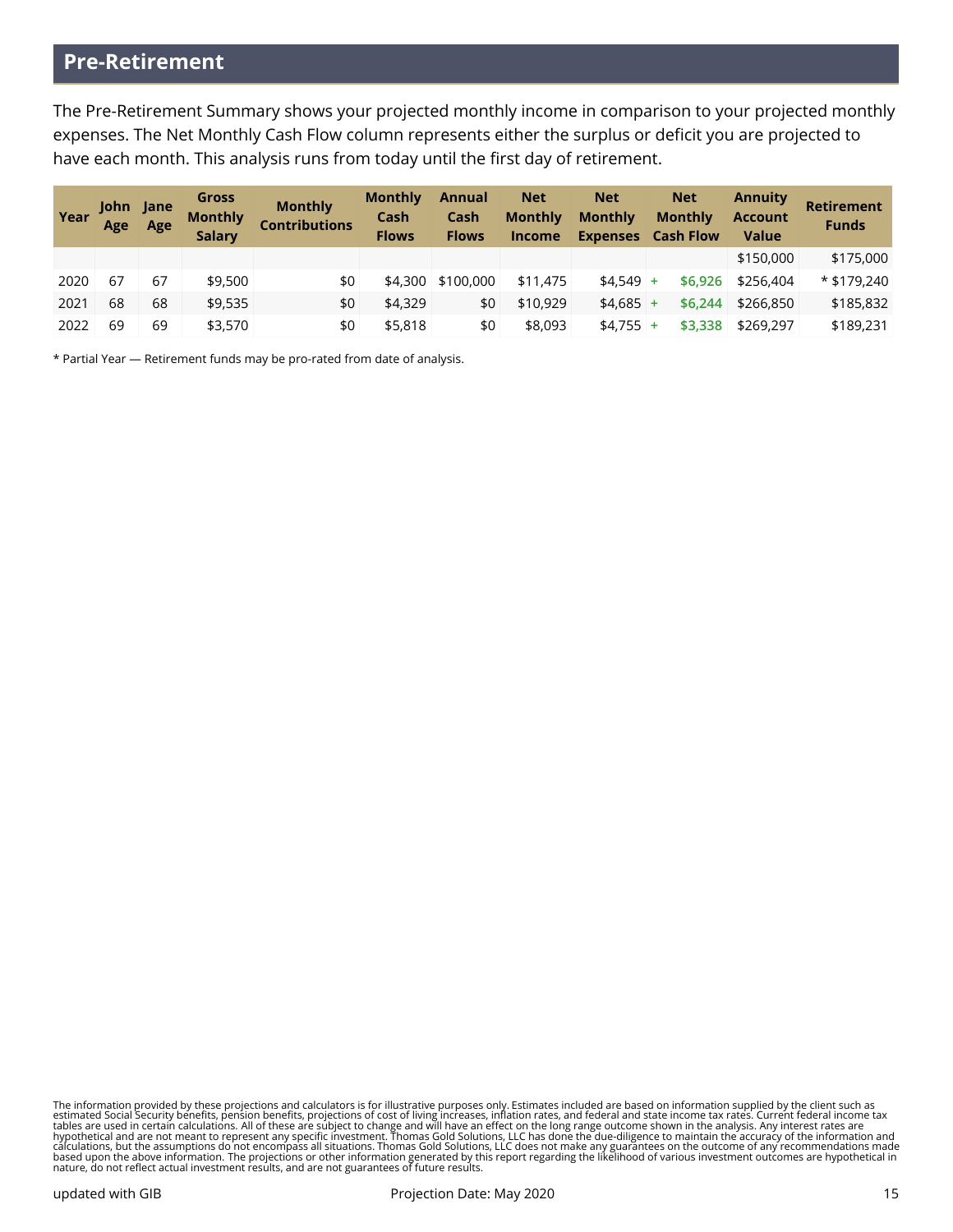## Pre-Retirement

The Pre-Retirement Summary shows your projected monthly income in comparison to your projected monthly expenses. The Net Monthly Cash Flow column represents either the surplus or deficit you are projected to have each month. This analysis runs from today until the first day of retirement.

| Year | John Age | Jane Age | Gross Monthly Salary | Monthly Contributions | Monthly Cash Flows | Annual Cash Flows | Net Monthly Income | Net Monthly Expenses | Net Monthly Cash Flow | Annuity Account Value | Retirement Funds |
|---|---|---|---|---|---|---|---|---|---|---|---|
| | | | | | | | | | | $150,000 | $175,000 |
| 2020 | 67 | 67 | $9,500 | $0 | $4,300 | $100,000 | $11,475 | $4,549 | + $6,926 | $256,404 | * $179,240 |
| 2021 | 68 | 68 | $9,535 | $0 | $4,329 | $0 | $10,929 | $4,685 | + $6,244 | $266,850 | $185,832 |
| 2022 | 69 | 69 | $3,570 | $0 | $5,818 | $0 | $8,093 | $4,755 | + $3,338 | $269,297 | $189,231 |

* Partial Year — Retirement funds may be pro-rated from date of analysis.

The information provided by these projections and calculators is for illustrative purposes only. Estimates included are based on information supplied by the client such as estimated Social Security benefits, pension benefits, projections of cost of living increases, inflation rates, and federal and state income tax rates. Current federal income tax tables are used in certain calculations. All of these are subject to change and will have an effect on the long range outcome shown in the analysis. Any interest rates are hypothetical and are not meant to represent any specific investment. Thomas Gold Solutions, LLC has done the due-diligence to maintain the accuracy of the information and calculations, but the assumptions do not encompass all situations. Thomas Gold Solutions, LLC does not make any guarantees on the outcome of any recommendations made based upon the above information. The projections or other information generated by this report regarding the likelihood of various investment outcomes are hypothetical in nature, do not reflect actual investment results, and are not guarantees of future results.

updated with GIB — Projection Date: May 2020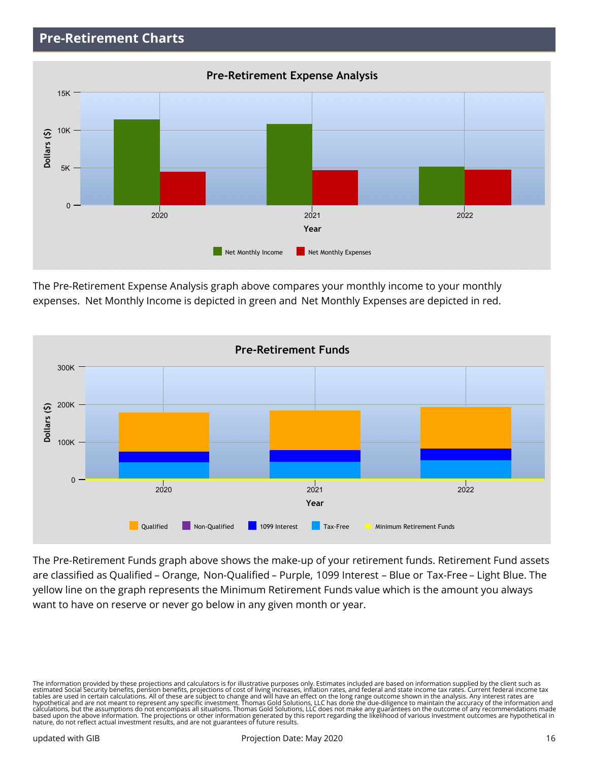## Pre-Retirement Charts

**Pre-Retirement Expense Analysis**

The Pre-Retirement Expense Analysis graph above compares your monthly income to your monthly expenses. Net Monthly Income is depicted in green and Net Monthly Expenses are depicted in red.

**Pre-Retirement Funds**

The Pre-Retirement Funds graph above shows the make-up of your retirement funds. Retirement Fund assets are classified as Qualified – Orange, Non-Qualified – Purple, 1099 Interest – Blue or Tax-Free – Light Blue. The yellow line on the graph represents the Minimum Retirement Funds value which is the amount you always want to have on reserve or never go below in any given month or year.

The information provided by these projections and calculators is for illustrative purposes only. Estimates included are based on information supplied by the client such as estimated Social Security benefits, pension benefits, projections of cost of living increases, inflation rates, and federal and state income tax rates. Current federal income tax tables are used in certain calculations. All of these are subject to change and will have an effect on the long range outcome shown in the analysis. Any interest rates are hypothetical and are not meant to represent any specific investment. Thomas Gold Solutions, LLC has done the due-diligence to maintain the accuracy of the information and calculations, but the assumptions do not encompass all situations. Thomas Gold Solutions, LLC does not make any guarantees on the outcome of any recommendations made based upon the above information. The projections or other information generated by this report regarding the likelihood of various investment outcomes are hypothetical in nature, do not reflect actual investment results, and are not guarantees of future results.

updated with GIB — Projection Date: May 2020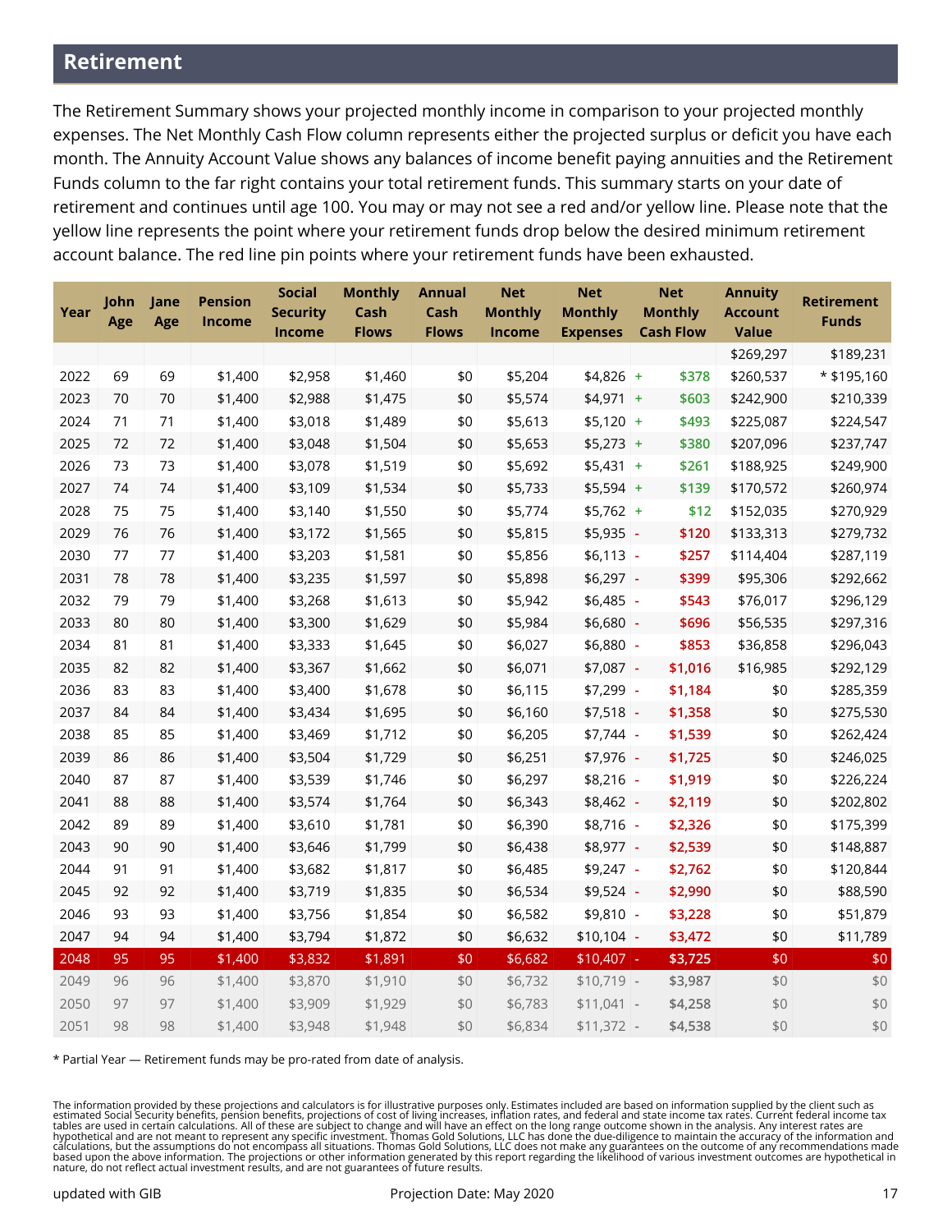## Retirement

The Retirement Summary shows your projected monthly income in comparison to your projected monthly expenses. The Net Monthly Cash Flow column represents either the projected surplus or deficit you have each month. The Annuity Account Value shows any balances of income benefit paying annuities and the Retirement Funds column to the far right contains your total retirement funds. This summary starts on your date of retirement and continues until age 100. You may or may not see a red and/or yellow line. Please note that the yellow line represents the point where your retirement funds drop below the desired minimum retirement account balance. The red line pin points where your retirement funds have been exhausted.

| Year | John Age | Jane Age | Pension Income | Social Security Income | Monthly Cash Flows | Annual Cash Flows | Net Monthly Income | Net Monthly Expenses | | Net Monthly Cash Flow | Annuity Account Value | Retirement Funds |
|---|---|---|---|---|---|---|---|---|---|---|---|---|
| | | | | | | | | | | | $269,297 | $189,231 |
| 2022 | 69 | 69 | $1,400 | $2,958 | $1,460 | $0 | $5,204 | $4,826 | + | $378 | $260,537 | * $195,160 |
| 2023 | 70 | 70 | $1,400 | $2,988 | $1,475 | $0 | $5,574 | $4,971 | + | $603 | $242,900 | $210,339 |
| 2024 | 71 | 71 | $1,400 | $3,018 | $1,489 | $0 | $5,613 | $5,120 | + | $493 | $225,087 | $224,547 |
| 2025 | 72 | 72 | $1,400 | $3,048 | $1,504 | $0 | $5,653 | $5,273 | + | $380 | $207,096 | $237,747 |
| 2026 | 73 | 73 | $1,400 | $3,078 | $1,519 | $0 | $5,692 | $5,431 | + | $261 | $188,925 | $249,900 |
| 2027 | 74 | 74 | $1,400 | $3,109 | $1,534 | $0 | $5,733 | $5,594 | + | $139 | $170,572 | $260,974 |
| 2028 | 75 | 75 | $1,400 | $3,140 | $1,550 | $0 | $5,774 | $5,762 | + | $12 | $152,035 | $270,929 |
| 2029 | 76 | 76 | $1,400 | $3,172 | $1,565 | $0 | $5,815 | $5,935 | - | $120 | $133,313 | $279,732 |
| 2030 | 77 | 77 | $1,400 | $3,203 | $1,581 | $0 | $5,856 | $6,113 | - | $257 | $114,404 | $287,119 |
| 2031 | 78 | 78 | $1,400 | $3,235 | $1,597 | $0 | $5,898 | $6,297 | - | $399 | $95,306 | $292,662 |
| 2032 | 79 | 79 | $1,400 | $3,268 | $1,613 | $0 | $5,942 | $6,485 | - | $543 | $76,017 | $296,129 |
| 2033 | 80 | 80 | $1,400 | $3,300 | $1,629 | $0 | $5,984 | $6,680 | - | $696 | $56,535 | $297,316 |
| 2034 | 81 | 81 | $1,400 | $3,333 | $1,645 | $0 | $6,027 | $6,880 | - | $853 | $36,858 | $296,043 |
| 2035 | 82 | 82 | $1,400 | $3,367 | $1,662 | $0 | $6,071 | $7,087 | - | $1,016 | $16,985 | $292,129 |
| 2036 | 83 | 83 | $1,400 | $3,400 | $1,678 | $0 | $6,115 | $7,299 | - | $1,184 | $0 | $285,359 |
| 2037 | 84 | 84 | $1,400 | $3,434 | $1,695 | $0 | $6,160 | $7,518 | - | $1,358 | $0 | $275,530 |
| 2038 | 85 | 85 | $1,400 | $3,469 | $1,712 | $0 | $6,205 | $7,744 | - | $1,539 | $0 | $262,424 |
| 2039 | 86 | 86 | $1,400 | $3,504 | $1,729 | $0 | $6,251 | $7,976 | - | $1,725 | $0 | $246,025 |
| 2040 | 87 | 87 | $1,400 | $3,539 | $1,746 | $0 | $6,297 | $8,216 | - | $1,919 | $0 | $226,224 |
| 2041 | 88 | 88 | $1,400 | $3,574 | $1,764 | $0 | $6,343 | $8,462 | - | $2,119 | $0 | $202,802 |
| 2042 | 89 | 89 | $1,400 | $3,610 | $1,781 | $0 | $6,390 | $8,716 | - | $2,326 | $0 | $175,399 |
| 2043 | 90 | 90 | $1,400 | $3,646 | $1,799 | $0 | $6,438 | $8,977 | - | $2,539 | $0 | $148,887 |
| 2044 | 91 | 91 | $1,400 | $3,682 | $1,817 | $0 | $6,485 | $9,247 | - | $2,762 | $0 | $120,844 |
| 2045 | 92 | 92 | $1,400 | $3,719 | $1,835 | $0 | $6,534 | $9,524 | - | $2,990 | $0 | $88,590 |
| 2046 | 93 | 93 | $1,400 | $3,756 | $1,854 | $0 | $6,582 | $9,810 | - | $3,228 | $0 | $51,879 |
| 2047 | 94 | 94 | $1,400 | $3,794 | $1,872 | $0 | $6,632 | $10,104 | - | $3,472 | $0 | $11,789 |
| 2048 | 95 | 95 | $1,400 | $3,832 | $1,891 | $0 | $6,682 | $10,407 | - | $3,725 | $0 | $0 |
| 2049 | 96 | 96 | $1,400 | $3,870 | $1,910 | $0 | $6,732 | $10,719 | - | $3,987 | $0 | $0 |
| 2050 | 97 | 97 | $1,400 | $3,909 | $1,929 | $0 | $6,783 | $11,041 | - | $4,258 | $0 | $0 |
| 2051 | 98 | 98 | $1,400 | $3,948 | $1,948 | $0 | $6,834 | $11,372 | - | $4,538 | $0 | $0 |

* Partial Year — Retirement funds may be pro-rated from date of analysis.

The information provided by these projections and calculators is for illustrative purposes only. Estimates included are based on information supplied by the client such as estimated Social Security benefits, pension benefits, projections of cost of living increases, inflation rates, and federal and state income tax rates. Current federal income tax tables are used in certain calculations. All of these are subject to change and will have an effect on the long range outcome shown in the analysis. Any interest rates are hypothetical and are not meant to represent any specific investment. Thomas Gold Solutions, LLC has done the due-diligence to maintain the accuracy of the information and calculations, but the assumptions do not encompass all situations. Thomas Gold Solutions, LLC does not make any guarantees on the outcome of any recommendations made based upon the above information. The projections or other information generated by this report regarding the likelihood of various investment outcomes are hypothetical in nature, do not reflect actual investment results, and are not guarantees of future results.

updated with GIB — Projection Date: May 2020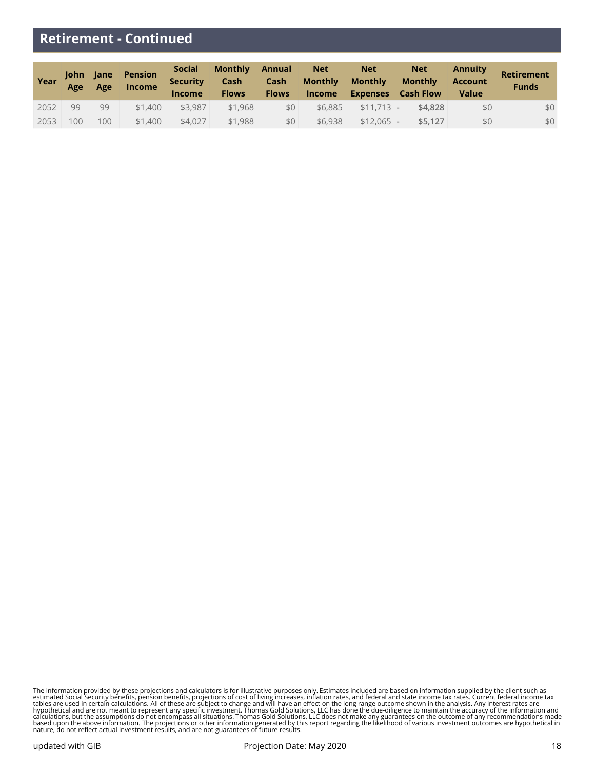## Retirement - Continued

| Year | John Age | Jane Age | Pension Income | Social Security Income | Monthly Cash Flows | Annual Cash Flows | Net Monthly Income | Net Monthly Expenses | Net Monthly Cash Flow | Annuity Account Value | Retirement Funds |
|---|---|---|---|---|---|---|---|---|---|---|---|
| 2052 | 99 | 99 | $1,400 | $3,987 | $1,968 | $0 | $6,885 | $11,713 | - **$4,828** | $0 | $0 |
| 2053 | 100 | 100 | $1,400 | $4,027 | $1,988 | $0 | $6,938 | $12,065 | - **$5,127** | $0 | $0 |

The information provided by these projections and calculators is for illustrative purposes only. Estimates included are based on information supplied by the client such as estimated Social Security benefits, pension benefits, projections of cost of living increases, inflation rates, and federal and state income tax rates. Current federal income tax tables are used in certain calculations. All of these are subject to change and will have an effect on the long range outcome shown in the analysis. Any interest rates are hypothetical and are not meant to represent any specific investment. Thomas Gold Solutions, LLC has done the due-diligence to maintain the accuracy of the information and calculations, but the assumptions do not encompass all situations. Thomas Gold Solutions, LLC does not make any guarantees on the outcome of any recommendations made based upon the above information. The projections or other information generated by this report regarding the likelihood of various investment outcomes are hypothetical in nature, do not reflect actual investment results, and are not guarantees of future results.

updated with GIB

Projection Date: May 2020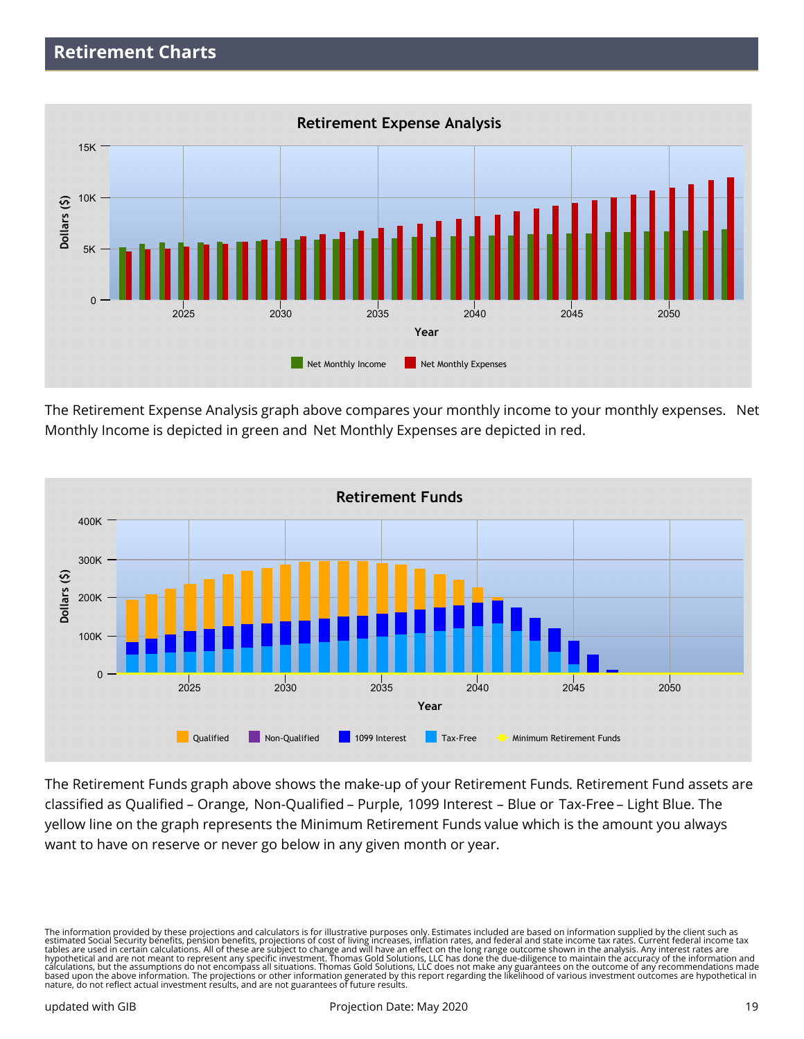# Retirement Charts

**Retirement Expense Analysis**

The Retirement Expense Analysis graph above compares your monthly income to your monthly expenses. Net Monthly Income is depicted in green and Net Monthly Expenses are depicted in red.

**Retirement Funds**

The Retirement Funds graph above shows the make-up of your Retirement Funds. Retirement Fund assets are classified as Qualified – Orange, Non-Qualified – Purple, 1099 Interest – Blue or Tax-Free – Light Blue. The yellow line on the graph represents the Minimum Retirement Funds value which is the amount you always want to have on reserve or never go below in any given month or year.

The information provided by these projections and calculators is for illustrative purposes only. Estimates included are based on information supplied by the client such as estimated Social Security benefits, pension benefits, projections of cost of living increases, inflation rates, and federal and state income tax rates. Current federal income tax tables are used in certain calculations. All of these are subject to change and will have an effect on the long range outcome shown in the analysis. Any interest rates are hypothetical and are not meant to represent any specific investment. Thomas Gold Solutions, LLC has done the due-diligence to maintain the accuracy of the information and calculations, but the assumptions do not encompass all situations. Thomas Gold Solutions, LLC does not make any guarantees on the outcome of any recommendations made based upon the above information. The projections or other information generated by this report regarding the likelihood of various investment outcomes are hypothetical in nature, do not reflect actual investment results, and are not guarantees of future results.

updated with GIB    Projection Date: May 2020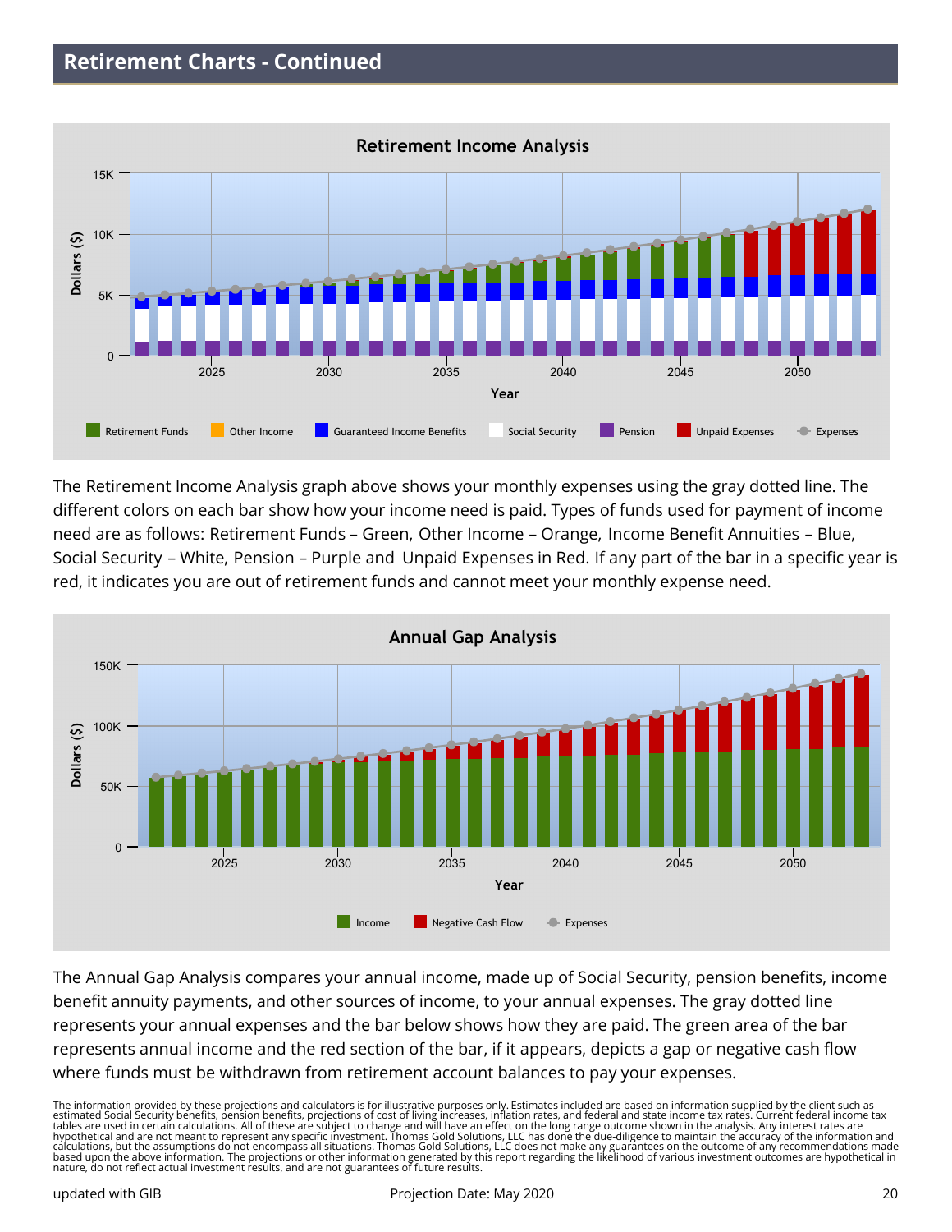## Retirement Charts - Continued

### Retirement Income Analysis

The Retirement Income Analysis graph above shows your monthly expenses using the gray dotted line. The different colors on each bar show how your income need is paid. Types of funds used for payment of income need are as follows: Retirement Funds – Green, Other Income – Orange, Income Benefit Annuities – Blue, Social Security – White, Pension – Purple and Unpaid Expenses in Red. If any part of the bar in a specific year is red, it indicates you are out of retirement funds and cannot meet your monthly expense need.

### Annual Gap Analysis

The Annual Gap Analysis compares your annual income, made up of Social Security, pension benefits, income benefit annuity payments, and other sources of income, to your annual expenses. The gray dotted line represents your annual expenses and the bar below shows how they are paid. The green area of the bar represents annual income and the red section of the bar, if it appears, depicts a gap or negative cash flow where funds must be withdrawn from retirement account balances to pay your expenses.

The information provided by these projections and calculators is for illustrative purposes only. Estimates included are based on information supplied by the client such as estimated Social Security benefits, pension benefits, projections of cost of living increases, inflation rates, and federal and state income tax rates. Current federal income tax tables are used in certain calculations. All of these are subject to change and will have an effect on the long range outcome shown in the analysis. Any interest rates are hypothetical and are not meant to represent any specific investment. Thomas Gold Solutions, LLC has done the due-diligence to maintain the accuracy of the information and calculations, but the assumptions do not encompass all situations. Thomas Gold Solutions, LLC does not make any guarantees on the outcome of any recommendations made based upon the above information. The projections or other information generated by this report regarding the likelihood of various investment outcomes are hypothetical in nature, do not reflect actual investment results, and are not guarantees of future results.

updated with GIB — Projection Date: May 2020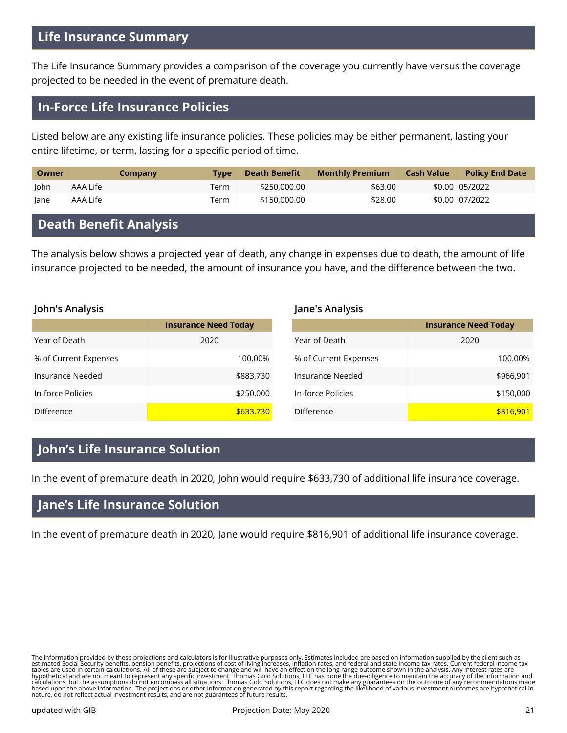## Life Insurance Summary

The Life Insurance Summary provides a comparison of the coverage you currently have versus the coverage projected to be needed in the event of premature death.

## In-Force Life Insurance Policies

Listed below are any existing life insurance policies. These policies may be either permanent, lasting your entire lifetime, or term, lasting for a specific period of time.

| Owner | Company | Type | Death Benefit | Monthly Premium | Cash Value | Policy End Date |
|---|---|---|---|---|---|---|
| John | AAA Life | Term | $250,000.00 | $63.00 | $0.00 | 05/2022 |
| Jane | AAA Life | Term | $150,000.00 | $28.00 | $0.00 | 07/2022 |

## Death Benefit Analysis

The analysis below shows a projected year of death, any change in expenses due to death, the amount of life insurance projected to be needed, the amount of insurance you have, and the difference between the two.

### John's Analysis

| | Insurance Need Today |
|---|---|
| Year of Death | 2020 |
| % of Current Expenses | 100.00% |
| Insurance Needed | $883,730 |
| In-force Policies | $250,000 |
| Difference | $633,730 |

### Jane's Analysis

| | Insurance Need Today |
|---|---|
| Year of Death | 2020 |
| % of Current Expenses | 100.00% |
| Insurance Needed | $966,901 |
| In-force Policies | $150,000 |
| Difference | $816,901 |

## John's Life Insurance Solution

In the event of premature death in 2020, John would require $633,730 of additional life insurance coverage.

## Jane's Life Insurance Solution

In the event of premature death in 2020, Jane would require $816,901 of additional life insurance coverage.

The information provided by these projections and calculators is for illustrative purposes only. Estimates included are based on information supplied by the client such as estimated Social Security benefits, pension benefits, projections of cost of living increases, inflation rates, and federal and state income tax rates. Current federal income tax tables are used in certain calculations. All of these are subject to change and will have an effect on the long range outcome shown in the analysis. Any interest rates are hypothetical and are not meant to represent any specific investment. Thomas Gold Solutions, LLC has done the due-diligence to maintain the accuracy of the information and calculations, but the assumptions do not encompass all situations. Thomas Gold Solutions, LLC does not make any guarantees on the outcome of any recommendations made based upon the above information. The projections or other information generated by this report regarding the likelihood of various investment outcomes are hypothetical in nature, do not reflect actual investment results, and are not guarantees of future results.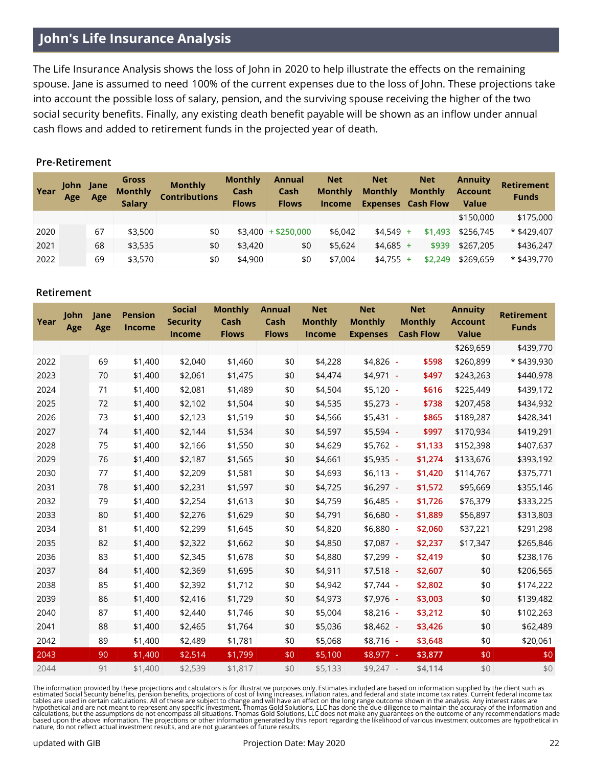## John's Life Insurance Analysis

The Life Insurance Analysis shows the loss of John in 2020 to help illustrate the effects on the remaining spouse. Jane is assumed to need 100% of the current expenses due to the loss of John. These projections take into account the possible loss of salary, pension, and the surviving spouse receiving the higher of the two social security benefits. Finally, any existing death benefit payable will be shown as an inflow under annual cash flows and added to retirement funds in the projected year of death.

### Pre-Retirement

| Year | John Age | Jane Age | Gross Monthly Salary | Monthly Contributions | Monthly Cash Flows | Annual Cash Flows | Net Monthly Income | Net Monthly Expenses | Net Monthly Cash Flow | Annuity Account Value | Retirement Funds |
|---|---|---|---|---|---|---|---|---|---|---|---|
| | | | | | | | | | | $150,000 | $175,000 |
| 2020 | | 67 | $3,500 | $0 | $3,400 | + $250,000 | $6,042 | $4,549 | + $1,493 | $256,745 | * $429,407 |
| 2021 | | 68 | $3,535 | $0 | $3,420 | $0 | $5,624 | $4,685 | + $939 | $267,205 | $436,247 |
| 2022 | | 69 | $3,570 | $0 | $4,900 | $0 | $7,004 | $4,755 | + $2,249 | $269,659 | * $439,770 |

### Retirement

| Year | John Age | Jane Age | Pension Income | Social Security Income | Monthly Cash Flows | Annual Cash Flows | Net Monthly Income | Net Monthly Expenses | Net Monthly Cash Flow | Annuity Account Value | Retirement Funds |
|---|---|---|---|---|---|---|---|---|---|---|---|
| | | | | | | | | | | $269,659 | $439,770 |
| 2022 | | 69 | $1,400 | $2,040 | $1,460 | $0 | $4,228 | $4,826 | - $598 | $260,899 | * $439,930 |
| 2023 | | 70 | $1,400 | $2,061 | $1,475 | $0 | $4,474 | $4,971 | - $497 | $243,263 | $440,978 |
| 2024 | | 71 | $1,400 | $2,081 | $1,489 | $0 | $4,504 | $5,120 | - $616 | $225,449 | $439,172 |
| 2025 | | 72 | $1,400 | $2,102 | $1,504 | $0 | $4,535 | $5,273 | - $738 | $207,458 | $434,932 |
| 2026 | | 73 | $1,400 | $2,123 | $1,519 | $0 | $4,566 | $5,431 | - $865 | $189,287 | $428,341 |
| 2027 | | 74 | $1,400 | $2,144 | $1,534 | $0 | $4,597 | $5,594 | - $997 | $170,934 | $419,291 |
| 2028 | | 75 | $1,400 | $2,166 | $1,550 | $0 | $4,629 | $5,762 | - $1,133 | $152,398 | $407,637 |
| 2029 | | 76 | $1,400 | $2,187 | $1,565 | $0 | $4,661 | $5,935 | - $1,274 | $133,676 | $393,192 |
| 2030 | | 77 | $1,400 | $2,209 | $1,581 | $0 | $4,693 | $6,113 | - $1,420 | $114,767 | $375,771 |
| 2031 | | 78 | $1,400 | $2,231 | $1,597 | $0 | $4,725 | $6,297 | - $1,572 | $95,669 | $355,146 |
| 2032 | | 79 | $1,400 | $2,254 | $1,613 | $0 | $4,759 | $6,485 | - $1,726 | $76,379 | $333,225 |
| 2033 | | 80 | $1,400 | $2,276 | $1,629 | $0 | $4,791 | $6,680 | - $1,889 | $56,897 | $313,803 |
| 2034 | | 81 | $1,400 | $2,299 | $1,645 | $0 | $4,820 | $6,880 | - $2,060 | $37,221 | $291,298 |
| 2035 | | 82 | $1,400 | $2,322 | $1,662 | $0 | $4,850 | $7,087 | - $2,237 | $17,347 | $265,846 |
| 2036 | | 83 | $1,400 | $2,345 | $1,678 | $0 | $4,880 | $7,299 | - $2,419 | $0 | $238,176 |
| 2037 | | 84 | $1,400 | $2,369 | $1,695 | $0 | $4,911 | $7,518 | - $2,607 | $0 | $206,565 |
| 2038 | | 85 | $1,400 | $2,392 | $1,712 | $0 | $4,942 | $7,744 | - $2,802 | $0 | $174,222 |
| 2039 | | 86 | $1,400 | $2,416 | $1,729 | $0 | $4,973 | $7,976 | - $3,003 | $0 | $139,482 |
| 2040 | | 87 | $1,400 | $2,440 | $1,746 | $0 | $5,004 | $8,216 | - $3,212 | $0 | $102,263 |
| 2041 | | 88 | $1,400 | $2,465 | $1,764 | $0 | $5,036 | $8,462 | - $3,426 | $0 | $62,489 |
| 2042 | | 89 | $1,400 | $2,489 | $1,781 | $0 | $5,068 | $8,716 | - $3,648 | $0 | $20,061 |
| 2043 | | 90 | $1,400 | $2,514 | $1,799 | $0 | $5,100 | $8,977 | - $3,877 | $0 | $0 |
| 2044 | | 91 | $1,400 | $2,539 | $1,817 | $0 | $5,133 | $9,247 | - $4,114 | $0 | $0 |

The information provided by these projections and calculators is for illustrative purposes only. Estimates included are based on information supplied by the client such as estimated Social Security benefits, pension benefits, projections of cost of living increases, inflation rates, and federal and state income tax rates. Current federal income tax tables are used in certain calculations. All of these are subject to change and will have an effect on the long range outcome shown in the analysis. Any interest rates are hypothetical and are not meant to represent any specific investment. Thomas Gold Solutions, LLC has done the due-diligence to maintain the accuracy of the information and calculations, but the assumptions do not encompass all situations. Thomas Gold Solutions, LLC does not make any guarantees on the outcome of any recommendations made based upon the above information. The projections or other information generated by this report regarding the likelihood of various investment outcomes are hypothetical in nature, do not reflect actual investment results, and are not guarantees of future results.

updated with GIB

Projection Date: May 2020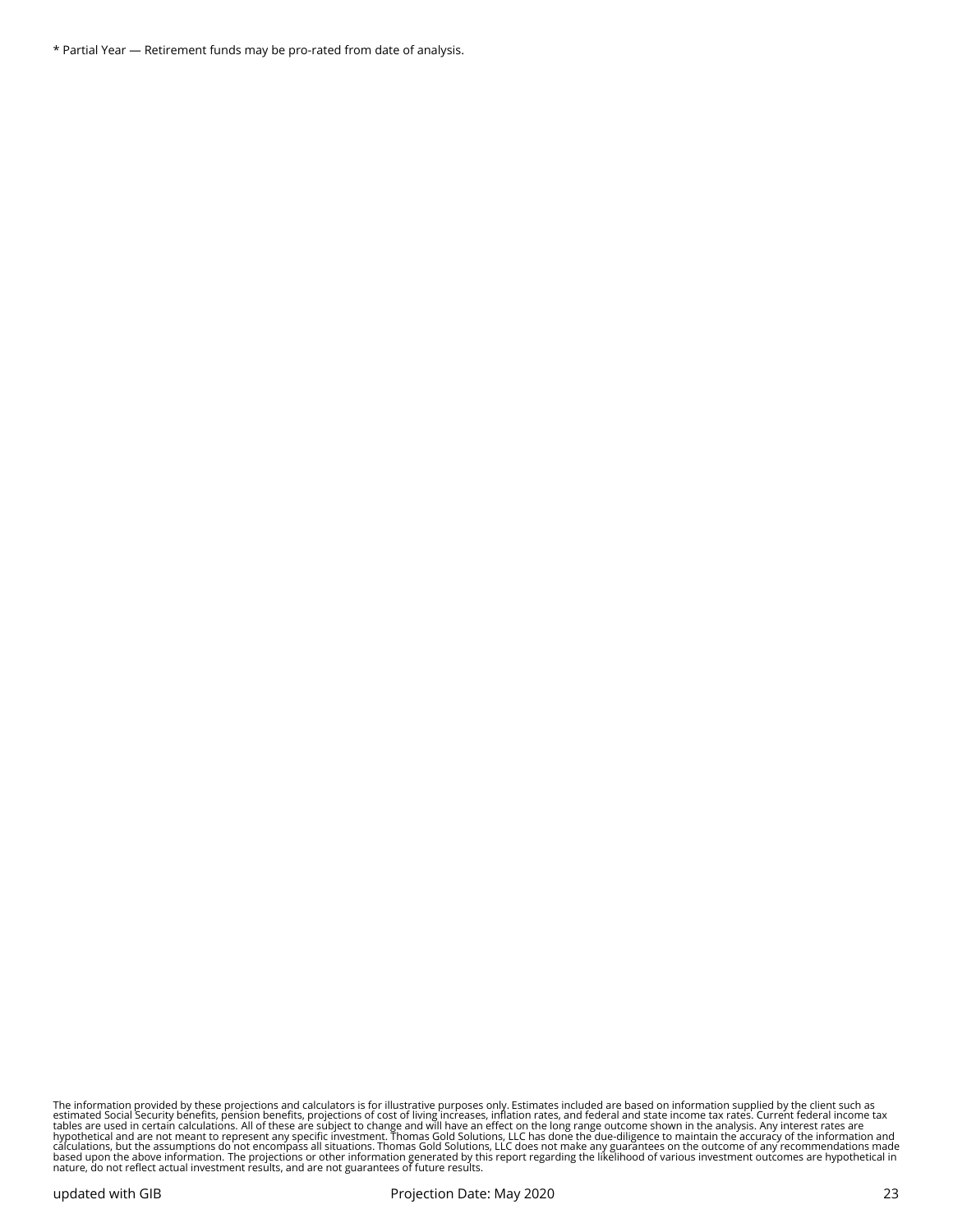* Partial Year — Retirement funds may be pro-rated from date of analysis.

The information provided by these projections and calculators is for illustrative purposes only. Estimates included are based on information supplied by the client such as estimated Social Security benefits, pension benefits, projections of cost of living increases, inflation rates, and federal and state income tax rates. Current federal income tax tables are used in certain calculations. All of these are subject to change and will have an effect on the long range outcome shown in the analysis. Any interest rates are hypothetical and are not meant to represent any specific investment. Thomas Gold Solutions, LLC has done the due-diligence to maintain the accuracy of the information and calculations, but the assumptions do not encompass all situations. Thomas Gold Solutions, LLC does not make any guarantees on the outcome of any recommendations made based upon the above information. The projections or other information generated by this report regarding the likelihood of various investment outcomes are hypothetical in nature, do not reflect actual investment results, and are not guarantees of future results.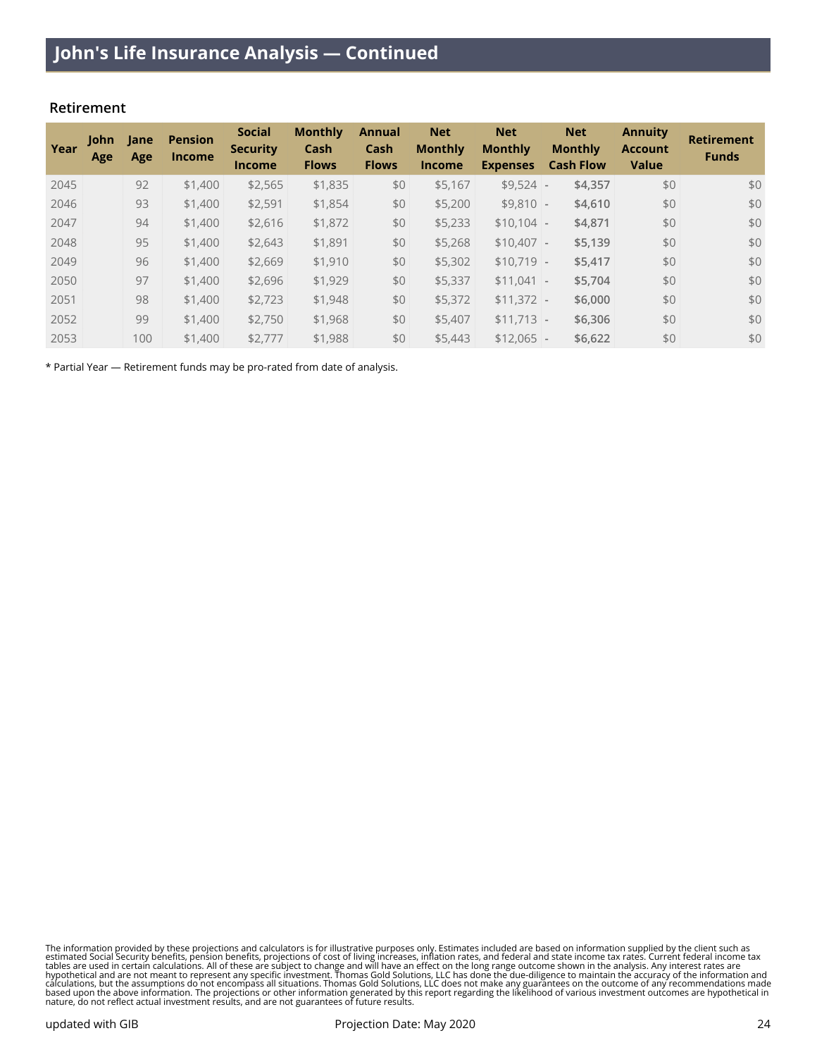## John's Life Insurance Analysis — Continued

### Retirement

| Year | John Age | Jane Age | Pension Income | Social Security Income | Monthly Cash Flows | Annual Cash Flows | Net Monthly Income | Net Monthly Expenses | Net Monthly Cash Flow | Annuity Account Value | Retirement Funds |
|---|---|---|---|---|---|---|---|---|---|---|---|
| 2045 | | 92 | $1,400 | $2,565 | $1,835 | $0 | $5,167 | $9,524 | - **$4,357** | $0 | $0 |
| 2046 | | 93 | $1,400 | $2,591 | $1,854 | $0 | $5,200 | $9,810 | - **$4,610** | $0 | $0 |
| 2047 | | 94 | $1,400 | $2,616 | $1,872 | $0 | $5,233 | $10,104 | - **$4,871** | $0 | $0 |
| 2048 | | 95 | $1,400 | $2,643 | $1,891 | $0 | $5,268 | $10,407 | - **$5,139** | $0 | $0 |
| 2049 | | 96 | $1,400 | $2,669 | $1,910 | $0 | $5,302 | $10,719 | - **$5,417** | $0 | $0 |
| 2050 | | 97 | $1,400 | $2,696 | $1,929 | $0 | $5,337 | $11,041 | - **$5,704** | $0 | $0 |
| 2051 | | 98 | $1,400 | $2,723 | $1,948 | $0 | $5,372 | $11,372 | - **$6,000** | $0 | $0 |
| 2052 | | 99 | $1,400 | $2,750 | $1,968 | $0 | $5,407 | $11,713 | - **$6,306** | $0 | $0 |
| 2053 | | 100 | $1,400 | $2,777 | $1,988 | $0 | $5,443 | $12,065 | - **$6,622** | $0 | $0 |

* Partial Year — Retirement funds may be pro-rated from date of analysis.

The information provided by these projections and calculators is for illustrative purposes only. Estimates included are based on information supplied by the client such as estimated Social Security benefits, pension benefits, projections of cost of living increases, inflation rates, and federal and state income tax rates. Current federal income tax tables are used in certain calculations. All of these are subject to change and will have an effect on the long range outcome shown in the analysis. Any interest rates are hypothetical and are not meant to represent any specific investment. Thomas Gold Solutions, LLC has done the due-diligence to maintain the accuracy of the information and calculations, but the assumptions do not encompass all situations. Thomas Gold Solutions, LLC does not make any guarantees on the outcome of any recommendations made based upon the above information. The projections or other information generated by this report regarding the likelihood of various investment outcomes are hypothetical in nature, do not reflect actual investment results, and are not guarantees of future results.

updated with GIB    Projection Date: May 2020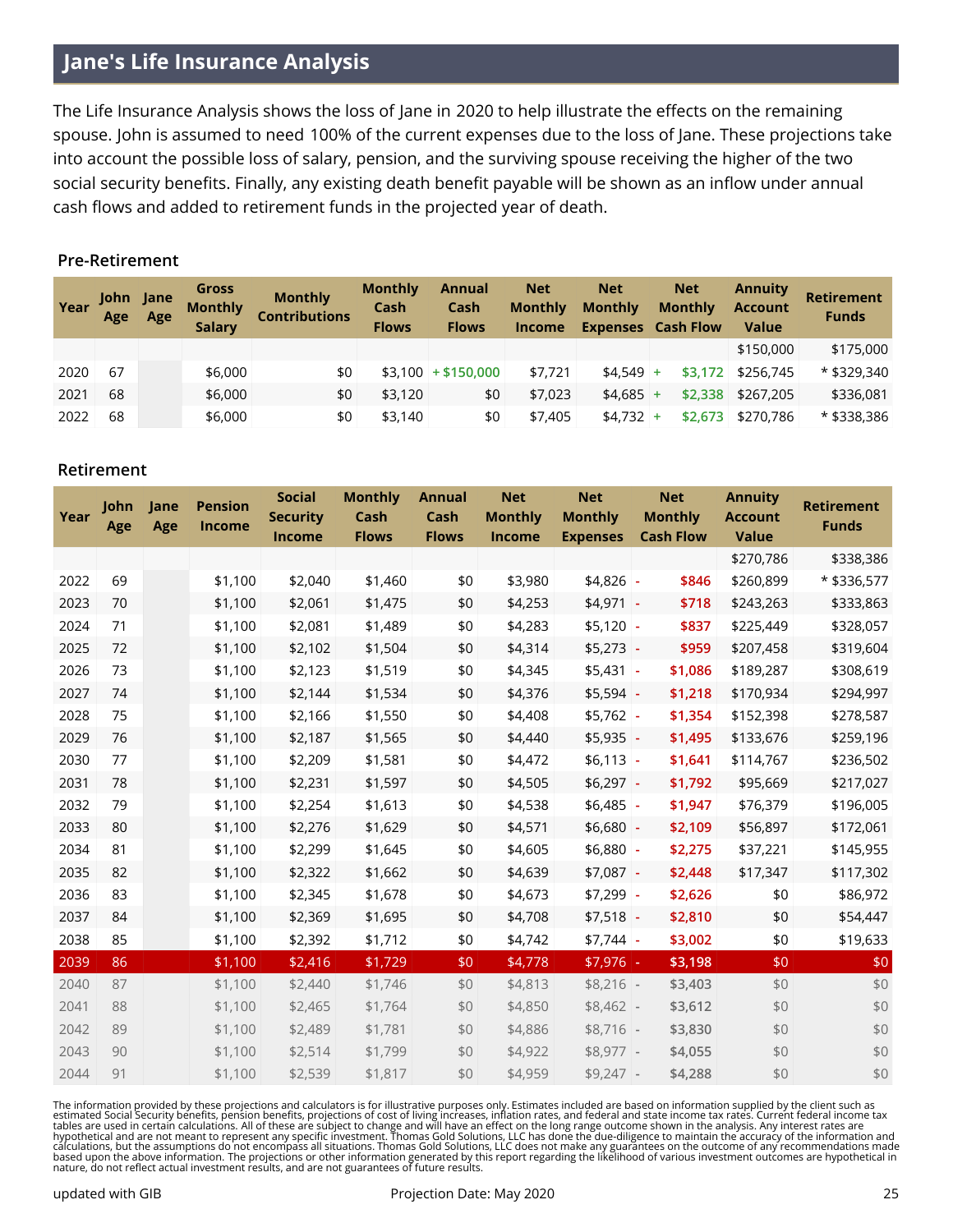## Jane's Life Insurance Analysis

The Life Insurance Analysis shows the loss of Jane in 2020 to help illustrate the effects on the remaining spouse. John is assumed to need 100% of the current expenses due to the loss of Jane. These projections take into account the possible loss of salary, pension, and the surviving spouse receiving the higher of the two social security benefits. Finally, any existing death benefit payable will be shown as an inflow under annual cash flows and added to retirement funds in the projected year of death.

### Pre-Retirement

| Year | John Age | Jane Age | Gross Monthly Salary | Monthly Contributions | Monthly Cash Flows | Annual Cash Flows | Net Monthly Income | Net Monthly Expenses | Net Monthly Cash Flow | Annuity Account Value | Retirement Funds |
|---|---|---|---|---|---|---|---|---|---|---|---|
| | | | | | | | | | | $150,000 | $175,000 |
| 2020 | 67 | | $6,000 | $0 | $3,100 | + $150,000 | $7,721 | $4,549 | + $3,172 | $256,745 | * $329,340 |
| 2021 | 68 | | $6,000 | $0 | $3,120 | $0 | $7,023 | $4,685 | + $2,338 | $267,205 | $336,081 |
| 2022 | 68 | | $6,000 | $0 | $3,140 | $0 | $7,405 | $4,732 | + $2,673 | $270,786 | * $338,386 |

### Retirement

| Year | John Age | Jane Age | Pension Income | Social Security Income | Monthly Cash Flows | Annual Cash Flows | Net Monthly Income | Net Monthly Expenses | Net Monthly Cash Flow | Annuity Account Value | Retirement Funds |
|---|---|---|---|---|---|---|---|---|---|---|---|
| | | | | | | | | | | $270,786 | $338,386 |
| 2022 | 69 | | $1,100 | $2,040 | $1,460 | $0 | $3,980 | $4,826 | - $846 | $260,899 | * $336,577 |
| 2023 | 70 | | $1,100 | $2,061 | $1,475 | $0 | $4,253 | $4,971 | - $718 | $243,263 | $333,863 |
| 2024 | 71 | | $1,100 | $2,081 | $1,489 | $0 | $4,283 | $5,120 | - $837 | $225,449 | $328,057 |
| 2025 | 72 | | $1,100 | $2,102 | $1,504 | $0 | $4,314 | $5,273 | - $959 | $207,458 | $319,604 |
| 2026 | 73 | | $1,100 | $2,123 | $1,519 | $0 | $4,345 | $5,431 | - $1,086 | $189,287 | $308,619 |
| 2027 | 74 | | $1,100 | $2,144 | $1,534 | $0 | $4,376 | $5,594 | - $1,218 | $170,934 | $294,997 |
| 2028 | 75 | | $1,100 | $2,166 | $1,550 | $0 | $4,408 | $5,762 | - $1,354 | $152,398 | $278,587 |
| 2029 | 76 | | $1,100 | $2,187 | $1,565 | $0 | $4,440 | $5,935 | - $1,495 | $133,676 | $259,196 |
| 2030 | 77 | | $1,100 | $2,209 | $1,581 | $0 | $4,472 | $6,113 | - $1,641 | $114,767 | $236,502 |
| 2031 | 78 | | $1,100 | $2,231 | $1,597 | $0 | $4,505 | $6,297 | - $1,792 | $95,669 | $217,027 |
| 2032 | 79 | | $1,100 | $2,254 | $1,613 | $0 | $4,538 | $6,485 | - $1,947 | $76,379 | $196,005 |
| 2033 | 80 | | $1,100 | $2,276 | $1,629 | $0 | $4,571 | $6,680 | - $2,109 | $56,897 | $172,061 |
| 2034 | 81 | | $1,100 | $2,299 | $1,645 | $0 | $4,605 | $6,880 | - $2,275 | $37,221 | $145,955 |
| 2035 | 82 | | $1,100 | $2,322 | $1,662 | $0 | $4,639 | $7,087 | - $2,448 | $17,347 | $117,302 |
| 2036 | 83 | | $1,100 | $2,345 | $1,678 | $0 | $4,673 | $7,299 | - $2,626 | $0 | $86,972 |
| 2037 | 84 | | $1,100 | $2,369 | $1,695 | $0 | $4,708 | $7,518 | - $2,810 | $0 | $54,447 |
| 2038 | 85 | | $1,100 | $2,392 | $1,712 | $0 | $4,742 | $7,744 | - $3,002 | $0 | $19,633 |
| 2039 | 86 | | $1,100 | $2,416 | $1,729 | $0 | $4,778 | $7,976 | - $3,198 | $0 | $0 |
| 2040 | 87 | | $1,100 | $2,440 | $1,746 | $0 | $4,813 | $8,216 | - $3,403 | $0 | $0 |
| 2041 | 88 | | $1,100 | $2,465 | $1,764 | $0 | $4,850 | $8,462 | - $3,612 | $0 | $0 |
| 2042 | 89 | | $1,100 | $2,489 | $1,781 | $0 | $4,886 | $8,716 | - $3,830 | $0 | $0 |
| 2043 | 90 | | $1,100 | $2,514 | $1,799 | $0 | $4,922 | $8,977 | - $4,055 | $0 | $0 |
| 2044 | 91 | | $1,100 | $2,539 | $1,817 | $0 | $4,959 | $9,247 | - $4,288 | $0 | $0 |

The information provided by these projections and calculators is for illustrative purposes only. Estimates included are based on information supplied by the client such as estimated Social Security benefits, pension benefits, projections of cost of living increases, inflation rates, and federal and state income tax rates. Current federal income tax tables are used in certain calculations. All of these are subject to change and will have an effect on the long range outcome shown in the analysis. Any interest rates are hypothetical and are not meant to represent any specific investment. Thomas Gold Solutions, LLC has done the due-diligence to maintain the accuracy of the information and calculations, but the assumptions do not encompass all situations. Thomas Gold Solutions, LLC does not make any guarantees on the outcome of any recommendations made based upon the above information. The projections or other information generated by this report regarding the likelihood of various investment outcomes are hypothetical in nature, do not reflect actual investment results, and are not guarantees of future results.

updated with GIB — Projection Date: May 2020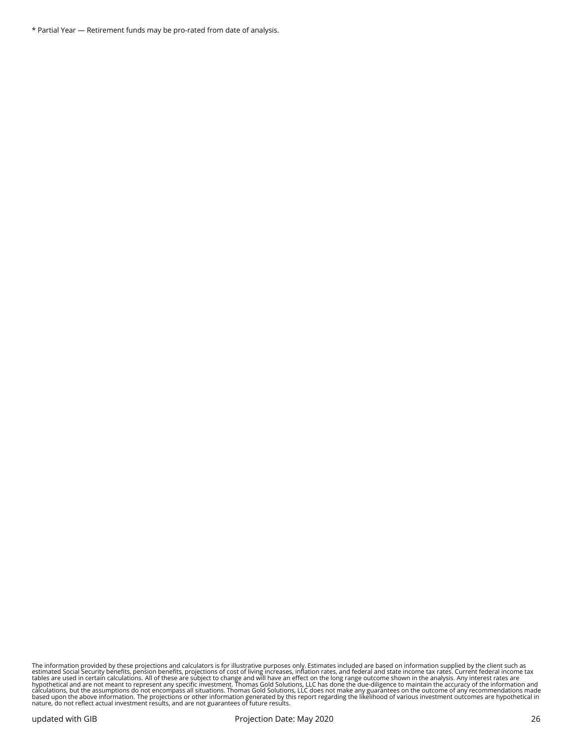* Partial Year — Retirement funds may be pro-rated from date of analysis.

The information provided by these projections and calculators is for illustrative purposes only. Estimates included are based on information supplied by the client such as estimated Social Security benefits, pension benefits, projections of cost of living increases, inflation rates, and federal and state income tax rates. Current federal income tax tables are used in certain calculations. All of these are subject to change and will have an effect on the long range outcome shown in the analysis. Any interest rates are hypothetical and are not meant to represent any specific investment. Thomas Gold Solutions, LLC has done the due-diligence to maintain the accuracy of the information and calculations, but the assumptions do not encompass all situations. Thomas Gold Solutions, LLC does not make any guarantees on the outcome of any recommendations made based upon the above information. The projections or other information generated by this report regarding the likelihood of various investment outcomes are hypothetical in nature, do not reflect actual investment results, and are not guarantees of future results.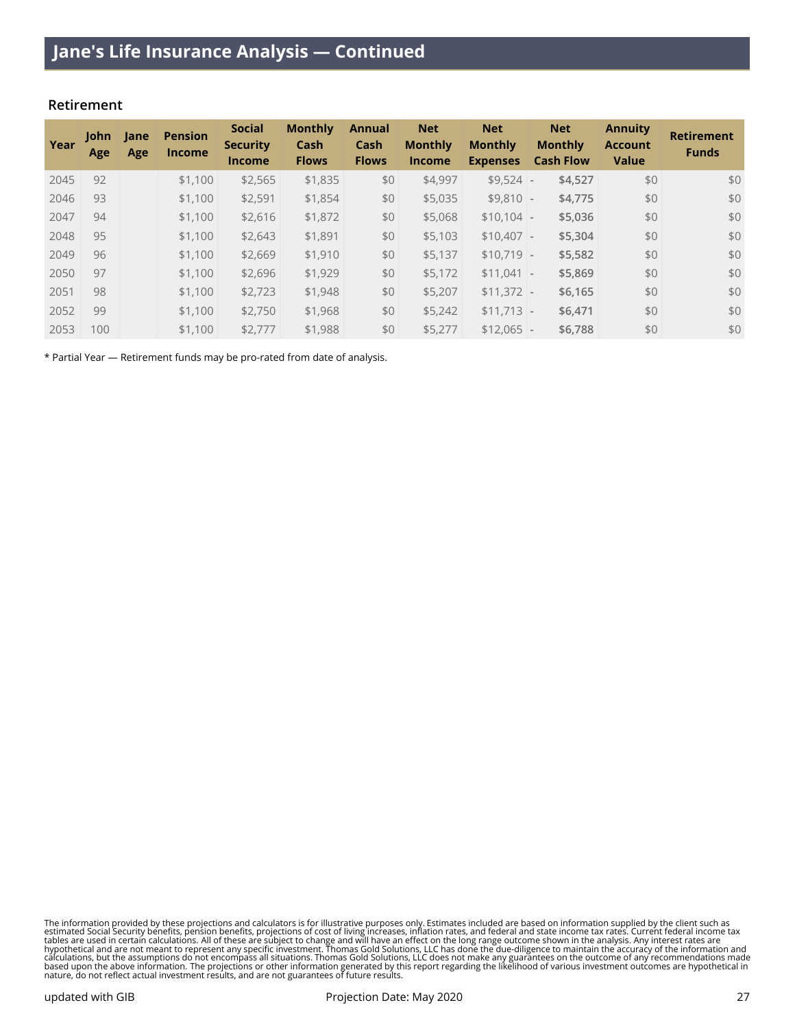## Jane's Life Insurance Analysis — Continued

### Retirement

| Year | John Age | Jane Age | Pension Income | Social Security Income | Monthly Cash Flows | Annual Cash Flows | Net Monthly Income | Net Monthly Expenses | Net Monthly Cash Flow | Annuity Account Value | Retirement Funds |
|---|---|---|---|---|---|---|---|---|---|---|---|
| 2045 | 92 | | $1,100 | $2,565 | $1,835 | $0 | $4,997 | $9,524 | - **$4,527** | $0 | $0 |
| 2046 | 93 | | $1,100 | $2,591 | $1,854 | $0 | $5,035 | $9,810 | - **$4,775** | $0 | $0 |
| 2047 | 94 | | $1,100 | $2,616 | $1,872 | $0 | $5,068 | $10,104 | - **$5,036** | $0 | $0 |
| 2048 | 95 | | $1,100 | $2,643 | $1,891 | $0 | $5,103 | $10,407 | - **$5,304** | $0 | $0 |
| 2049 | 96 | | $1,100 | $2,669 | $1,910 | $0 | $5,137 | $10,719 | - **$5,582** | $0 | $0 |
| 2050 | 97 | | $1,100 | $2,696 | $1,929 | $0 | $5,172 | $11,041 | - **$5,869** | $0 | $0 |
| 2051 | 98 | | $1,100 | $2,723 | $1,948 | $0 | $5,207 | $11,372 | - **$6,165** | $0 | $0 |
| 2052 | 99 | | $1,100 | $2,750 | $1,968 | $0 | $5,242 | $11,713 | - **$6,471** | $0 | $0 |
| 2053 | 100 | | $1,100 | $2,777 | $1,988 | $0 | $5,277 | $12,065 | - **$6,788** | $0 | $0 |

* Partial Year — Retirement funds may be pro-rated from date of analysis.

The information provided by these projections and calculators is for illustrative purposes only. Estimates included are based on information supplied by the client such as estimated Social Security benefits, pension benefits, projections of cost of living increases, inflation rates, and federal and state income tax rates. Current federal income tax tables are used in certain calculations. All of these are subject to change and will have an effect on the long range outcome shown in the analysis. Any interest rates are hypothetical and are not meant to represent any specific investment. Thomas Gold Solutions, LLC has done the due-diligence to maintain the accuracy of the information and calculations, but the assumptions do not encompass all situations. Thomas Gold Solutions, LLC does not make any guarantees on the outcome of any recommendations made based upon the above information. The projections or other information generated by this report regarding the likelihood of various investment outcomes are hypothetical in nature, do not reflect actual investment results, and are not guarantees of future results.

updated with GIB — Projection Date: May 2020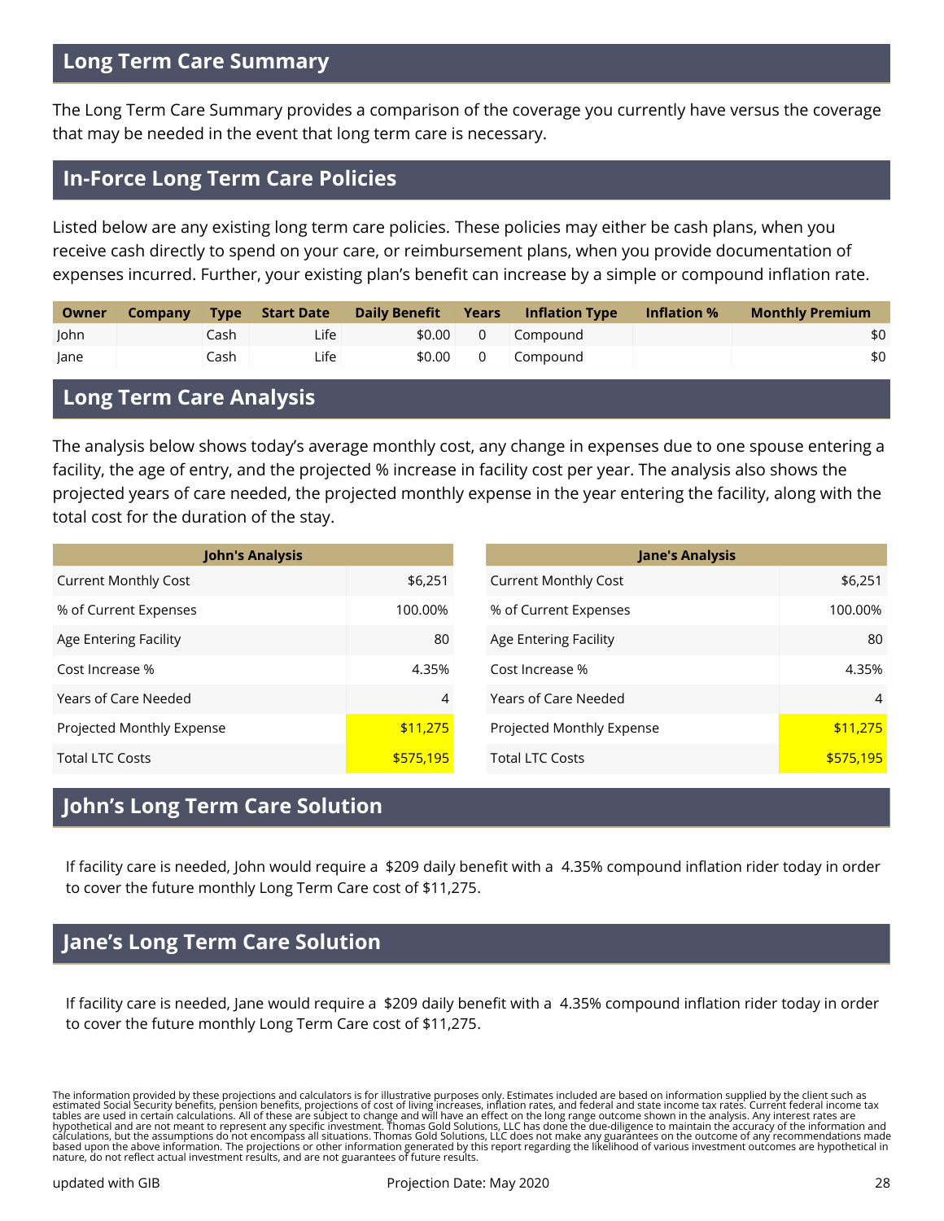## Long Term Care Summary

The Long Term Care Summary provides a comparison of the coverage you currently have versus the coverage that may be needed in the event that long term care is necessary.

## In-Force Long Term Care Policies

Listed below are any existing long term care policies. These policies may either be cash plans, when you receive cash directly to spend on your care, or reimbursement plans, when you provide documentation of expenses incurred. Further, your existing plan's benefit can increase by a simple or compound inflation rate.

| Owner | Company | Type | Start Date | Daily Benefit | Years | Inflation Type | Inflation % | Monthly Premium |
|---|---|---|---|---|---|---|---|---|
| John | | Cash | Life | $0.00 | 0 | Compound | | $0 |
| Jane | | Cash | Life | $0.00 | 0 | Compound | | $0 |

## Long Term Care Analysis

The analysis below shows today's average monthly cost, any change in expenses due to one spouse entering a facility, the age of entry, and the projected % increase in facility cost per year. The analysis also shows the projected years of care needed, the projected monthly expense in the year entering the facility, along with the total cost for the duration of the stay.

| John's Analysis | |
|---|---|
| Current Monthly Cost | $6,251 |
| % of Current Expenses | 100.00% |
| Age Entering Facility | 80 |
| Cost Increase % | 4.35% |
| Years of Care Needed | 4 |
| Projected Monthly Expense | $11,275 |
| Total LTC Costs | $575,195 |

| Jane's Analysis | |
|---|---|
| Current Monthly Cost | $6,251 |
| % of Current Expenses | 100.00% |
| Age Entering Facility | 80 |
| Cost Increase % | 4.35% |
| Years of Care Needed | 4 |
| Projected Monthly Expense | $11,275 |
| Total LTC Costs | $575,195 |

## John's Long Term Care Solution

If facility care is needed, John would require a $209 daily benefit with a 4.35% compound inflation rider today in order to cover the future monthly Long Term Care cost of $11,275.

## Jane's Long Term Care Solution

If facility care is needed, Jane would require a $209 daily benefit with a 4.35% compound inflation rider today in order to cover the future monthly Long Term Care cost of $11,275.

The information provided by these projections and calculators is for illustrative purposes only. Estimates included are based on information supplied by the client such as estimated Social Security benefits, pension benefits, projections of cost of living increases, inflation rates, and federal and state income tax rates. Current federal income tax tables are used in certain calculations. All of these are subject to change and will have an effect on the long range outcome shown in the analysis. Any interest rates are hypothetical and are not meant to represent any specific investment. Thomas Gold Solutions, LLC has done the due-diligence to maintain the accuracy of the information and calculations, but the assumptions do not encompass all situations. Thomas Gold Solutions, LLC does not make any guarantees on the outcome of any recommendations made based upon the above information. The projections or other information generated by this report regarding the likelihood of various investment outcomes are hypothetical in nature, do not reflect actual investment results, and are not guarantees of future results.

updated with GIB — Projection Date: May 2020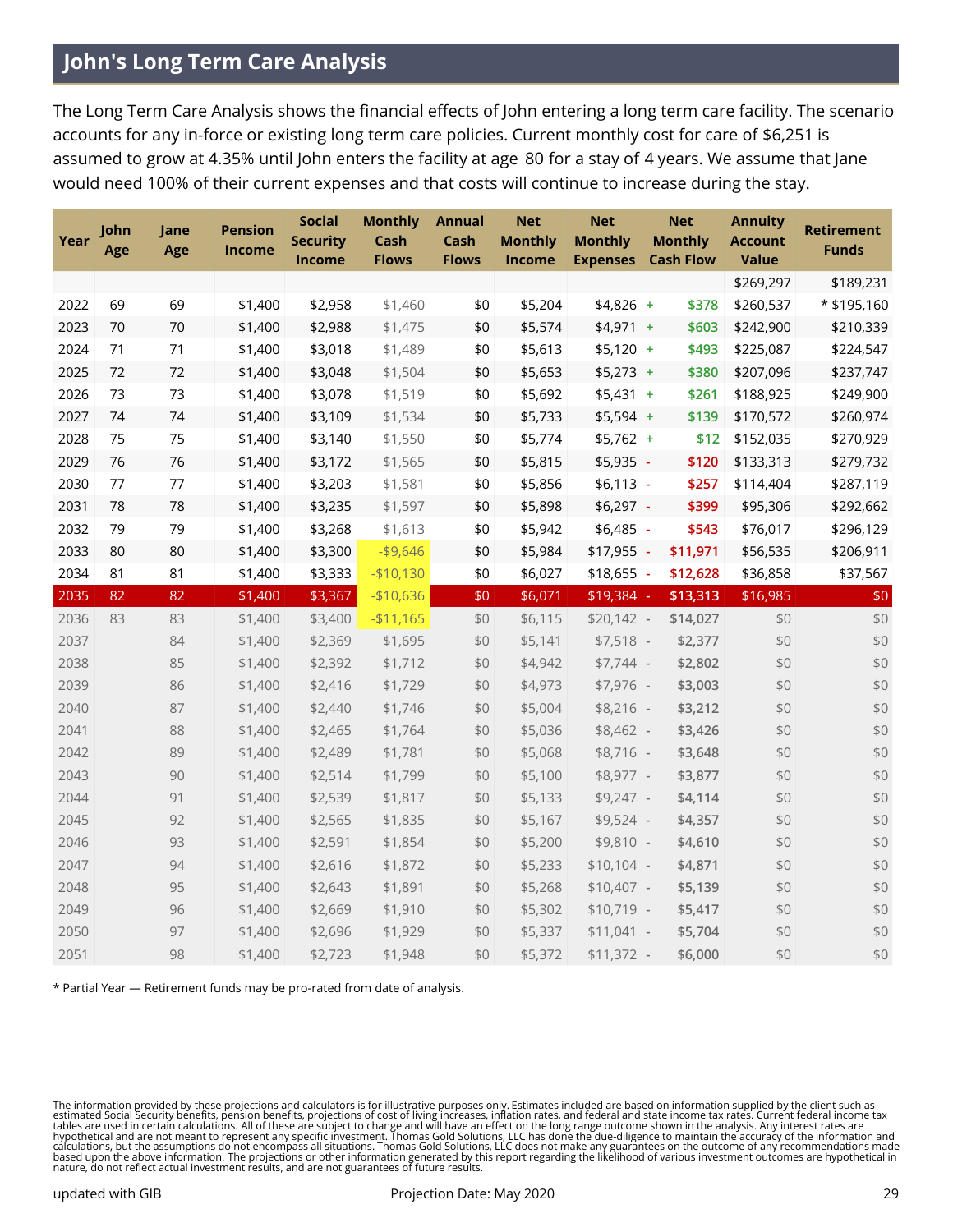## John's Long Term Care Analysis

The Long Term Care Analysis shows the financial effects of John entering a long term care facility. The scenario accounts for any in-force or existing long term care policies. Current monthly cost for care of $6,251 is assumed to grow at 4.35% until John enters the facility at age 80 for a stay of 4 years. We assume that Jane would need 100% of their current expenses and that costs will continue to increase during the stay.

| Year | John Age | Jane Age | Pension Income | Social Security Income | Monthly Cash Flows | Annual Cash Flows | Net Monthly Income | Net Monthly Expenses | Net Monthly Cash Flow | Annuity Account Value | Retirement Funds |
|---|---|---|---|---|---|---|---|---|---|---|---|
| | | | | | | | | | | $269,297 | $189,231 |
| 2022 | 69 | 69 | $1,400 | $2,958 | $1,460 | $0 | $5,204 | $4,826 | + $378 | $260,537 | * $195,160 |
| 2023 | 70 | 70 | $1,400 | $2,988 | $1,475 | $0 | $5,574 | $4,971 | + $603 | $242,900 | $210,339 |
| 2024 | 71 | 71 | $1,400 | $3,018 | $1,489 | $0 | $5,613 | $5,120 | + $493 | $225,087 | $224,547 |
| 2025 | 72 | 72 | $1,400 | $3,048 | $1,504 | $0 | $5,653 | $5,273 | + $380 | $207,096 | $237,747 |
| 2026 | 73 | 73 | $1,400 | $3,078 | $1,519 | $0 | $5,692 | $5,431 | + $261 | $188,925 | $249,900 |
| 2027 | 74 | 74 | $1,400 | $3,109 | $1,534 | $0 | $5,733 | $5,594 | + $139 | $170,572 | $260,974 |
| 2028 | 75 | 75 | $1,400 | $3,140 | $1,550 | $0 | $5,774 | $5,762 | + $12 | $152,035 | $270,929 |
| 2029 | 76 | 76 | $1,400 | $3,172 | $1,565 | $0 | $5,815 | $5,935 | - $120 | $133,313 | $279,732 |
| 2030 | 77 | 77 | $1,400 | $3,203 | $1,581 | $0 | $5,856 | $6,113 | - $257 | $114,404 | $287,119 |
| 2031 | 78 | 78 | $1,400 | $3,235 | $1,597 | $0 | $5,898 | $6,297 | - $399 | $95,306 | $292,662 |
| 2032 | 79 | 79 | $1,400 | $3,268 | $1,613 | $0 | $5,942 | $6,485 | - $543 | $76,017 | $296,129 |
| 2033 | 80 | 80 | $1,400 | $3,300 | -$9,646 | $0 | $5,984 | $17,955 | - $11,971 | $56,535 | $206,911 |
| 2034 | 81 | 81 | $1,400 | $3,333 | -$10,130 | $0 | $6,027 | $18,655 | - $12,628 | $36,858 | $37,567 |
| 2035 | 82 | 82 | $1,400 | $3,367 | -$10,636 | $0 | $6,071 | $19,384 | - $13,313 | $16,985 | $0 |
| 2036 | 83 | 83 | $1,400 | $3,400 | -$11,165 | $0 | $6,115 | $20,142 | - $14,027 | $0 | $0 |
| 2037 | | 84 | $1,400 | $2,369 | $1,695 | $0 | $5,141 | $7,518 | - $2,377 | $0 | $0 |
| 2038 | | 85 | $1,400 | $2,392 | $1,712 | $0 | $4,942 | $7,744 | - $2,802 | $0 | $0 |
| 2039 | | 86 | $1,400 | $2,416 | $1,729 | $0 | $4,973 | $7,976 | - $3,003 | $0 | $0 |
| 2040 | | 87 | $1,400 | $2,440 | $1,746 | $0 | $5,004 | $8,216 | - $3,212 | $0 | $0 |
| 2041 | | 88 | $1,400 | $2,465 | $1,764 | $0 | $5,036 | $8,462 | - $3,426 | $0 | $0 |
| 2042 | | 89 | $1,400 | $2,489 | $1,781 | $0 | $5,068 | $8,716 | - $3,648 | $0 | $0 |
| 2043 | | 90 | $1,400 | $2,514 | $1,799 | $0 | $5,100 | $8,977 | - $3,877 | $0 | $0 |
| 2044 | | 91 | $1,400 | $2,539 | $1,817 | $0 | $5,133 | $9,247 | - $4,114 | $0 | $0 |
| 2045 | | 92 | $1,400 | $2,565 | $1,835 | $0 | $5,167 | $9,524 | - $4,357 | $0 | $0 |
| 2046 | | 93 | $1,400 | $2,591 | $1,854 | $0 | $5,200 | $9,810 | - $4,610 | $0 | $0 |
| 2047 | | 94 | $1,400 | $2,616 | $1,872 | $0 | $5,233 | $10,104 | - $4,871 | $0 | $0 |
| 2048 | | 95 | $1,400 | $2,643 | $1,891 | $0 | $5,268 | $10,407 | - $5,139 | $0 | $0 |
| 2049 | | 96 | $1,400 | $2,669 | $1,910 | $0 | $5,302 | $10,719 | - $5,417 | $0 | $0 |
| 2050 | | 97 | $1,400 | $2,696 | $1,929 | $0 | $5,337 | $11,041 | - $5,704 | $0 | $0 |
| 2051 | | 98 | $1,400 | $2,723 | $1,948 | $0 | $5,372 | $11,372 | - $6,000 | $0 | $0 |

* Partial Year — Retirement funds may be pro-rated from date of analysis.

The information provided by these projections and calculators is for illustrative purposes only. Estimates included are based on information supplied by the client such as estimated Social Security benefits, pension benefits, projections of cost of living increases, inflation rates, and federal and state income tax rates. Current federal income tax tables are used in certain calculations. All of these are subject to change and will have an effect on the long range outcome shown in the analysis. Any interest rates are hypothetical and are not meant to represent any specific investment. Thomas Gold Solutions, LLC has done the due-diligence to maintain the accuracy of the information and calculations, but the assumptions do not encompass all situations. Thomas Gold Solutions, LLC does not make any guarantees on the outcome of any recommendations made based upon the above information. The projections or other information generated by this report regarding the likelihood of various investment outcomes are hypothetical in nature, do not reflect actual investment results, and are not guarantees of future results.

updated with GIB    Projection Date: May 2020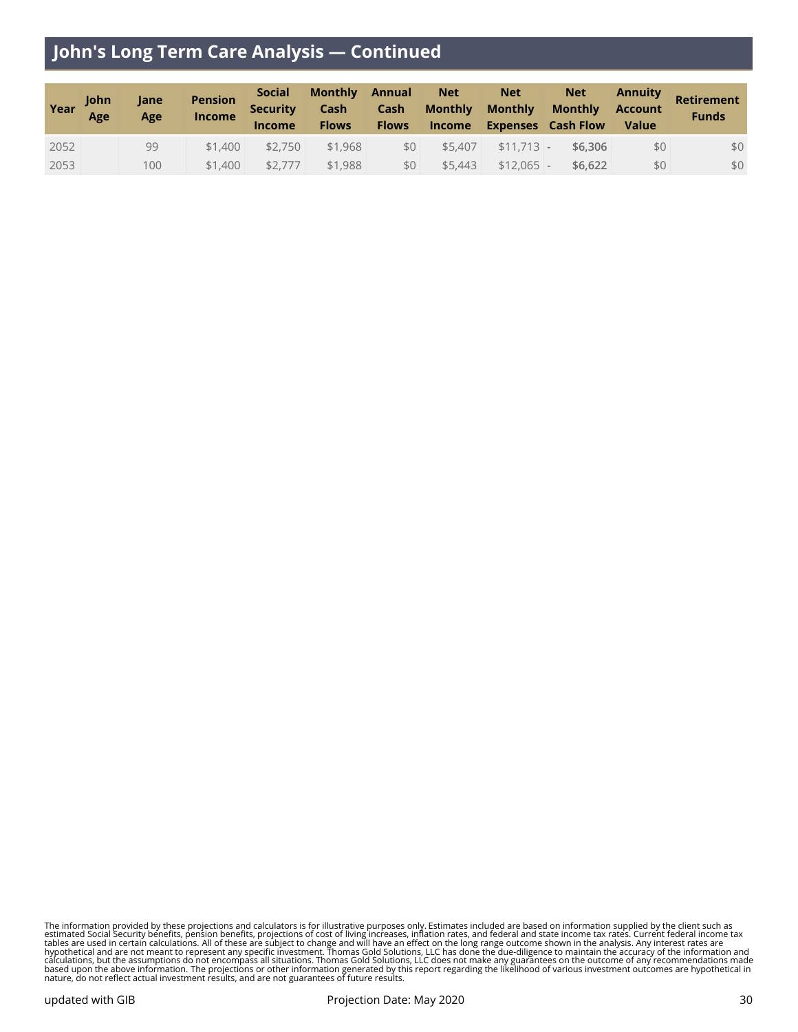# John's Long Term Care Analysis — Continued

| Year | John Age | Jane Age | Pension Income | Social Security Income | Monthly Cash Flows | Annual Cash Flows | Net Monthly Income | Net Monthly Expenses | Net Monthly Cash Flow | Annuity Account Value | Retirement Funds |
|---|---|---|---|---|---|---|---|---|---|---|---|
| 2052 | | 99 | $1,400 | $2,750 | $1,968 | $0 | $5,407 | $11,713 | - **$6,306** | $0 | $0 |
| 2053 | | 100 | $1,400 | $2,777 | $1,988 | $0 | $5,443 | $12,065 | - **$6,622** | $0 | $0 |

The information provided by these projections and calculators is for illustrative purposes only. Estimates included are based on information supplied by the client such as estimated Social Security benefits, pension benefits, projections of cost of living increases, inflation rates, and federal and state income tax rates. Current federal income tax tables are used in certain calculations. All of these are subject to change and will have an effect on the long range outcome shown in the analysis. Any interest rates are hypothetical and are not meant to represent any specific investment. Thomas Gold Solutions, LLC has done the due-diligence to maintain the accuracy of the information and calculations, but the assumptions do not encompass all situations. Thomas Gold Solutions, LLC does not make any guarantees on the outcome of any recommendations made based upon the above information. The projections or other information generated by this report regarding the likelihood of various investment outcomes are hypothetical in nature, do not reflect actual investment results, and are not guarantees of future results.

updated with GIB

Projection Date: May 2020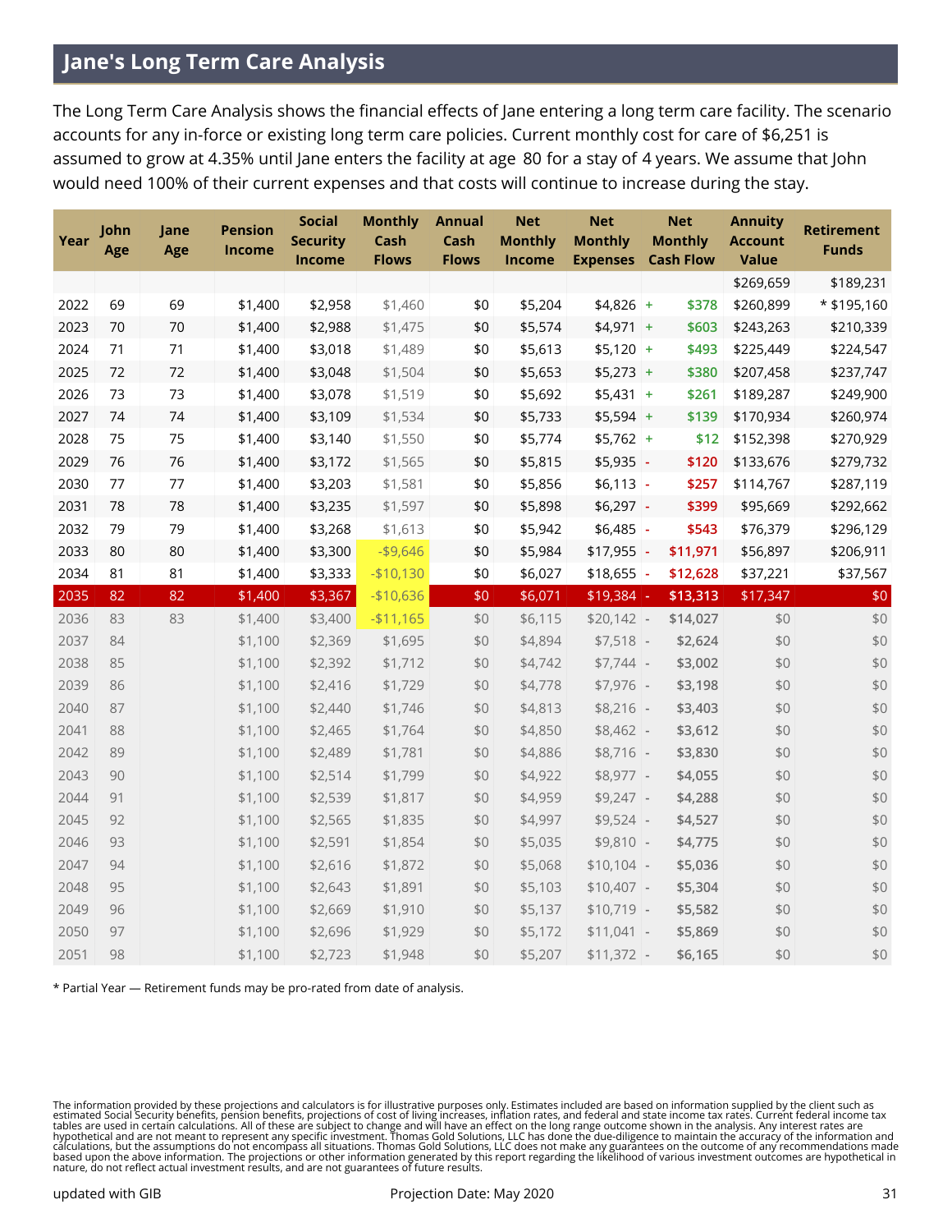## Jane's Long Term Care Analysis

The Long Term Care Analysis shows the financial effects of Jane entering a long term care facility. The scenario accounts for any in-force or existing long term care policies. Current monthly cost for care of $6,251 is assumed to grow at 4.35% until Jane enters the facility at age 80 for a stay of 4 years. We assume that John would need 100% of their current expenses and that costs will continue to increase during the stay.

| Year | John Age | Jane Age | Pension Income | Social Security Income | Monthly Cash Flows | Annual Cash Flows | Net Monthly Income | Net Monthly Expenses | Net Monthly Cash Flow | Annuity Account Value | Retirement Funds |
|---|---|---|---|---|---|---|---|---|---|---|---|
| | | | | | | | | | | $269,659 | $189,231 |
| 2022 | 69 | 69 | $1,400 | $2,958 | $1,460 | $0 | $5,204 | $4,826 | + $378 | $260,899 | * $195,160 |
| 2023 | 70 | 70 | $1,400 | $2,988 | $1,475 | $0 | $5,574 | $4,971 | + $603 | $243,263 | $210,339 |
| 2024 | 71 | 71 | $1,400 | $3,018 | $1,489 | $0 | $5,613 | $5,120 | + $493 | $225,449 | $224,547 |
| 2025 | 72 | 72 | $1,400 | $3,048 | $1,504 | $0 | $5,653 | $5,273 | + $380 | $207,458 | $237,747 |
| 2026 | 73 | 73 | $1,400 | $3,078 | $1,519 | $0 | $5,692 | $5,431 | + $261 | $189,287 | $249,900 |
| 2027 | 74 | 74 | $1,400 | $3,109 | $1,534 | $0 | $5,733 | $5,594 | + $139 | $170,934 | $260,974 |
| 2028 | 75 | 75 | $1,400 | $3,140 | $1,550 | $0 | $5,774 | $5,762 | + $12 | $152,398 | $270,929 |
| 2029 | 76 | 76 | $1,400 | $3,172 | $1,565 | $0 | $5,815 | $5,935 | - $120 | $133,676 | $279,732 |
| 2030 | 77 | 77 | $1,400 | $3,203 | $1,581 | $0 | $5,856 | $6,113 | - $257 | $114,767 | $287,119 |
| 2031 | 78 | 78 | $1,400 | $3,235 | $1,597 | $0 | $5,898 | $6,297 | - $399 | $95,669 | $292,662 |
| 2032 | 79 | 79 | $1,400 | $3,268 | $1,613 | $0 | $5,942 | $6,485 | - $543 | $76,379 | $296,129 |
| 2033 | 80 | 80 | $1,400 | $3,300 | -$9,646 | $0 | $5,984 | $17,955 | - $11,971 | $56,897 | $206,911 |
| 2034 | 81 | 81 | $1,400 | $3,333 | -$10,130 | $0 | $6,027 | $18,655 | - $12,628 | $37,221 | $37,567 |
| 2035 | 82 | 82 | $1,400 | $3,367 | -$10,636 | $0 | $6,071 | $19,384 | - $13,313 | $17,347 | $0 |
| 2036 | 83 | 83 | $1,400 | $3,400 | -$11,165 | $0 | $6,115 | $20,142 | - $14,027 | $0 | $0 |
| 2037 | 84 | | $1,100 | $2,369 | $1,695 | $0 | $4,894 | $7,518 | - $2,624 | $0 | $0 |
| 2038 | 85 | | $1,100 | $2,392 | $1,712 | $0 | $4,742 | $7,744 | - $3,002 | $0 | $0 |
| 2039 | 86 | | $1,100 | $2,416 | $1,729 | $0 | $4,778 | $7,976 | - $3,198 | $0 | $0 |
| 2040 | 87 | | $1,100 | $2,440 | $1,746 | $0 | $4,813 | $8,216 | - $3,403 | $0 | $0 |
| 2041 | 88 | | $1,100 | $2,465 | $1,764 | $0 | $4,850 | $8,462 | - $3,612 | $0 | $0 |
| 2042 | 89 | | $1,100 | $2,489 | $1,781 | $0 | $4,886 | $8,716 | - $3,830 | $0 | $0 |
| 2043 | 90 | | $1,100 | $2,514 | $1,799 | $0 | $4,922 | $8,977 | - $4,055 | $0 | $0 |
| 2044 | 91 | | $1,100 | $2,539 | $1,817 | $0 | $4,959 | $9,247 | - $4,288 | $0 | $0 |
| 2045 | 92 | | $1,100 | $2,565 | $1,835 | $0 | $4,997 | $9,524 | - $4,527 | $0 | $0 |
| 2046 | 93 | | $1,100 | $2,591 | $1,854 | $0 | $5,035 | $9,810 | - $4,775 | $0 | $0 |
| 2047 | 94 | | $1,100 | $2,616 | $1,872 | $0 | $5,068 | $10,104 | - $5,036 | $0 | $0 |
| 2048 | 95 | | $1,100 | $2,643 | $1,891 | $0 | $5,103 | $10,407 | - $5,304 | $0 | $0 |
| 2049 | 96 | | $1,100 | $2,669 | $1,910 | $0 | $5,137 | $10,719 | - $5,582 | $0 | $0 |
| 2050 | 97 | | $1,100 | $2,696 | $1,929 | $0 | $5,172 | $11,041 | - $5,869 | $0 | $0 |
| 2051 | 98 | | $1,100 | $2,723 | $1,948 | $0 | $5,207 | $11,372 | - $6,165 | $0 | $0 |

* Partial Year — Retirement funds may be pro-rated from date of analysis.

The information provided by these projections and calculators is for illustrative purposes only. Estimates included are based on information supplied by the client such as estimated Social Security benefits, pension benefits, projections of cost of living increases, inflation rates, and federal and state income tax rates. Current federal income tax tables are used in certain calculations. All of these are subject to change and will have an effect on the long range outcome shown in the analysis. Any interest rates are hypothetical and are not meant to represent any specific investment. Thomas Gold Solutions, LLC has done the due-diligence to maintain the accuracy of the information and calculations, but the assumptions do not encompass all situations. Thomas Gold Solutions, LLC does not make any guarantees on the outcome of any recommendations made based upon the above information. The projections or other information generated by this report regarding the likelihood of various investment outcomes are hypothetical in nature, do not reflect actual investment results, and are not guarantees of future results.

updated with GIB — Projection Date: May 2020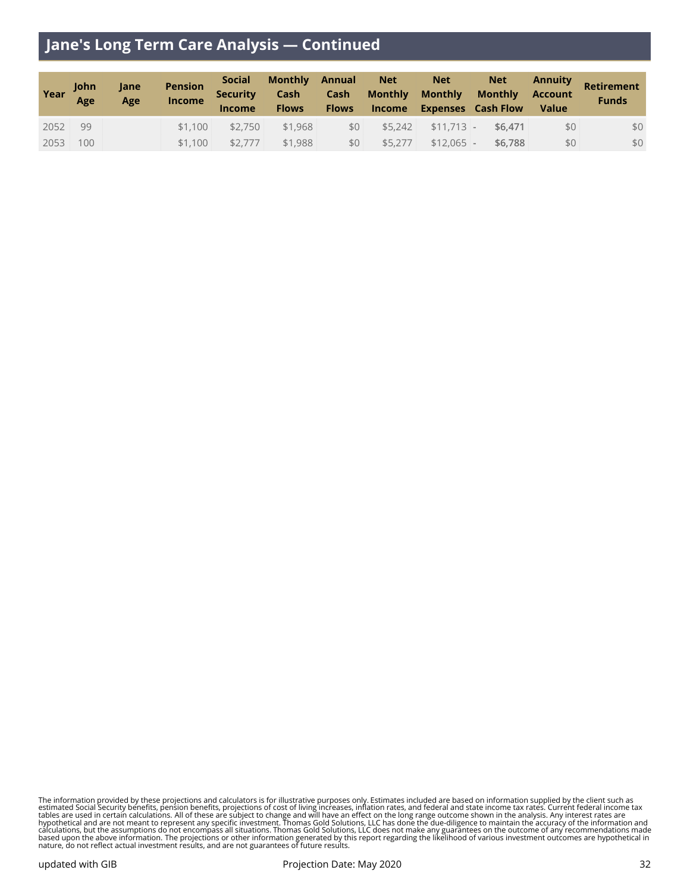## Jane's Long Term Care Analysis — Continued

| Year | John Age | Jane Age | Pension Income | Social Security Income | Monthly Cash Flows | Annual Cash Flows | Net Monthly Income | Net Monthly Expenses | Net Monthly Cash Flow | Annuity Account Value | Retirement Funds |
|---|---|---|---|---|---|---|---|---|---|---|---|
| 2052 | 99 | | $1,100 | $2,750 | $1,968 | $0 | $5,242 | $11,713 | - **$6,471** | $0 | $0 |
| 2053 | 100 | | $1,100 | $2,777 | $1,988 | $0 | $5,277 | $12,065 | - **$6,788** | $0 | $0 |

The information provided by these projections and calculators is for illustrative purposes only. Estimates included are based on information supplied by the client such as estimated Social Security benefits, pension benefits, projections of cost of living increases, inflation rates, and federal and state income tax rates. Current federal income tax tables are used in certain calculations. All of these are subject to change and will have an effect on the long range outcome shown in the analysis. Any interest rates are hypothetical and are not meant to represent any specific investment. Thomas Gold Solutions, LLC has done the due-diligence to maintain the accuracy of the information and calculations, but the assumptions do not encompass all situations. Thomas Gold Solutions, LLC does not make any guarantees on the outcome of any recommendations made based upon the above information. The projections or other information generated by this report regarding the likelihood of various investment outcomes are hypothetical in nature, do not reflect actual investment results, and are not guarantees of future results.

updated with GIB

Projection Date: May 2020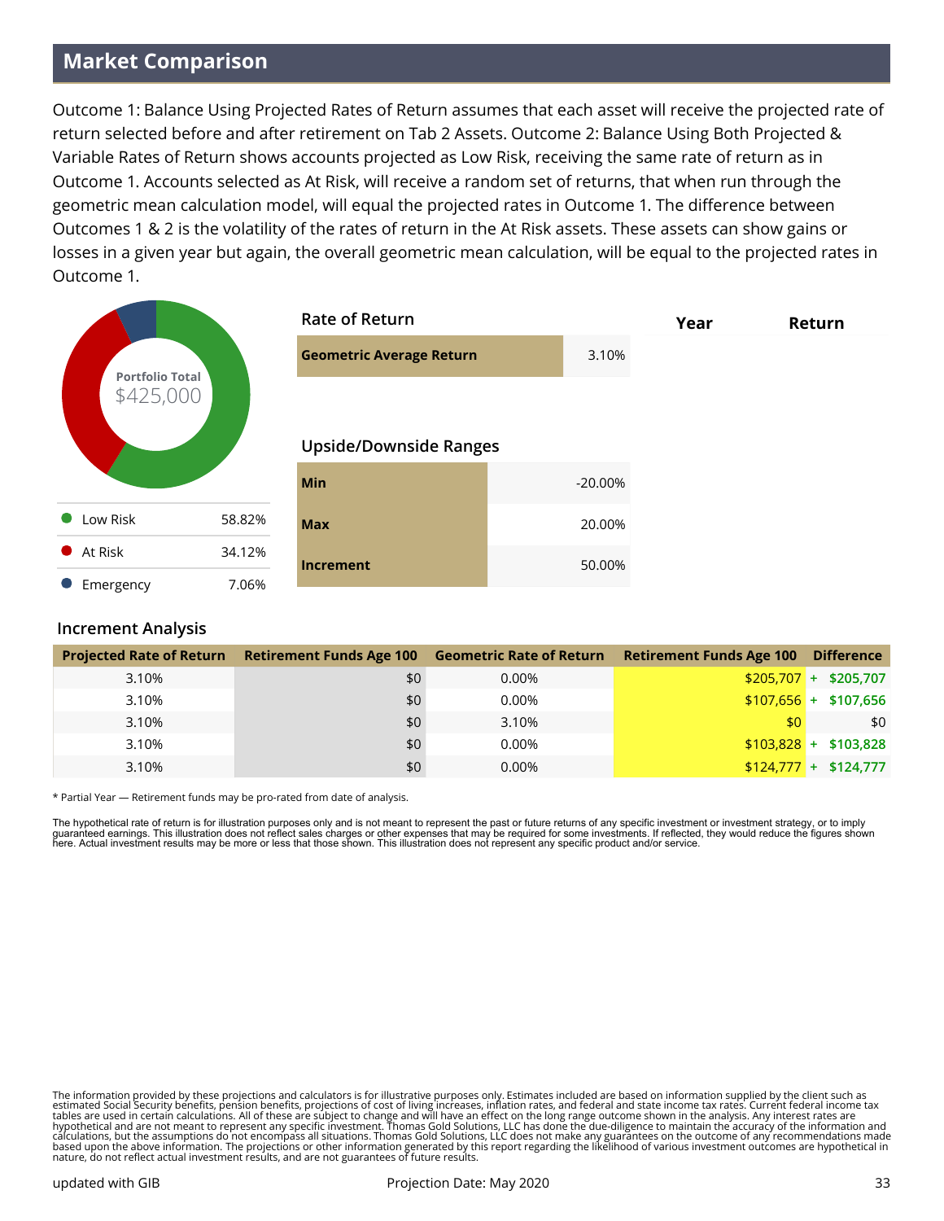## Market Comparison

Outcome 1: Balance Using Projected Rates of Return assumes that each asset will receive the projected rate of return selected before and after retirement on Tab 2 Assets. Outcome 2: Balance Using Both Projected & Variable Rates of Return shows accounts projected as Low Risk, receiving the same rate of return as in Outcome 1. Accounts selected as At Risk, will receive a random set of returns, that when run through the geometric mean calculation model, will equal the projected rates in Outcome 1. The difference between Outcomes 1 & 2 is the volatility of the rates of return in the At Risk assets. These assets can show gains or losses in a given year but again, the overall geometric mean calculation, will be equal to the projected rates in Outcome 1.

Portfolio Total
$425,000

| | |
|---|---|
| Low Risk | 58.82% |
| At Risk | 34.12% |
| Emergency | 7.06% |

### Rate of Return

| | |
|---|---|
| **Geometric Average Return** | 3.10% |

### Upside/Downside Ranges

| | |
|---|---|
| **Min** | -20.00% |
| **Max** | 20.00% |
| **Increment** | 50.00% |

| Year | Return |
|---|---|

### Increment Analysis

| Projected Rate of Return | Retirement Funds Age 100 | Geometric Rate of Return | Retirement Funds Age 100 | Difference |
|---|---|---|---|---|
| 3.10% | $0 | 0.00% | $205,707 | + $205,707 |
| 3.10% | $0 | 0.00% | $107,656 | + $107,656 |
| 3.10% | $0 | 3.10% | $0 | $0 |
| 3.10% | $0 | 0.00% | $103,828 | + $103,828 |
| 3.10% | $0 | 0.00% | $124,777 | + $124,777 |

* Partial Year — Retirement funds may be pro-rated from date of analysis.

The hypothetical rate of return is for illustration purposes only and is not meant to represent the past or future returns of any specific investment or investment strategy, or to imply guaranteed earnings. This illustration does not reflect sales charges or other expenses that may be required for some investments. If reflected, they would reduce the figures shown here. Actual investment results may be more or less that those shown. This illustration does not represent any specific product and/or service.

The information provided by these projections and calculators is for illustrative purposes only. Estimates included are based on information supplied by the client such as estimated Social Security benefits, pension benefits, projections of cost of living increases, inflation rates, and federal and state income tax rates. Current federal income tax tables are used in certain calculations. All of these are subject to change and will have an effect on the long range outcome shown in the analysis. Any interest rates are hypothetical and are not meant to represent any specific investment. Thomas Gold Solutions, LLC has done the due-diligence to maintain the accuracy of the information and calculations, but the assumptions do not encompass all situations. Thomas Gold Solutions, LLC does not make any guarantees on the outcome of any recommendations made based upon the above information. The projections or other information generated by this report regarding the likelihood of various investment outcomes are hypothetical in nature, do not reflect actual investment results, and are not guarantees of future results.

updated with GIB

Projection Date: May 2020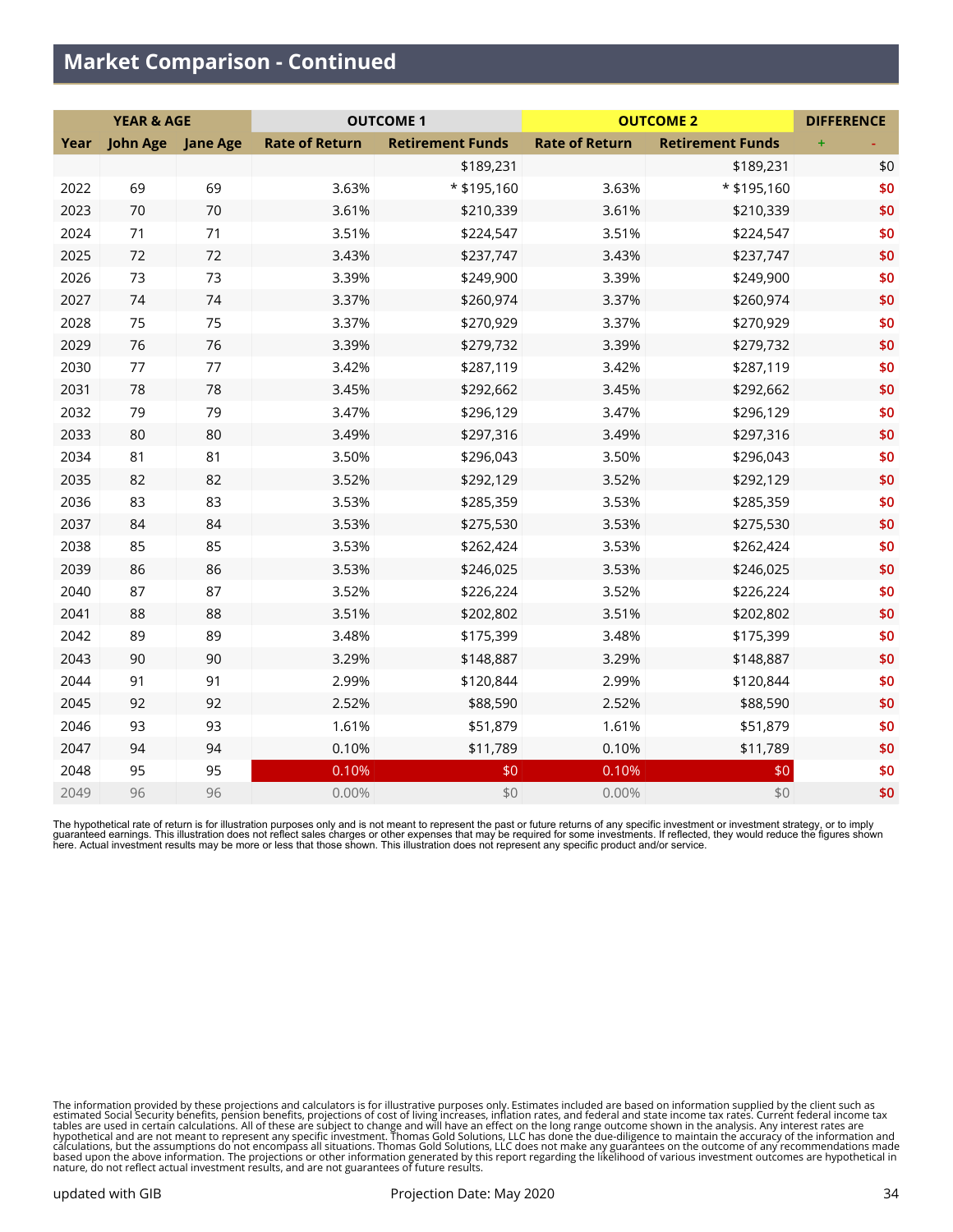## Market Comparison - Continued

| YEAR & AGE | | | OUTCOME 1 | | OUTCOME 2 | | DIFFERENCE |
|---|---|---|---|---|---|---|---|
| Year | John Age | Jane Age | Rate of Return | Retirement Funds | Rate of Return | Retirement Funds | + - |
| | | | | $189,231 | | $189,231 | $0 |
| 2022 | 69 | 69 | 3.63% | * $195,160 | 3.63% | * $195,160 | $0 |
| 2023 | 70 | 70 | 3.61% | $210,339 | 3.61% | $210,339 | $0 |
| 2024 | 71 | 71 | 3.51% | $224,547 | 3.51% | $224,547 | $0 |
| 2025 | 72 | 72 | 3.43% | $237,747 | 3.43% | $237,747 | $0 |
| 2026 | 73 | 73 | 3.39% | $249,900 | 3.39% | $249,900 | $0 |
| 2027 | 74 | 74 | 3.37% | $260,974 | 3.37% | $260,974 | $0 |
| 2028 | 75 | 75 | 3.37% | $270,929 | 3.37% | $270,929 | $0 |
| 2029 | 76 | 76 | 3.39% | $279,732 | 3.39% | $279,732 | $0 |
| 2030 | 77 | 77 | 3.42% | $287,119 | 3.42% | $287,119 | $0 |
| 2031 | 78 | 78 | 3.45% | $292,662 | 3.45% | $292,662 | $0 |
| 2032 | 79 | 79 | 3.47% | $296,129 | 3.47% | $296,129 | $0 |
| 2033 | 80 | 80 | 3.49% | $297,316 | 3.49% | $297,316 | $0 |
| 2034 | 81 | 81 | 3.50% | $296,043 | 3.50% | $296,043 | $0 |
| 2035 | 82 | 82 | 3.52% | $292,129 | 3.52% | $292,129 | $0 |
| 2036 | 83 | 83 | 3.53% | $285,359 | 3.53% | $285,359 | $0 |
| 2037 | 84 | 84 | 3.53% | $275,530 | 3.53% | $275,530 | $0 |
| 2038 | 85 | 85 | 3.53% | $262,424 | 3.53% | $262,424 | $0 |
| 2039 | 86 | 86 | 3.53% | $246,025 | 3.53% | $246,025 | $0 |
| 2040 | 87 | 87 | 3.52% | $226,224 | 3.52% | $226,224 | $0 |
| 2041 | 88 | 88 | 3.51% | $202,802 | 3.51% | $202,802 | $0 |
| 2042 | 89 | 89 | 3.48% | $175,399 | 3.48% | $175,399 | $0 |
| 2043 | 90 | 90 | 3.29% | $148,887 | 3.29% | $148,887 | $0 |
| 2044 | 91 | 91 | 2.99% | $120,844 | 2.99% | $120,844 | $0 |
| 2045 | 92 | 92 | 2.52% | $88,590 | 2.52% | $88,590 | $0 |
| 2046 | 93 | 93 | 1.61% | $51,879 | 1.61% | $51,879 | $0 |
| 2047 | 94 | 94 | 0.10% | $11,789 | 0.10% | $11,789 | $0 |
| 2048 | 95 | 95 | 0.10% | $0 | 0.10% | $0 | $0 |
| 2049 | 96 | 96 | 0.00% | $0 | 0.00% | $0 | $0 |

The hypothetical rate of return is for illustration purposes only and is not meant to represent the past or future returns of any specific investment or investment strategy, or to imply guaranteed earnings. This illustration does not reflect sales charges or other expenses that may be required for some investments. If reflected, they would reduce the figures shown here. Actual investment results may be more or less that those shown. This illustration does not represent any specific product and/or service.

The information provided by these projections and calculators is for illustrative purposes only. Estimates included are based on information supplied by the client such as estimated Social Security benefits, pension benefits, projections of cost of living increases, inflation rates, and federal and state income tax rates. Current federal income tax tables are used in certain calculations. All of these are subject to change and will have an effect on the long range outcome shown in the analysis. Any interest rates are hypothetical and are not meant to represent any specific investment. Thomas Gold Solutions, LLC has done the due-diligence to maintain the accuracy of the information and calculations, but the assumptions do not encompass all situations. Thomas Gold Solutions, LLC does not make any guarantees on the outcome of any recommendations made based upon the above information. The projections or other information generated by this report regarding the likelihood of various investment outcomes are hypothetical in nature, do not reflect actual investment results, and are not guarantees of future results.

updated with GIB    Projection Date: May 2020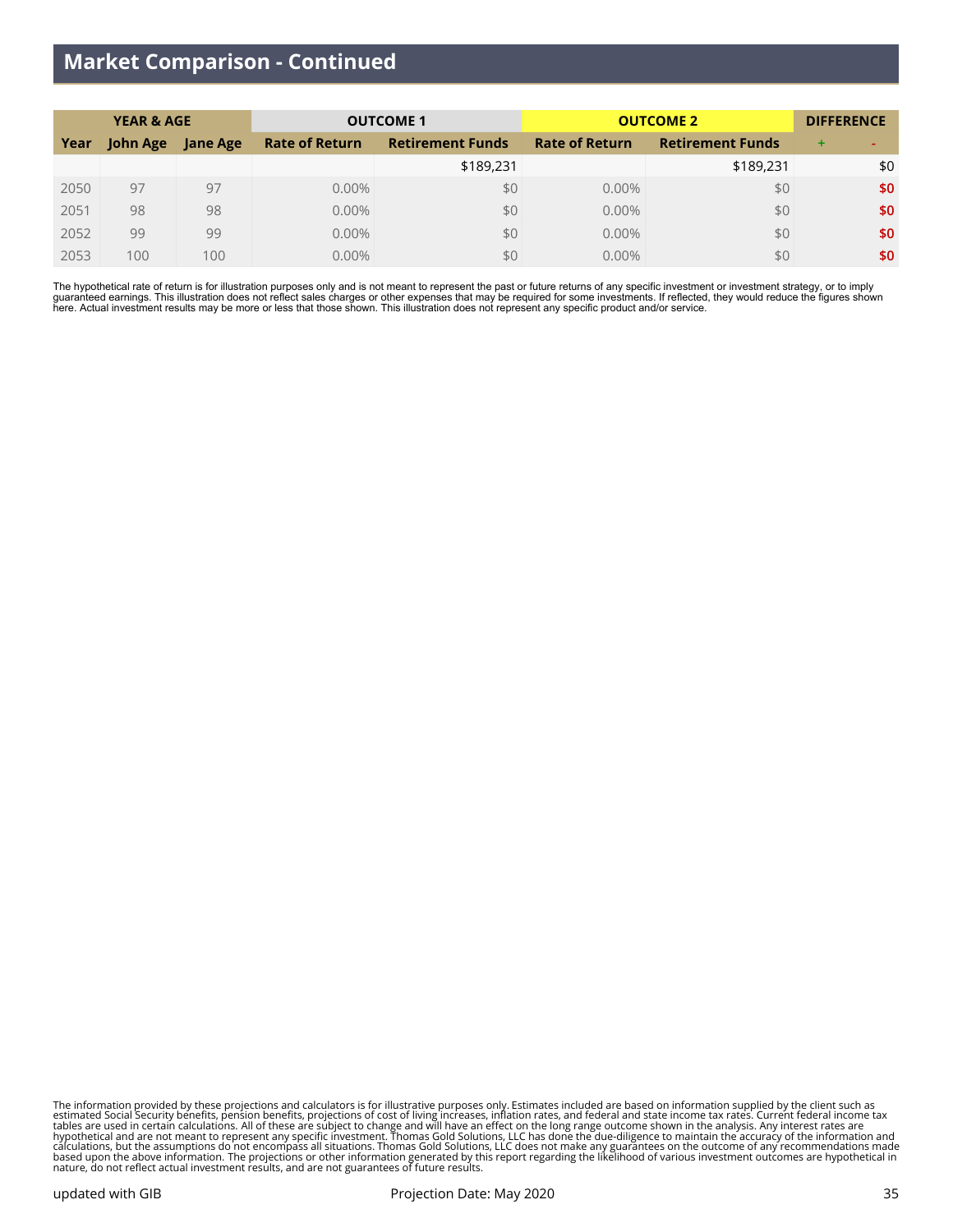# Market Comparison - Continued

| YEAR & AGE | | | OUTCOME 1 | | OUTCOME 2 | | DIFFERENCE |
|---|---|---|---|---|---|---|---|
| Year | John Age | Jane Age | Rate of Return | Retirement Funds | Rate of Return | Retirement Funds | + - |
| | | | | $189,231 | | $189,231 | $0 |
| 2050 | 97 | 97 | 0.00% | $0 | 0.00% | $0 | **$0** |
| 2051 | 98 | 98 | 0.00% | $0 | 0.00% | $0 | **$0** |
| 2052 | 99 | 99 | 0.00% | $0 | 0.00% | $0 | **$0** |
| 2053 | 100 | 100 | 0.00% | $0 | 0.00% | $0 | **$0** |

The hypothetical rate of return is for illustration purposes only and is not meant to represent the past or future returns of any specific investment or investment strategy, or to imply guaranteed earnings. This illustration does not reflect sales charges or other expenses that may be required for some investments. If reflected, they would reduce the figures shown here. Actual investment results may be more or less that those shown. This illustration does not represent any specific product and/or service.

The information provided by these projections and calculators is for illustrative purposes only. Estimates included are based on information supplied by the client such as estimated Social Security benefits, pension benefits, projections of cost of living increases, inflation rates, and federal and state income tax rates. Current federal income tax tables are used in certain calculations. All of these are subject to change and will have an effect on the long range outcome shown in the analysis. Any interest rates are hypothetical and are not meant to represent any specific investment. Thomas Gold Solutions, LLC has done the due-diligence to maintain the accuracy of the information and calculations, but the assumptions do not encompass all situations. Thomas Gold Solutions, LLC does not make any guarantees on the outcome of any recommendations made based upon the above information. The projections or other information generated by this report regarding the likelihood of various investment outcomes are hypothetical in nature, do not reflect actual investment results, and are not guarantees of future results.

updated with GIB    Projection Date: May 2020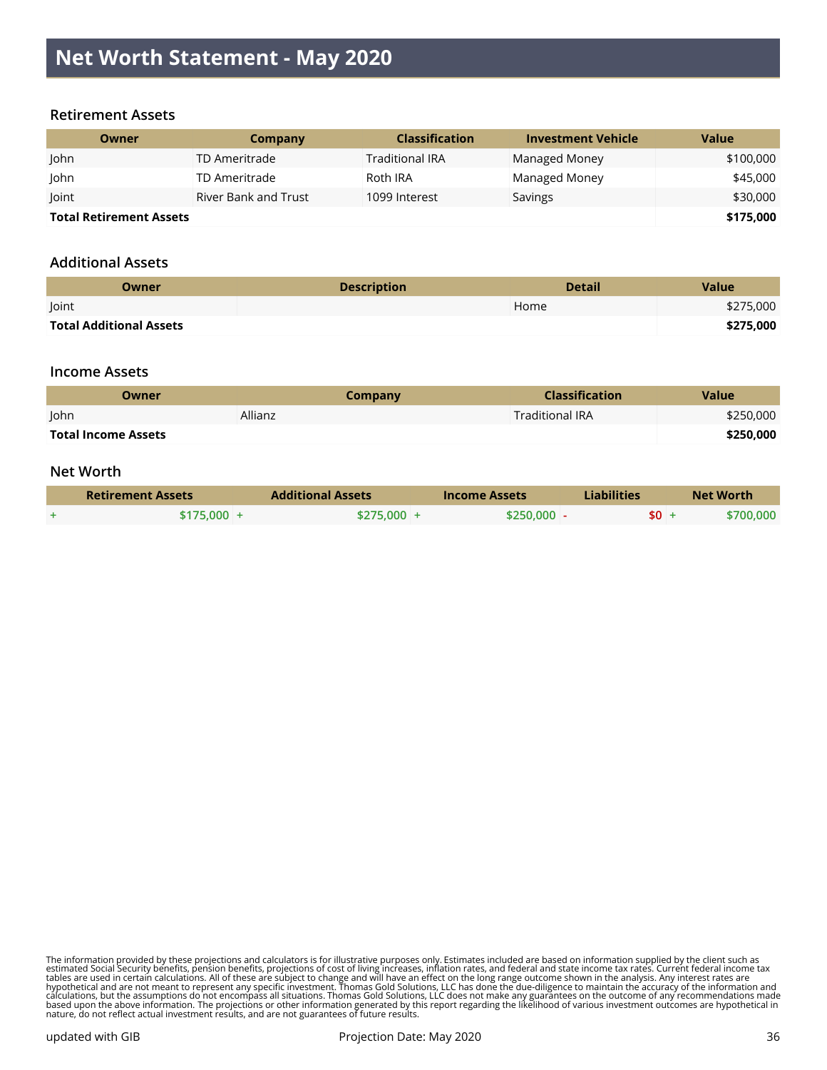# Net Worth Statement - May 2020

## Retirement Assets

| Owner | Company | Classification | Investment Vehicle | Value |
|---|---|---|---|---|
| John | TD Ameritrade | Traditional IRA | Managed Money | $100,000 |
| John | TD Ameritrade | Roth IRA | Managed Money | $45,000 |
| Joint | River Bank and Trust | 1099 Interest | Savings | $30,000 |
| **Total Retirement Assets** | | | | **$175,000** |

## Additional Assets

| Owner | Description | Detail | Value |
|---|---|---|---|
| Joint | | Home | $275,000 |
| **Total Additional Assets** | | | **$275,000** |

## Income Assets

| Owner | Company | Classification | Value |
|---|---|---|---|
| John | Allianz | Traditional IRA | $250,000 |
| **Total Income Assets** | | | **$250,000** |

## Net Worth

| Retirement Assets | Additional Assets | Income Assets | Liabilities | Net Worth |
|---|---|---|---|---|
| + $175,000 | + $275,000 | + $250,000 | - $0 | + $700,000 |

The information provided by these projections and calculators is for illustrative purposes only. Estimates included are based on information supplied by the client such as estimated Social Security benefits, pension benefits, projections of cost of living increases, inflation rates, and federal and state income tax rates. Current federal income tax tables are used in certain calculations. All of these are subject to change and will have an effect on the long range outcome shown in the analysis. Any interest rates are hypothetical and are not meant to represent any specific investment. Thomas Gold Solutions, LLC has done the due-diligence to maintain the accuracy of the information and calculations, but the assumptions do not encompass all situations. Thomas Gold Solutions, LLC does not make any guarantees on the outcome of any recommendations made based upon the above information. The projections or other information generated by this report regarding the likelihood of various investment outcomes are hypothetical in nature, do not reflect actual investment results, and are not guarantees of future results.

updated with GIB | Projection Date: May 2020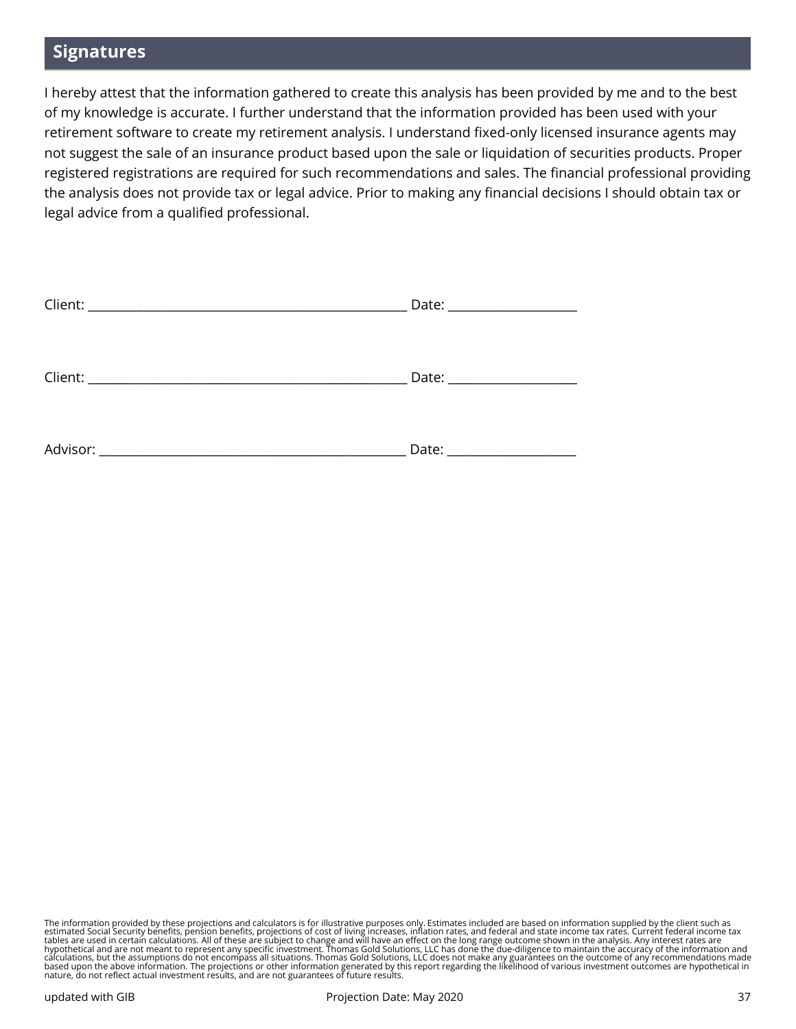## Signatures

I hereby attest that the information gathered to create this analysis has been provided by me and to the best of my knowledge is accurate. I further understand that the information provided has been used with your retirement software to create my retirement analysis. I understand fixed-only licensed insurance agents may not suggest the sale of an insurance product based upon the sale or liquidation of securities products. Proper registered registrations are required for such recommendations and sales. The financial professional providing the analysis does not provide tax or legal advice. Prior to making any financial decisions I should obtain tax or legal advice from a qualified professional.

Client: __________________________________________________ Date: ____________________

Client: __________________________________________________ Date: ____________________

Advisor: ________________________________________________ Date: ____________________

The information provided by these projections and calculators is for illustrative purposes only. Estimates included are based on information supplied by the client such as estimated Social Security benefits, pension benefits, projections of cost of living increases, inflation rates, and federal and state income tax rates. Current federal income tax tables are used in certain calculations. All of these are subject to change and will have an effect on the long range outcome shown in the analysis. Any interest rates are hypothetical and are not meant to represent any specific investment. Thomas Gold Solutions, LLC has done the due-diligence to maintain the accuracy of the information and calculations, but the assumptions do not encompass all situations. Thomas Gold Solutions, LLC does not make any guarantees on the outcome of any recommendations made based upon the above information. The projections or other information generated by this report regarding the likelihood of various investment outcomes are hypothetical in nature, do not reflect actual investment results, and are not guarantees of future results.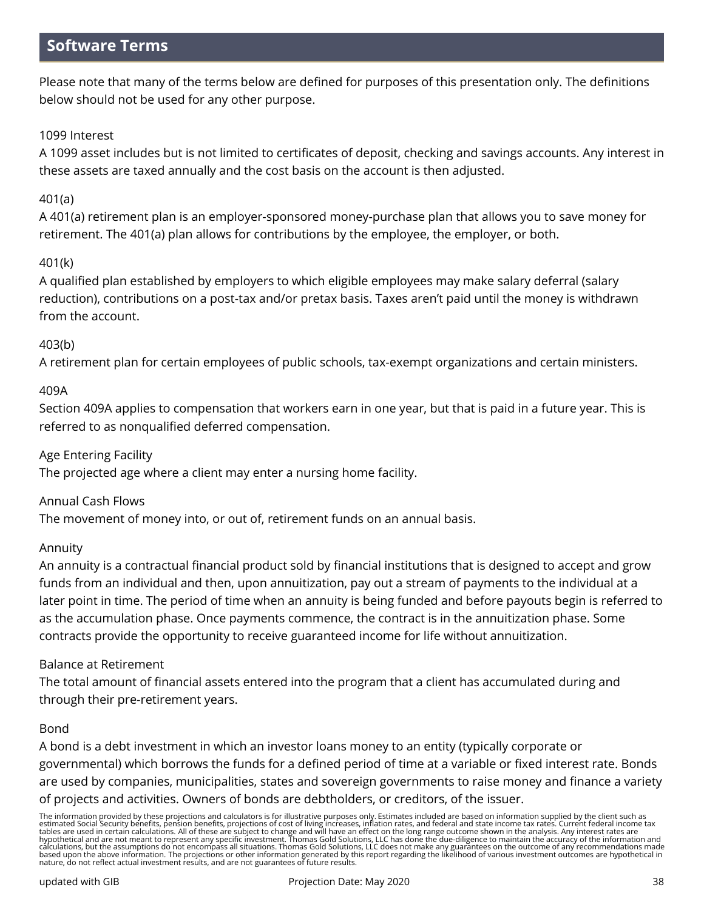## Software Terms

Please note that many of the terms below are defined for purposes of this presentation only. The definitions below should not be used for any other purpose.

1099 Interest
A 1099 asset includes but is not limited to certificates of deposit, checking and savings accounts. Any interest in these assets are taxed annually and the cost basis on the account is then adjusted.

401(a)
A 401(a) retirement plan is an employer-sponsored money-purchase plan that allows you to save money for retirement. The 401(a) plan allows for contributions by the employee, the employer, or both.

401(k)
A qualified plan established by employers to which eligible employees may make salary deferral (salary reduction), contributions on a post-tax and/or pretax basis. Taxes aren't paid until the money is withdrawn from the account.

403(b)
A retirement plan for certain employees of public schools, tax-exempt organizations and certain ministers.

409A
Section 409A applies to compensation that workers earn in one year, but that is paid in a future year. This is referred to as nonqualified deferred compensation.

Age Entering Facility
The projected age where a client may enter a nursing home facility.

Annual Cash Flows
The movement of money into, or out of, retirement funds on an annual basis.

Annuity
An annuity is a contractual financial product sold by financial institutions that is designed to accept and grow funds from an individual and then, upon annuitization, pay out a stream of payments to the individual at a later point in time. The period of time when an annuity is being funded and before payouts begin is referred to as the accumulation phase. Once payments commence, the contract is in the annuitization phase. Some contracts provide the opportunity to receive guaranteed income for life without annuitization.

Balance at Retirement
The total amount of financial assets entered into the program that a client has accumulated during and through their pre-retirement years.

Bond
A bond is a debt investment in which an investor loans money to an entity (typically corporate or governmental) which borrows the funds for a defined period of time at a variable or fixed interest rate. Bonds are used by companies, municipalities, states and sovereign governments to raise money and finance a variety of projects and activities. Owners of bonds are debtholders, or creditors, of the issuer.

The information provided by these projections and calculators is for illustrative purposes only. Estimates included are based on information supplied by the client such as estimated Social Security benefits, pension benefits, projections of cost of living increases, inflation rates, and federal and state income tax rates. Current federal income tax tables are used in certain calculations. All of these are subject to change and will have an effect on the long range outcome shown in the analysis. Any interest rates are hypothetical and are not meant to represent any specific investment. Thomas Gold Solutions, LLC has done the due-diligence to maintain the accuracy of the information and calculations, but the assumptions do not encompass all situations. Thomas Gold Solutions, LLC does not make any guarantees on the outcome of any recommendations made based upon the above information. The projections or other information generated by this report regarding the likelihood of various investment outcomes are hypothetical in nature, do not reflect actual investment results, and are not guarantees of future results.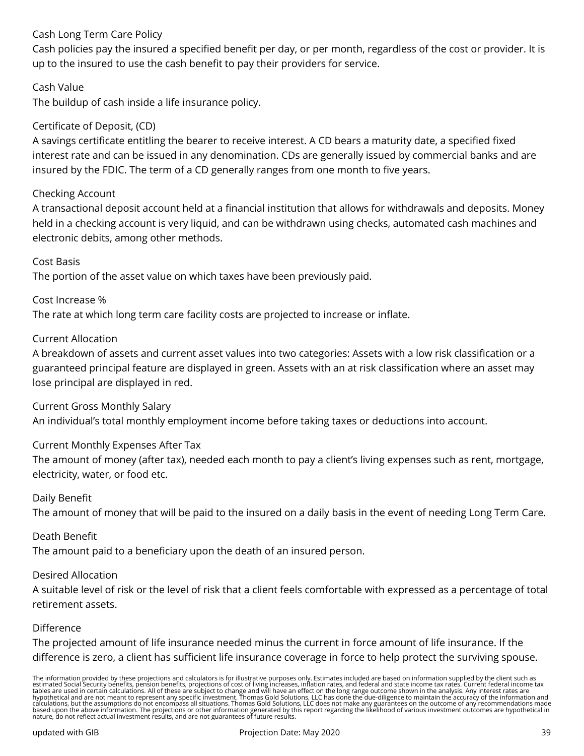Cash Long Term Care Policy

Cash policies pay the insured a specified benefit per day, or per month, regardless of the cost or provider. It is up to the insured to use the cash benefit to pay their providers for service.

Cash Value

The buildup of cash inside a life insurance policy.

Certificate of Deposit, (CD)

A savings certificate entitling the bearer to receive interest. A CD bears a maturity date, a specified fixed interest rate and can be issued in any denomination. CDs are generally issued by commercial banks and are insured by the FDIC. The term of a CD generally ranges from one month to five years.

Checking Account

A transactional deposit account held at a financial institution that allows for withdrawals and deposits. Money held in a checking account is very liquid, and can be withdrawn using checks, automated cash machines and electronic debits, among other methods.

Cost Basis

The portion of the asset value on which taxes have been previously paid.

Cost Increase %

The rate at which long term care facility costs are projected to increase or inflate.

Current Allocation

A breakdown of assets and current asset values into two categories: Assets with a low risk classification or a guaranteed principal feature are displayed in green. Assets with an at risk classification where an asset may lose principal are displayed in red.

Current Gross Monthly Salary

An individual's total monthly employment income before taking taxes or deductions into account.

Current Monthly Expenses After Tax

The amount of money (after tax), needed each month to pay a client's living expenses such as rent, mortgage, electricity, water, or food etc.

Daily Benefit

The amount of money that will be paid to the insured on a daily basis in the event of needing Long Term Care.

Death Benefit

The amount paid to a beneficiary upon the death of an insured person.

Desired Allocation

A suitable level of risk or the level of risk that a client feels comfortable with expressed as a percentage of total retirement assets.

Difference

The projected amount of life insurance needed minus the current in force amount of life insurance. If the difference is zero, a client has sufficient life insurance coverage in force to help protect the surviving spouse.

The information provided by these projections and calculators is for illustrative purposes only. Estimates included are based on information supplied by the client such as estimated Social Security benefits, pension benefits, projections of cost of living increases, inflation rates, and federal and state income tax rates. Current federal income tax tables are used in certain calculations. All of these are subject to change and will have an effect on the long range outcome shown in the analysis. Any interest rates are hypothetical and are not meant to represent any specific investment. Thomas Gold Solutions, LLC has done the due-diligence to maintain the accuracy of the information and calculations, but the assumptions do not encompass all situations. Thomas Gold Solutions, LLC does not make any guarantees on the outcome of any recommendations made based upon the above information. The projections or other information generated by this report regarding the likelihood of various investment outcomes are hypothetical in nature, do not reflect actual investment results, and are not guarantees of future results.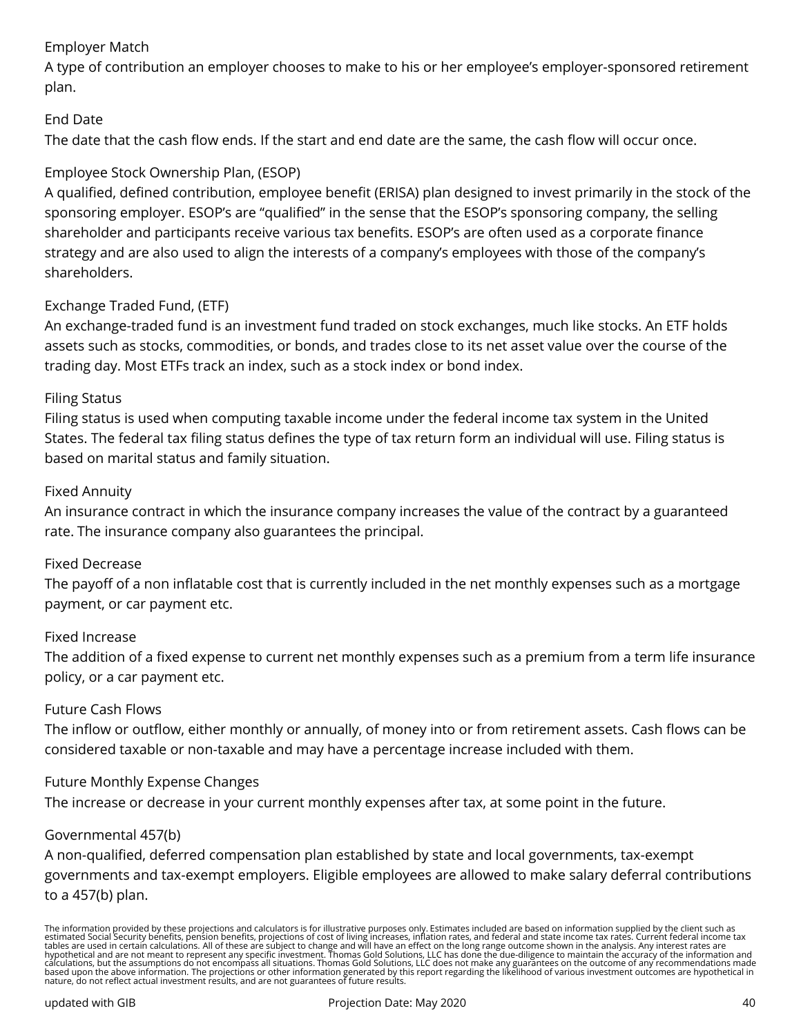Employer Match
A type of contribution an employer chooses to make to his or her employee's employer-sponsored retirement plan.

End Date
The date that the cash flow ends. If the start and end date are the same, the cash flow will occur once.

Employee Stock Ownership Plan, (ESOP)
A qualified, defined contribution, employee benefit (ERISA) plan designed to invest primarily in the stock of the sponsoring employer. ESOP's are "qualified" in the sense that the ESOP's sponsoring company, the selling shareholder and participants receive various tax benefits. ESOP's are often used as a corporate finance strategy and are also used to align the interests of a company's employees with those of the company's shareholders.

Exchange Traded Fund, (ETF)
An exchange-traded fund is an investment fund traded on stock exchanges, much like stocks. An ETF holds assets such as stocks, commodities, or bonds, and trades close to its net asset value over the course of the trading day. Most ETFs track an index, such as a stock index or bond index.

Filing Status
Filing status is used when computing taxable income under the federal income tax system in the United States. The federal tax filing status defines the type of tax return form an individual will use. Filing status is based on marital status and family situation.

Fixed Annuity
An insurance contract in which the insurance company increases the value of the contract by a guaranteed rate. The insurance company also guarantees the principal.

Fixed Decrease
The payoff of a non inflatable cost that is currently included in the net monthly expenses such as a mortgage payment, or car payment etc.

Fixed Increase
The addition of a fixed expense to current net monthly expenses such as a premium from a term life insurance policy, or a car payment etc.

Future Cash Flows
The inflow or outflow, either monthly or annually, of money into or from retirement assets. Cash flows can be considered taxable or non-taxable and may have a percentage increase included with them.

Future Monthly Expense Changes
The increase or decrease in your current monthly expenses after tax, at some point in the future.

Governmental 457(b)
A non-qualified, deferred compensation plan established by state and local governments, tax-exempt governments and tax-exempt employers. Eligible employees are allowed to make salary deferral contributions to a 457(b) plan.

The information provided by these projections and calculators is for illustrative purposes only. Estimates included are based on information supplied by the client such as estimated Social Security benefits, pension benefits, projections of cost of living increases, inflation rates, and federal and state income tax rates. Current federal income tax tables are used in certain calculations. All of these are subject to change and will have an effect on the long range outcome shown in the analysis. Any interest rates are hypothetical and are not meant to represent any specific investment. Thomas Gold Solutions, LLC has done the due-diligence to maintain the accuracy of the information and calculations, but the assumptions do not encompass all situations. Thomas Gold Solutions, LLC does not make any guarantees on the outcome of any recommendations made based upon the above information. The projections or other information generated by this report regarding the likelihood of various investment outcomes are hypothetical in nature, do not reflect actual investment results, and are not guarantees of future results.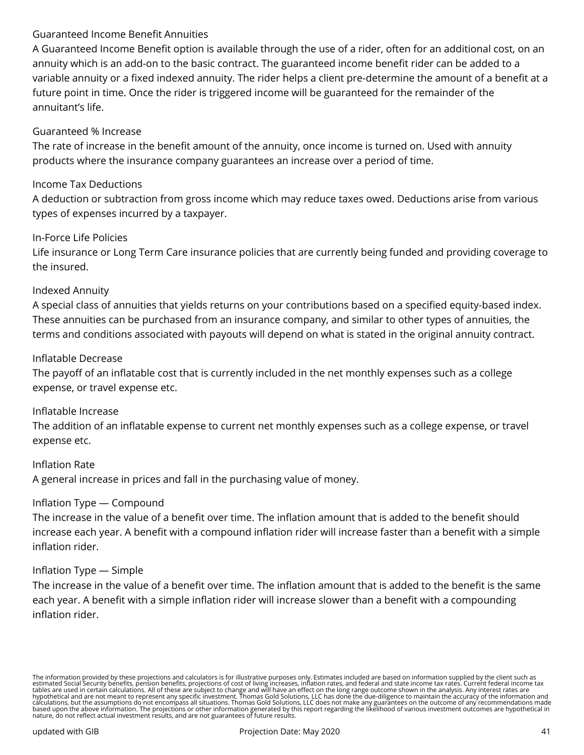### Guaranteed Income Benefit Annuities

A Guaranteed Income Benefit option is available through the use of a rider, often for an additional cost, on an annuity which is an add-on to the basic contract. The guaranteed income benefit rider can be added to a variable annuity or a fixed indexed annuity. The rider helps a client pre-determine the amount of a benefit at a future point in time. Once the rider is triggered income will be guaranteed for the remainder of the annuitant's life.

### Guaranteed % Increase

The rate of increase in the benefit amount of the annuity, once income is turned on. Used with annuity products where the insurance company guarantees an increase over a period of time.

### Income Tax Deductions

A deduction or subtraction from gross income which may reduce taxes owed. Deductions arise from various types of expenses incurred by a taxpayer.

### In-Force Life Policies

Life insurance or Long Term Care insurance policies that are currently being funded and providing coverage to the insured.

### Indexed Annuity

A special class of annuities that yields returns on your contributions based on a specified equity-based index. These annuities can be purchased from an insurance company, and similar to other types of annuities, the terms and conditions associated with payouts will depend on what is stated in the original annuity contract.

### Inflatable Decrease

The payoff of an inflatable cost that is currently included in the net monthly expenses such as a college expense, or travel expense etc.

### Inflatable Increase

The addition of an inflatable expense to current net monthly expenses such as a college expense, or travel expense etc.

### Inflation Rate

A general increase in prices and fall in the purchasing value of money.

### Inflation Type — Compound

The increase in the value of a benefit over time. The inflation amount that is added to the benefit should increase each year. A benefit with a compound inflation rider will increase faster than a benefit with a simple inflation rider.

### Inflation Type — Simple

The increase in the value of a benefit over time. The inflation amount that is added to the benefit is the same each year. A benefit with a simple inflation rider will increase slower than a benefit with a compounding inflation rider.

The information provided by these projections and calculators is for illustrative purposes only. Estimates included are based on information supplied by the client such as estimated Social Security benefits, pension benefits, projections of cost of living increases, inflation rates, and federal and state income tax rates. Current federal income tax tables are used in certain calculations. All of these are subject to change and will have an effect on the long range outcome shown in the analysis. Any interest rates are hypothetical and are not meant to represent any specific investment. Thomas Gold Solutions, LLC has done the due-diligence to maintain the accuracy of the information and calculations, but the assumptions do not encompass all situations. Thomas Gold Solutions, LLC does not make any guarantees on the outcome of any recommendations made based upon the above information. The projections or other information generated by this report regarding the likelihood of various investment outcomes are hypothetical in nature, do not reflect actual investment results, and are not guarantees of future results.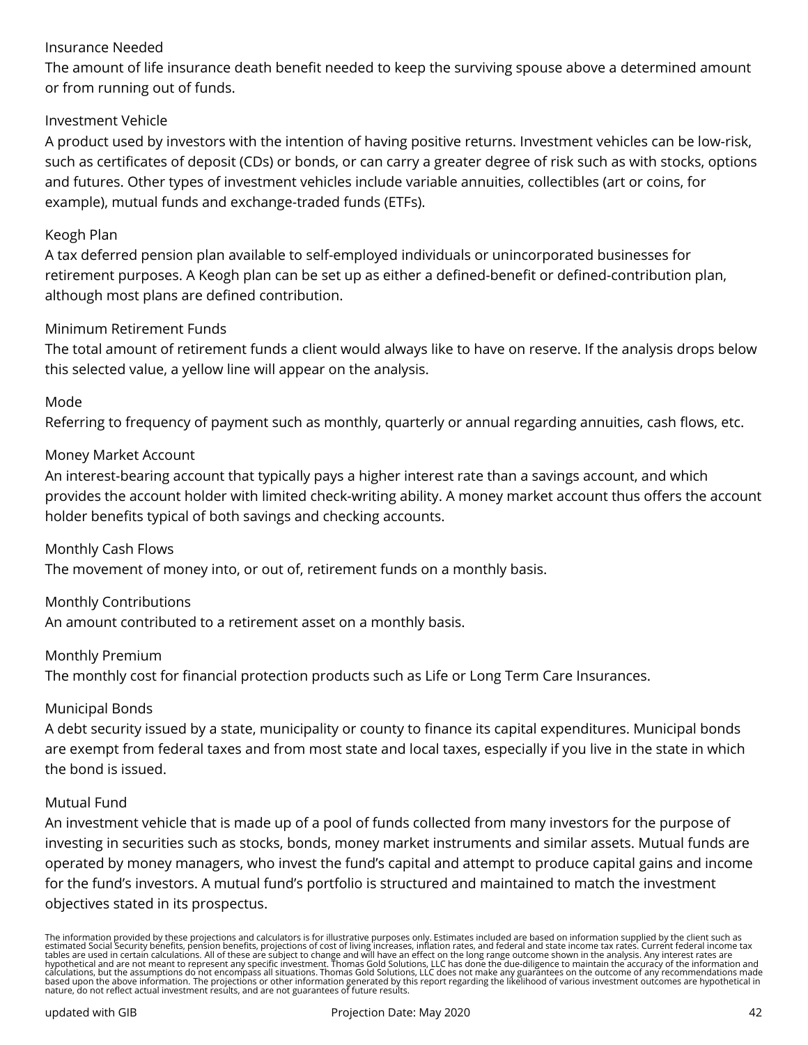### Insurance Needed

The amount of life insurance death benefit needed to keep the surviving spouse above a determined amount or from running out of funds.

### Investment Vehicle

A product used by investors with the intention of having positive returns. Investment vehicles can be low-risk, such as certificates of deposit (CDs) or bonds, or can carry a greater degree of risk such as with stocks, options and futures. Other types of investment vehicles include variable annuities, collectibles (art or coins, for example), mutual funds and exchange-traded funds (ETFs).

### Keogh Plan

A tax deferred pension plan available to self-employed individuals or unincorporated businesses for retirement purposes. A Keogh plan can be set up as either a defined-benefit or defined-contribution plan, although most plans are defined contribution.

### Minimum Retirement Funds

The total amount of retirement funds a client would always like to have on reserve. If the analysis drops below this selected value, a yellow line will appear on the analysis.

### Mode

Referring to frequency of payment such as monthly, quarterly or annual regarding annuities, cash flows, etc.

### Money Market Account

An interest-bearing account that typically pays a higher interest rate than a savings account, and which provides the account holder with limited check-writing ability. A money market account thus offers the account holder benefits typical of both savings and checking accounts.

### Monthly Cash Flows

The movement of money into, or out of, retirement funds on a monthly basis.

### Monthly Contributions

An amount contributed to a retirement asset on a monthly basis.

### Monthly Premium

The monthly cost for financial protection products such as Life or Long Term Care Insurances.

### Municipal Bonds

A debt security issued by a state, municipality or county to finance its capital expenditures. Municipal bonds are exempt from federal taxes and from most state and local taxes, especially if you live in the state in which the bond is issued.

### Mutual Fund

An investment vehicle that is made up of a pool of funds collected from many investors for the purpose of investing in securities such as stocks, bonds, money market instruments and similar assets. Mutual funds are operated by money managers, who invest the fund's capital and attempt to produce capital gains and income for the fund's investors. A mutual fund's portfolio is structured and maintained to match the investment objectives stated in its prospectus.

The information provided by these projections and calculators is for illustrative purposes only. Estimates included are based on information supplied by the client such as estimated Social Security benefits, pension benefits, projections of cost of living increases, inflation rates, and federal and state income tax rates. Current federal income tax tables are used in certain calculations. All of these are subject to change and will have an effect on the long range outcome shown in the analysis. Any interest rates are hypothetical and are not meant to represent any specific investment. Thomas Gold Solutions, LLC has done the due-diligence to maintain the accuracy of the information and calculations, but the assumptions do not encompass all situations. Thomas Gold Solutions, LLC does not make any guarantees on the outcome of any recommendations made based upon the above information. The projections or other information generated by this report regarding the likelihood of various investment outcomes are hypothetical in nature, do not reflect actual investment results, and are not guarantees of future results.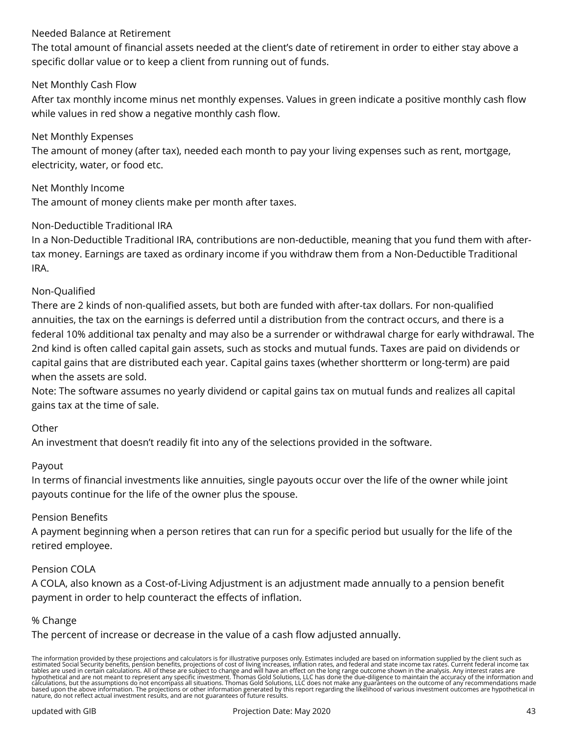Needed Balance at Retirement

The total amount of financial assets needed at the client's date of retirement in order to either stay above a specific dollar value or to keep a client from running out of funds.

Net Monthly Cash Flow

After tax monthly income minus net monthly expenses. Values in green indicate a positive monthly cash flow while values in red show a negative monthly cash flow.

Net Monthly Expenses

The amount of money (after tax), needed each month to pay your living expenses such as rent, mortgage, electricity, water, or food etc.

Net Monthly Income

The amount of money clients make per month after taxes.

Non-Deductible Traditional IRA

In a Non-Deductible Traditional IRA, contributions are non-deductible, meaning that you fund them with after-tax money. Earnings are taxed as ordinary income if you withdraw them from a Non-Deductible Traditional IRA.

Non-Qualified

There are 2 kinds of non-qualified assets, but both are funded with after-tax dollars. For non-qualified annuities, the tax on the earnings is deferred until a distribution from the contract occurs, and there is a federal 10% additional tax penalty and may also be a surrender or withdrawal charge for early withdrawal. The 2nd kind is often called capital gain assets, such as stocks and mutual funds. Taxes are paid on dividends or capital gains that are distributed each year. Capital gains taxes (whether shortterm or long-term) are paid when the assets are sold.

Note: The software assumes no yearly dividend or capital gains tax on mutual funds and realizes all capital gains tax at the time of sale.

Other

An investment that doesn't readily fit into any of the selections provided in the software.

Payout

In terms of financial investments like annuities, single payouts occur over the life of the owner while joint payouts continue for the life of the owner plus the spouse.

Pension Benefits

A payment beginning when a person retires that can run for a specific period but usually for the life of the retired employee.

Pension COLA

A COLA, also known as a Cost-of-Living Adjustment is an adjustment made annually to a pension benefit payment in order to help counteract the effects of inflation.

% Change

The percent of increase or decrease in the value of a cash flow adjusted annually.

The information provided by these projections and calculators is for illustrative purposes only. Estimates included are based on information supplied by the client such as estimated Social Security benefits, pension benefits, projections of cost of living increases, inflation rates, and federal and state income tax rates. Current federal income tax tables are used in certain calculations. All of these are subject to change and will have an effect on the long range outcome shown in the analysis. Any interest rates are hypothetical and are not meant to represent any specific investment. Thomas Gold Solutions, LLC has done the due-diligence to maintain the accuracy of the information and calculations, but the assumptions do not encompass all situations. Thomas Gold Solutions, LLC does not make any guarantees on the outcome of any recommendations made based upon the above information. The projections or other information generated by this report regarding the likelihood of various investment outcomes are hypothetical in nature, do not reflect actual investment results, and are not guarantees of future results.

updated with GIB  Projection Date: May 2020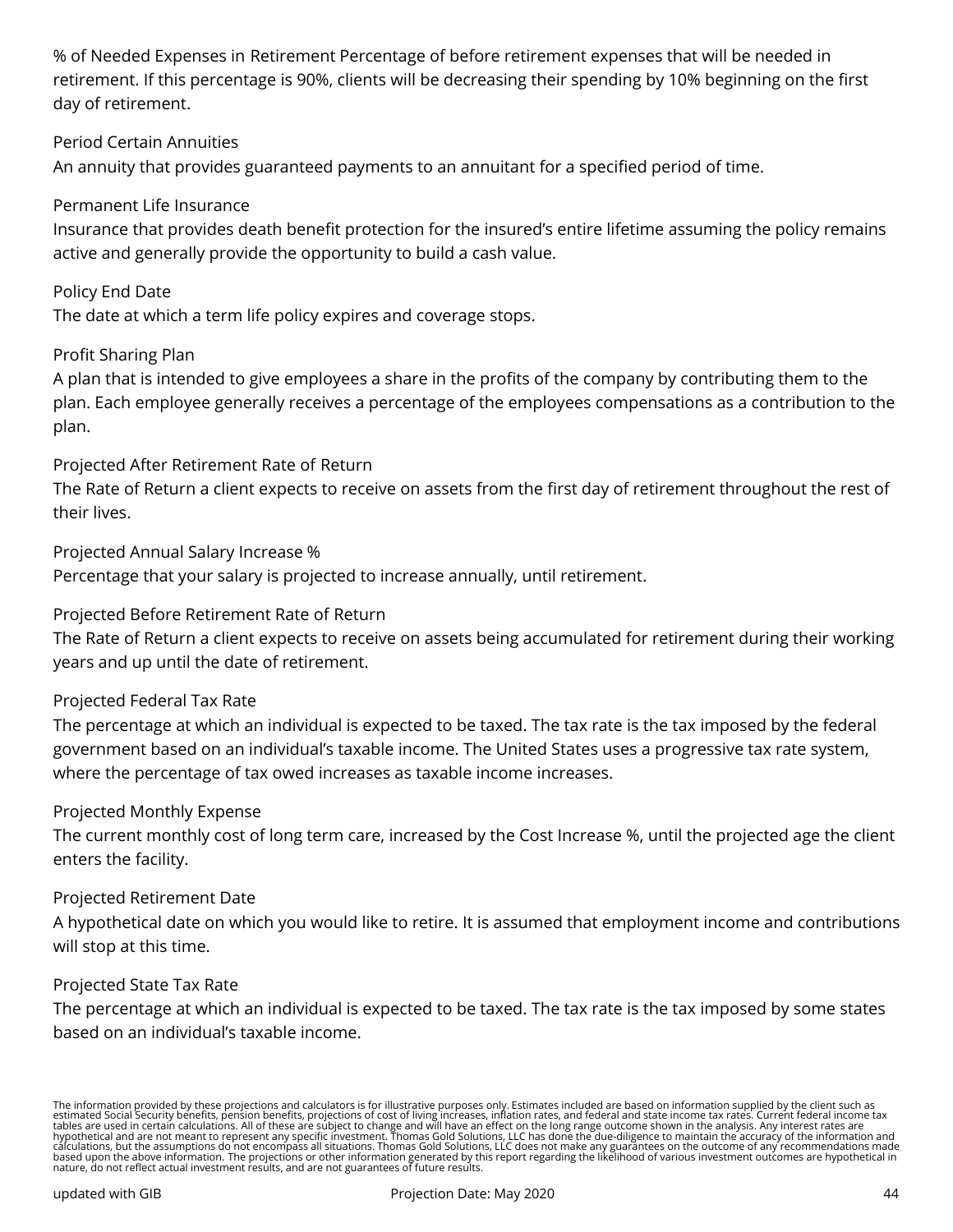% of Needed Expenses in Retirement Percentage of before retirement expenses that will be needed in retirement. If this percentage is 90%, clients will be decreasing their spending by 10% beginning on the first day of retirement.

Period Certain Annuities
An annuity that provides guaranteed payments to an annuitant for a specified period of time.

Permanent Life Insurance
Insurance that provides death benefit protection for the insured's entire lifetime assuming the policy remains active and generally provide the opportunity to build a cash value.

Policy End Date
The date at which a term life policy expires and coverage stops.

Profit Sharing Plan
A plan that is intended to give employees a share in the profits of the company by contributing them to the plan. Each employee generally receives a percentage of the employees compensations as a contribution to the plan.

Projected After Retirement Rate of Return
The Rate of Return a client expects to receive on assets from the first day of retirement throughout the rest of their lives.

Projected Annual Salary Increase %
Percentage that your salary is projected to increase annually, until retirement.

Projected Before Retirement Rate of Return
The Rate of Return a client expects to receive on assets being accumulated for retirement during their working years and up until the date of retirement.

Projected Federal Tax Rate
The percentage at which an individual is expected to be taxed. The tax rate is the tax imposed by the federal government based on an individual's taxable income. The United States uses a progressive tax rate system, where the percentage of tax owed increases as taxable income increases.

Projected Monthly Expense
The current monthly cost of long term care, increased by the Cost Increase %, until the projected age the client enters the facility.

Projected Retirement Date
A hypothetical date on which you would like to retire. It is assumed that employment income and contributions will stop at this time.

Projected State Tax Rate
The percentage at which an individual is expected to be taxed. The tax rate is the tax imposed by some states based on an individual's taxable income.

The information provided by these projections and calculators is for illustrative purposes only. Estimates included are based on information supplied by the client such as estimated Social Security benefits, pension benefits, projections of cost of living increases, inflation rates, and federal and state income tax rates. Current federal income tax tables are used in certain calculations. All of these are subject to change and will have an effect on the long range outcome shown in the analysis. Any interest rates are hypothetical and are not meant to represent any specific investment. Thomas Gold Solutions, LLC has done the due-diligence to maintain the accuracy of the information and calculations, but the assumptions do not encompass all situations. Thomas Gold Solutions, LLC does not make any guarantees on the outcome of any recommendations made based upon the above information. The projections or other information generated by this report regarding the likelihood of various investment outcomes are hypothetical in nature, do not reflect actual investment results, and are not guarantees of future results.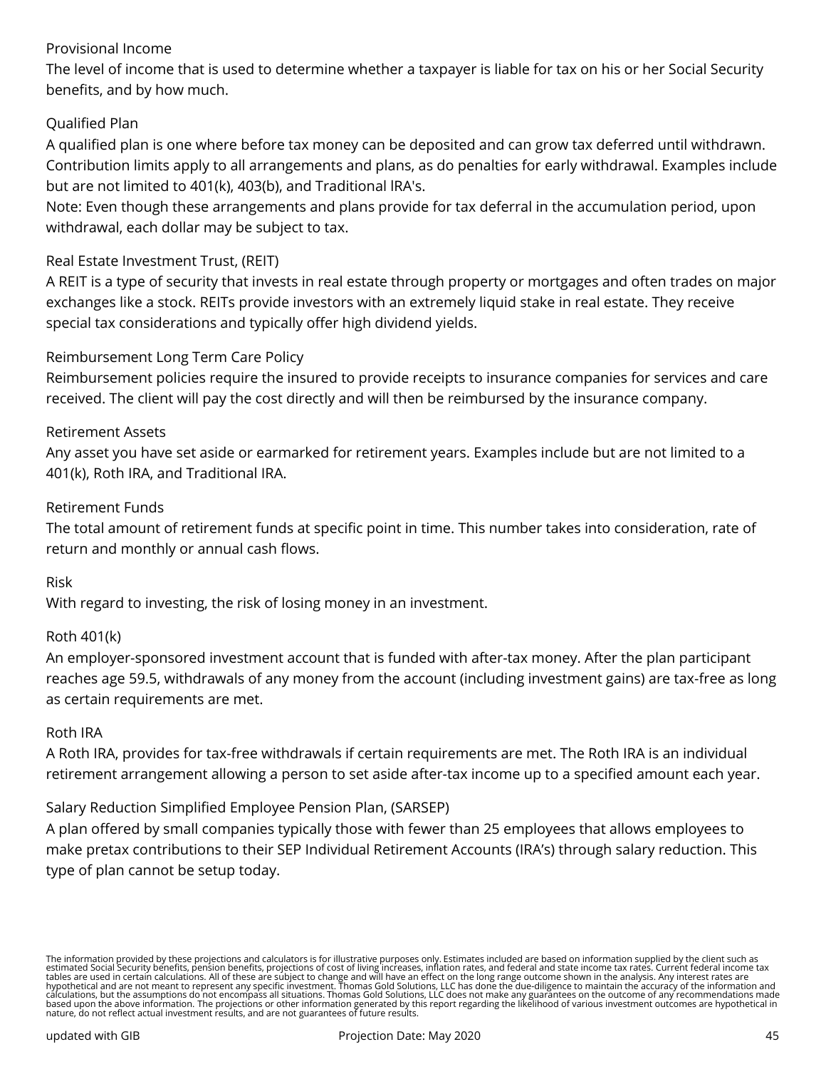Provisional Income

The level of income that is used to determine whether a taxpayer is liable for tax on his or her Social Security benefits, and by how much.

Qualified Plan

A qualified plan is one where before tax money can be deposited and can grow tax deferred until withdrawn. Contribution limits apply to all arrangements and plans, as do penalties for early withdrawal. Examples include but are not limited to 401(k), 403(b), and Traditional lRA's.

Note: Even though these arrangements and plans provide for tax deferral in the accumulation period, upon withdrawal, each dollar may be subject to tax.

Real Estate Investment Trust, (REIT)

A REIT is a type of security that invests in real estate through property or mortgages and often trades on major exchanges like a stock. REITs provide investors with an extremely liquid stake in real estate. They receive special tax considerations and typically offer high dividend yields.

Reimbursement Long Term Care Policy

Reimbursement policies require the insured to provide receipts to insurance companies for services and care received. The client will pay the cost directly and will then be reimbursed by the insurance company.

Retirement Assets

Any asset you have set aside or earmarked for retirement years. Examples include but are not limited to a 401(k), Roth IRA, and Traditional IRA.

Retirement Funds

The total amount of retirement funds at specific point in time. This number takes into consideration, rate of return and monthly or annual cash flows.

Risk

With regard to investing, the risk of losing money in an investment.

Roth 401(k)

An employer-sponsored investment account that is funded with after-tax money. After the plan participant reaches age 59.5, withdrawals of any money from the account (including investment gains) are tax-free as long as certain requirements are met.

Roth IRA

A Roth IRA, provides for tax-free withdrawals if certain requirements are met. The Roth IRA is an individual retirement arrangement allowing a person to set aside after-tax income up to a specified amount each year.

Salary Reduction Simplified Employee Pension Plan, (SARSEP)

A plan offered by small companies typically those with fewer than 25 employees that allows employees to make pretax contributions to their SEP Individual Retirement Accounts (IRA's) through salary reduction. This type of plan cannot be setup today.

The information provided by these projections and calculators is for illustrative purposes only. Estimates included are based on information supplied by the client such as estimated Social Security benefits, pension benefits, projections of cost of living increases, inflation rates, and federal and state income tax rates. Current federal income tax tables are used in certain calculations. All of these are subject to change and will have an effect on the long range outcome shown in the analysis. Any interest rates are hypothetical and are not meant to represent any specific investment. Thomas Gold Solutions, LLC has done the due-diligence to maintain the accuracy of the information and calculations, but the assumptions do not encompass all situations. Thomas Gold Solutions, LLC does not make any guarantees on the outcome of any recommendations made based upon the above information. The projections or other information generated by this report regarding the likelihood of various investment outcomes are hypothetical in nature, do not reflect actual investment results, and are not guarantees of future results.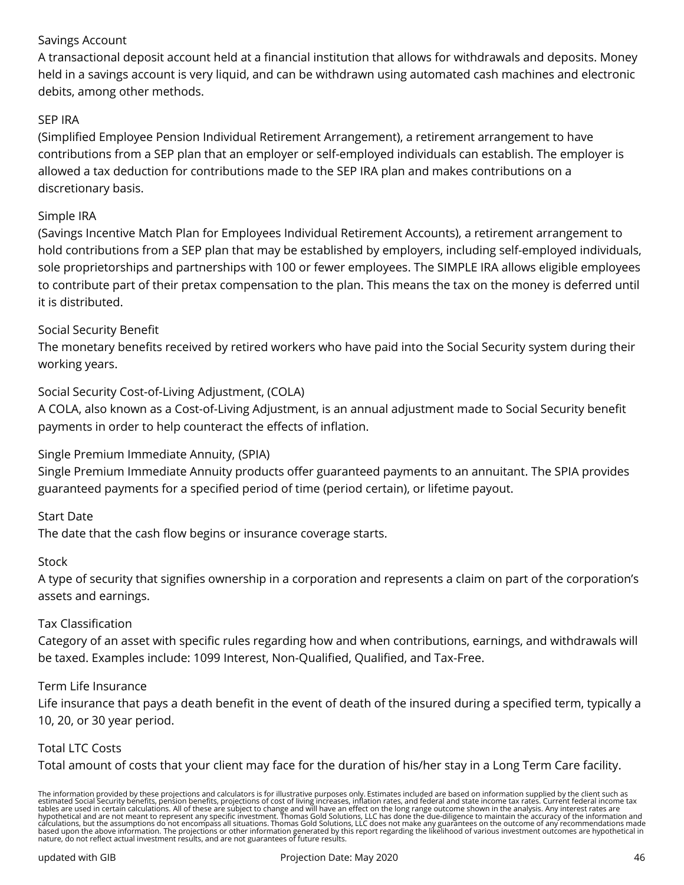Savings Account
A transactional deposit account held at a financial institution that allows for withdrawals and deposits. Money held in a savings account is very liquid, and can be withdrawn using automated cash machines and electronic debits, among other methods.

SEP IRA
(Simplified Employee Pension Individual Retirement Arrangement), a retirement arrangement to have contributions from a SEP plan that an employer or self-employed individuals can establish. The employer is allowed a tax deduction for contributions made to the SEP IRA plan and makes contributions on a discretionary basis.

Simple IRA
(Savings Incentive Match Plan for Employees Individual Retirement Accounts), a retirement arrangement to hold contributions from a SEP plan that may be established by employers, including self-employed individuals, sole proprietorships and partnerships with 100 or fewer employees. The SIMPLE IRA allows eligible employees to contribute part of their pretax compensation to the plan. This means the tax on the money is deferred until it is distributed.

Social Security Benefit
The monetary benefits received by retired workers who have paid into the Social Security system during their working years.

Social Security Cost-of-Living Adjustment, (COLA)
A COLA, also known as a Cost-of-Living Adjustment, is an annual adjustment made to Social Security benefit payments in order to help counteract the effects of inflation.

Single Premium Immediate Annuity, (SPIA)
Single Premium Immediate Annuity products offer guaranteed payments to an annuitant. The SPIA provides guaranteed payments for a specified period of time (period certain), or lifetime payout.

Start Date
The date that the cash flow begins or insurance coverage starts.

Stock
A type of security that signifies ownership in a corporation and represents a claim on part of the corporation's assets and earnings.

Tax Classification
Category of an asset with specific rules regarding how and when contributions, earnings, and withdrawals will be taxed. Examples include: 1099 Interest, Non-Qualified, Qualified, and Tax-Free.

Term Life Insurance
Life insurance that pays a death benefit in the event of death of the insured during a specified term, typically a 10, 20, or 30 year period.

Total LTC Costs
Total amount of costs that your client may face for the duration of his/her stay in a Long Term Care facility.

The information provided by these projections and calculators is for illustrative purposes only. Estimates included are based on information supplied by the client such as estimated Social Security benefits, pension benefits, projections of cost of living increases, inflation rates, and federal and state income tax rates. Current federal income tax tables are used in certain calculations. All of these are subject to change and will have an effect on the long range outcome shown in the analysis. Any interest rates are hypothetical and are not meant to represent any specific investment. Thomas Gold Solutions, LLC has done the due-diligence to maintain the accuracy of the information and calculations, but the assumptions do not encompass all situations. Thomas Gold Solutions, LLC does not make any guarantees on the outcome of any recommendations made based upon the above information. The projections or other information generated by this report regarding the likelihood of various investment outcomes are hypothetical in nature, do not reflect actual investment results, and are not guarantees of future results.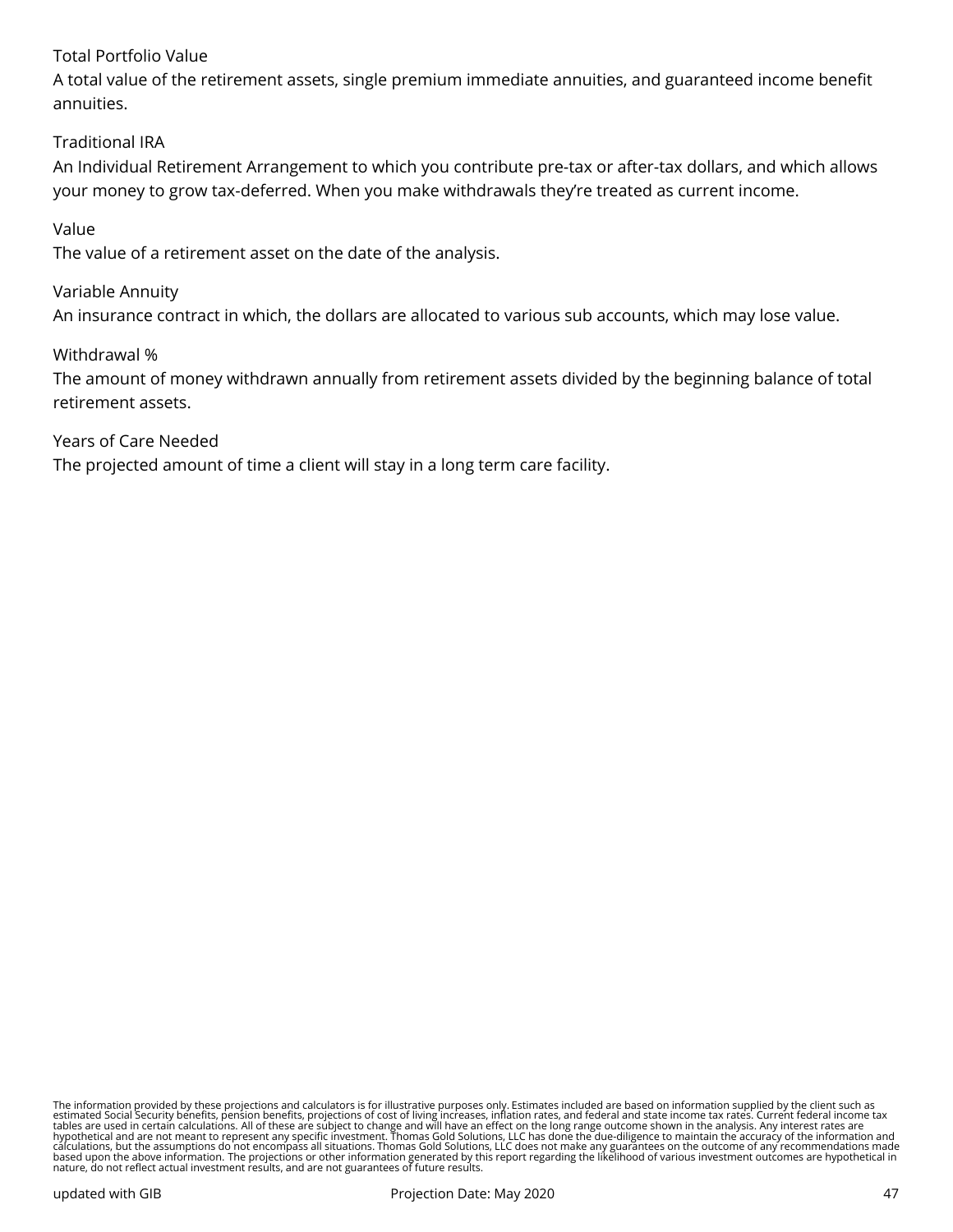Total Portfolio Value

A total value of the retirement assets, single premium immediate annuities, and guaranteed income benefit annuities.

Traditional IRA

An Individual Retirement Arrangement to which you contribute pre-tax or after-tax dollars, and which allows your money to grow tax-deferred. When you make withdrawals they're treated as current income.

Value

The value of a retirement asset on the date of the analysis.

Variable Annuity

An insurance contract in which, the dollars are allocated to various sub accounts, which may lose value.

Withdrawal %

The amount of money withdrawn annually from retirement assets divided by the beginning balance of total retirement assets.

Years of Care Needed

The projected amount of time a client will stay in a long term care facility.

The information provided by these projections and calculators is for illustrative purposes only. Estimates included are based on information supplied by the client such as estimated Social Security benefits, pension benefits, projections of cost of living increases, inflation rates, and federal and state income tax rates. Current federal income tax tables are used in certain calculations. All of these are subject to change and will have an effect on the long range outcome shown in the analysis. Any interest rates are hypothetical and are not meant to represent any specific investment. Thomas Gold Solutions, LLC has done the due-diligence to maintain the accuracy of the information and calculations, but the assumptions do not encompass all situations. Thomas Gold Solutions, LLC does not make any guarantees on the outcome of any recommendations made based upon the above information. The projections or other information generated by this report regarding the likelihood of various investment outcomes are hypothetical in nature, do not reflect actual investment results, and are not guarantees of future results.